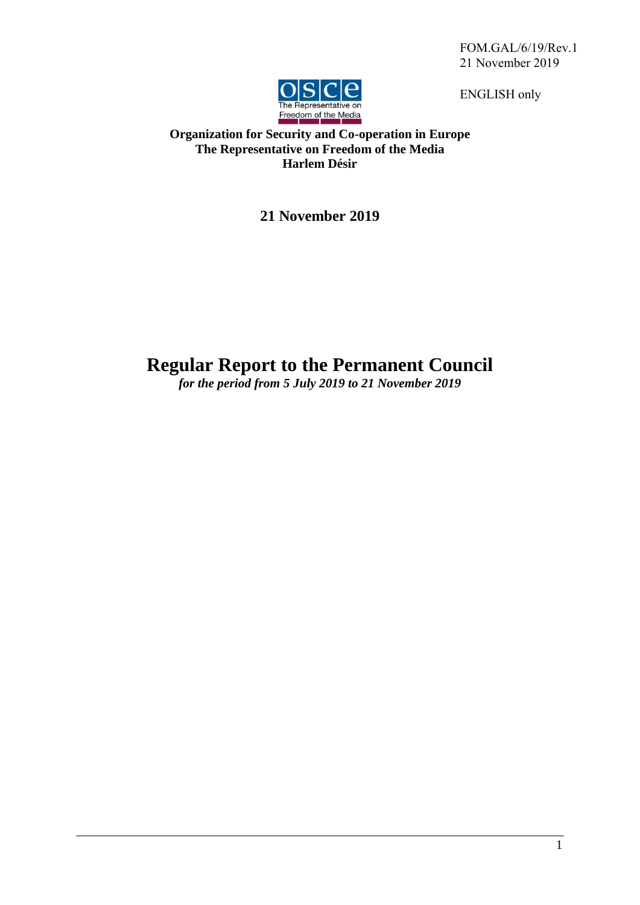FOM.GAL/6/19/Rev.1
21 November 2019

ENGLISH only

**Organization for Security and Co-operation in Europe**
**The Representative on Freedom of the Media**
**Harlem Désir**

**21 November 2019**

# Regular Report to the Permanent Council

***for the period from 5 July 2019 to 21 November 2019***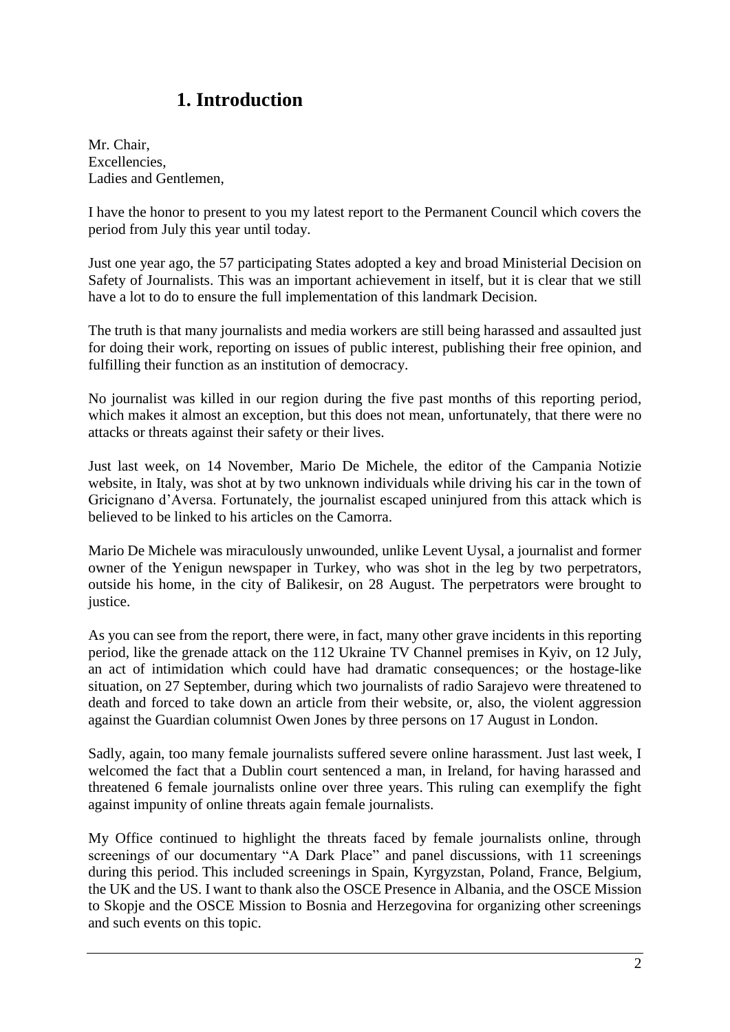# 1. Introduction

Mr. Chair,
Excellencies,
Ladies and Gentlemen,

I have the honor to present to you my latest report to the Permanent Council which covers the period from July this year until today.

Just one year ago, the 57 participating States adopted a key and broad Ministerial Decision on Safety of Journalists. This was an important achievement in itself, but it is clear that we still have a lot to do to ensure the full implementation of this landmark Decision.

The truth is that many journalists and media workers are still being harassed and assaulted just for doing their work, reporting on issues of public interest, publishing their free opinion, and fulfilling their function as an institution of democracy.

No journalist was killed in our region during the five past months of this reporting period, which makes it almost an exception, but this does not mean, unfortunately, that there were no attacks or threats against their safety or their lives.

Just last week, on 14 November, Mario De Michele, the editor of the Campania Notizie website, in Italy, was shot at by two unknown individuals while driving his car in the town of Gricignano d'Aversa. Fortunately, the journalist escaped uninjured from this attack which is believed to be linked to his articles on the Camorra.

Mario De Michele was miraculously unwounded, unlike Levent Uysal, a journalist and former owner of the Yenigun newspaper in Turkey, who was shot in the leg by two perpetrators, outside his home, in the city of Balikesir, on 28 August. The perpetrators were brought to justice.

As you can see from the report, there were, in fact, many other grave incidents in this reporting period, like the grenade attack on the 112 Ukraine TV Channel premises in Kyiv, on 12 July, an act of intimidation which could have had dramatic consequences; or the hostage-like situation, on 27 September, during which two journalists of radio Sarajevo were threatened to death and forced to take down an article from their website, or, also, the violent aggression against the Guardian columnist Owen Jones by three persons on 17 August in London.

Sadly, again, too many female journalists suffered severe online harassment. Just last week, I welcomed the fact that a Dublin court sentenced a man, in Ireland, for having harassed and threatened 6 female journalists online over three years. This ruling can exemplify the fight against impunity of online threats again female journalists.

My Office continued to highlight the threats faced by female journalists online, through screenings of our documentary "A Dark Place" and panel discussions, with 11 screenings during this period. This included screenings in Spain, Kyrgyzstan, Poland, France, Belgium, the UK and the US. I want to thank also the OSCE Presence in Albania, and the OSCE Mission to Skopje and the OSCE Mission to Bosnia and Herzegovina for organizing other screenings and such events on this topic.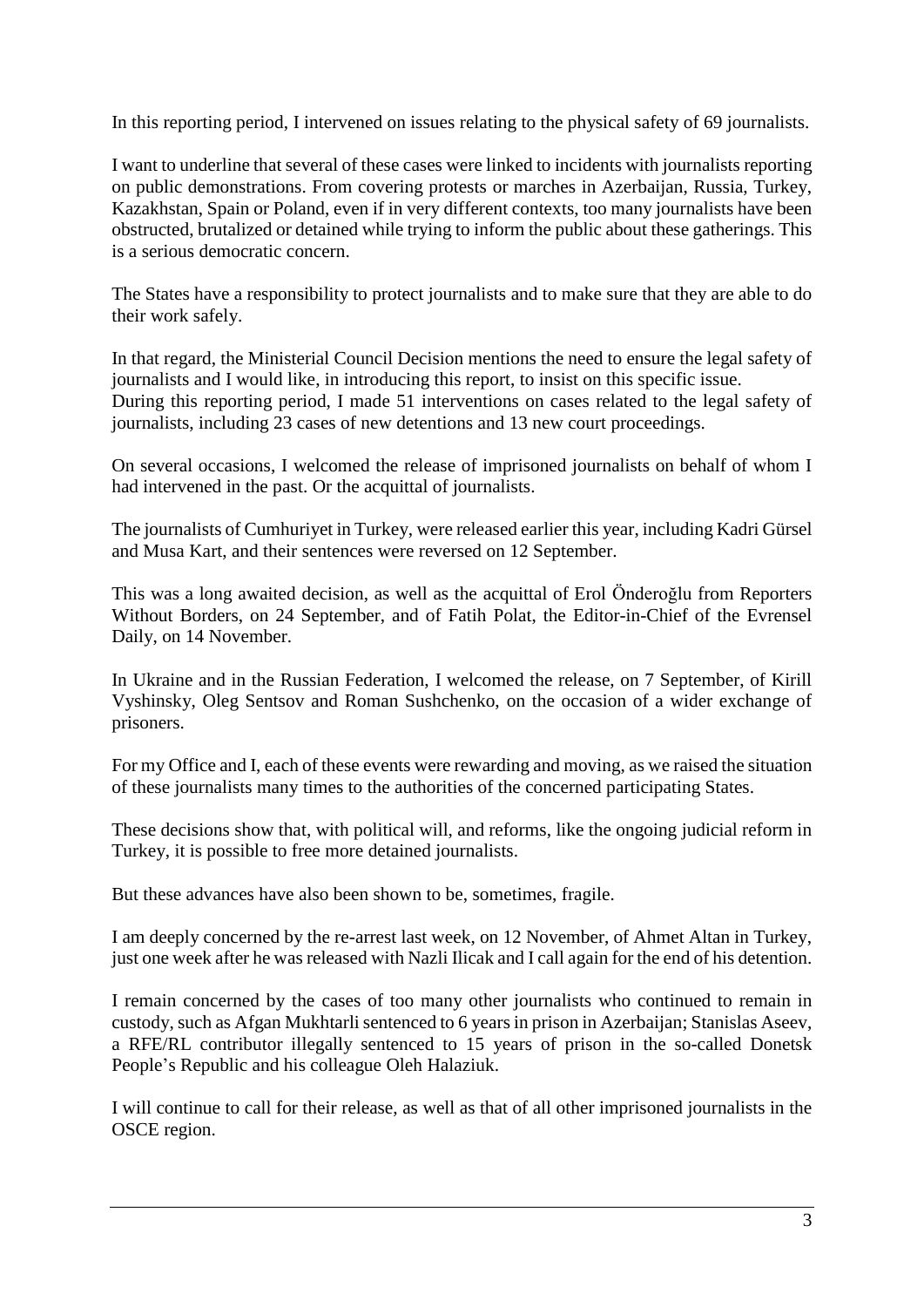In this reporting period, I intervened on issues relating to the physical safety of 69 journalists.

I want to underline that several of these cases were linked to incidents with journalists reporting on public demonstrations. From covering protests or marches in Azerbaijan, Russia, Turkey, Kazakhstan, Spain or Poland, even if in very different contexts, too many journalists have been obstructed, brutalized or detained while trying to inform the public about these gatherings. This is a serious democratic concern.

The States have a responsibility to protect journalists and to make sure that they are able to do their work safely.

In that regard, the Ministerial Council Decision mentions the need to ensure the legal safety of journalists and I would like, in introducing this report, to insist on this specific issue.
During this reporting period, I made 51 interventions on cases related to the legal safety of journalists, including 23 cases of new detentions and 13 new court proceedings.

On several occasions, I welcomed the release of imprisoned journalists on behalf of whom I had intervened in the past. Or the acquittal of journalists.

The journalists of Cumhuriyet in Turkey, were released earlier this year, including Kadri Gürsel and Musa Kart, and their sentences were reversed on 12 September.

This was a long awaited decision, as well as the acquittal of Erol Önderoğlu from Reporters Without Borders, on 24 September, and of Fatih Polat, the Editor-in-Chief of the Evrensel Daily, on 14 November.

In Ukraine and in the Russian Federation, I welcomed the release, on 7 September, of Kirill Vyshinsky, Oleg Sentsov and Roman Sushchenko, on the occasion of a wider exchange of prisoners.

For my Office and I, each of these events were rewarding and moving, as we raised the situation of these journalists many times to the authorities of the concerned participating States.

These decisions show that, with political will, and reforms, like the ongoing judicial reform in Turkey, it is possible to free more detained journalists.

But these advances have also been shown to be, sometimes, fragile.

I am deeply concerned by the re-arrest last week, on 12 November, of Ahmet Altan in Turkey, just one week after he was released with Nazli Ilicak and I call again for the end of his detention.

I remain concerned by the cases of too many other journalists who continued to remain in custody, such as Afgan Mukhtarli sentenced to 6 years in prison in Azerbaijan; Stanislas Aseev, a RFE/RL contributor illegally sentenced to 15 years of prison in the so-called Donetsk People's Republic and his colleague Oleh Halaziuk.

I will continue to call for their release, as well as that of all other imprisoned journalists in the OSCE region.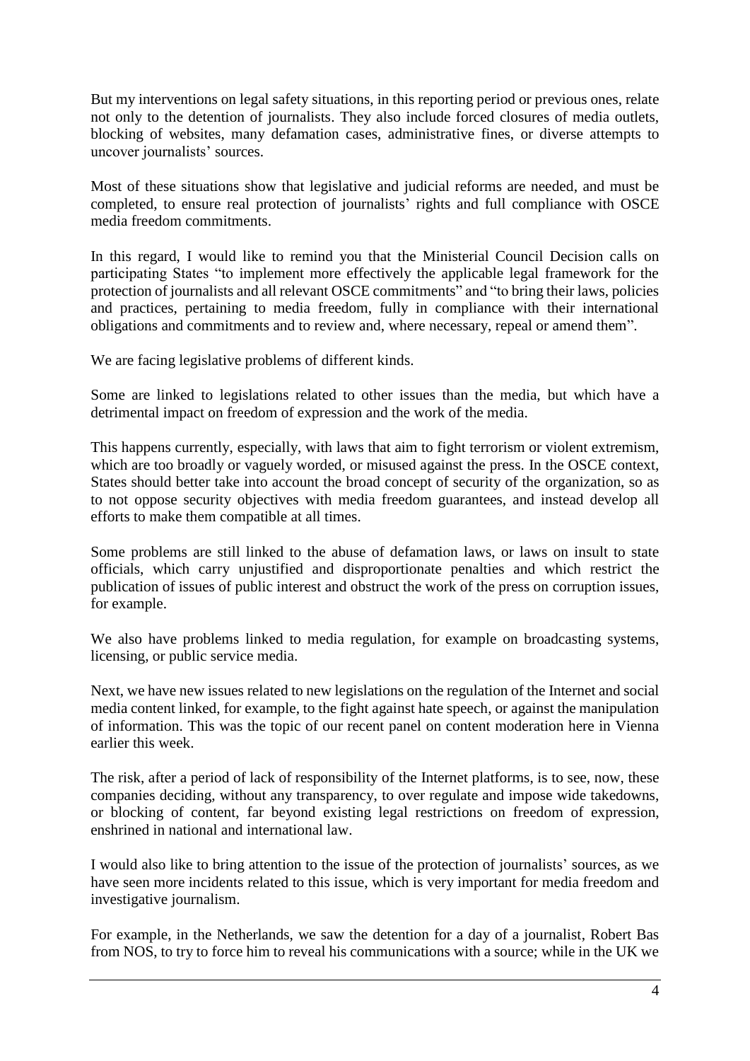But my interventions on legal safety situations, in this reporting period or previous ones, relate not only to the detention of journalists. They also include forced closures of media outlets, blocking of websites, many defamation cases, administrative fines, or diverse attempts to uncover journalists' sources.

Most of these situations show that legislative and judicial reforms are needed, and must be completed, to ensure real protection of journalists' rights and full compliance with OSCE media freedom commitments.

In this regard, I would like to remind you that the Ministerial Council Decision calls on participating States "to implement more effectively the applicable legal framework for the protection of journalists and all relevant OSCE commitments" and "to bring their laws, policies and practices, pertaining to media freedom, fully in compliance with their international obligations and commitments and to review and, where necessary, repeal or amend them".

We are facing legislative problems of different kinds.

Some are linked to legislations related to other issues than the media, but which have a detrimental impact on freedom of expression and the work of the media.

This happens currently, especially, with laws that aim to fight terrorism or violent extremism, which are too broadly or vaguely worded, or misused against the press. In the OSCE context, States should better take into account the broad concept of security of the organization, so as to not oppose security objectives with media freedom guarantees, and instead develop all efforts to make them compatible at all times.

Some problems are still linked to the abuse of defamation laws, or laws on insult to state officials, which carry unjustified and disproportionate penalties and which restrict the publication of issues of public interest and obstruct the work of the press on corruption issues, for example.

We also have problems linked to media regulation, for example on broadcasting systems, licensing, or public service media.

Next, we have new issues related to new legislations on the regulation of the Internet and social media content linked, for example, to the fight against hate speech, or against the manipulation of information. This was the topic of our recent panel on content moderation here in Vienna earlier this week.

The risk, after a period of lack of responsibility of the Internet platforms, is to see, now, these companies deciding, without any transparency, to over regulate and impose wide takedowns, or blocking of content, far beyond existing legal restrictions on freedom of expression, enshrined in national and international law.

I would also like to bring attention to the issue of the protection of journalists' sources, as we have seen more incidents related to this issue, which is very important for media freedom and investigative journalism.

For example, in the Netherlands, we saw the detention for a day of a journalist, Robert Bas from NOS, to try to force him to reveal his communications with a source; while in the UK we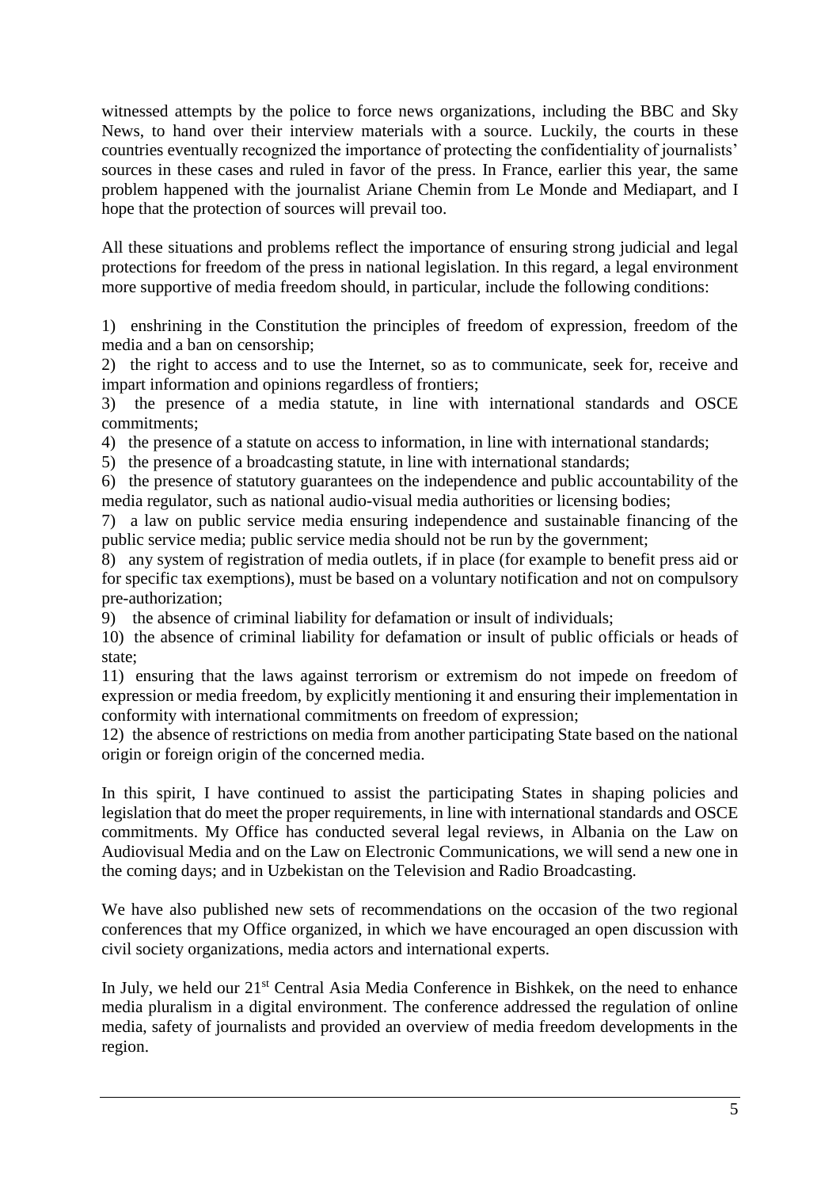witnessed attempts by the police to force news organizations, including the BBC and Sky News, to hand over their interview materials with a source. Luckily, the courts in these countries eventually recognized the importance of protecting the confidentiality of journalists' sources in these cases and ruled in favor of the press. In France, earlier this year, the same problem happened with the journalist Ariane Chemin from Le Monde and Mediapart, and I hope that the protection of sources will prevail too.

All these situations and problems reflect the importance of ensuring strong judicial and legal protections for freedom of the press in national legislation. In this regard, a legal environment more supportive of media freedom should, in particular, include the following conditions:

1) enshrining in the Constitution the principles of freedom of expression, freedom of the media and a ban on censorship;
2) the right to access and to use the Internet, so as to communicate, seek for, receive and impart information and opinions regardless of frontiers;
3) the presence of a media statute, in line with international standards and OSCE commitments;
4) the presence of a statute on access to information, in line with international standards;
5) the presence of a broadcasting statute, in line with international standards;
6) the presence of statutory guarantees on the independence and public accountability of the media regulator, such as national audio-visual media authorities or licensing bodies;
7) a law on public service media ensuring independence and sustainable financing of the public service media; public service media should not be run by the government;
8) any system of registration of media outlets, if in place (for example to benefit press aid or for specific tax exemptions), must be based on a voluntary notification and not on compulsory pre-authorization;
9) the absence of criminal liability for defamation or insult of individuals;
10) the absence of criminal liability for defamation or insult of public officials or heads of state;
11) ensuring that the laws against terrorism or extremism do not impede on freedom of expression or media freedom, by explicitly mentioning it and ensuring their implementation in conformity with international commitments on freedom of expression;
12) the absence of restrictions on media from another participating State based on the national origin or foreign origin of the concerned media.

In this spirit, I have continued to assist the participating States in shaping policies and legislation that do meet the proper requirements, in line with international standards and OSCE commitments. My Office has conducted several legal reviews, in Albania on the Law on Audiovisual Media and on the Law on Electronic Communications, we will send a new one in the coming days; and in Uzbekistan on the Television and Radio Broadcasting.

We have also published new sets of recommendations on the occasion of the two regional conferences that my Office organized, in which we have encouraged an open discussion with civil society organizations, media actors and international experts.

In July, we held our 21st Central Asia Media Conference in Bishkek, on the need to enhance media pluralism in a digital environment. The conference addressed the regulation of online media, safety of journalists and provided an overview of media freedom developments in the region.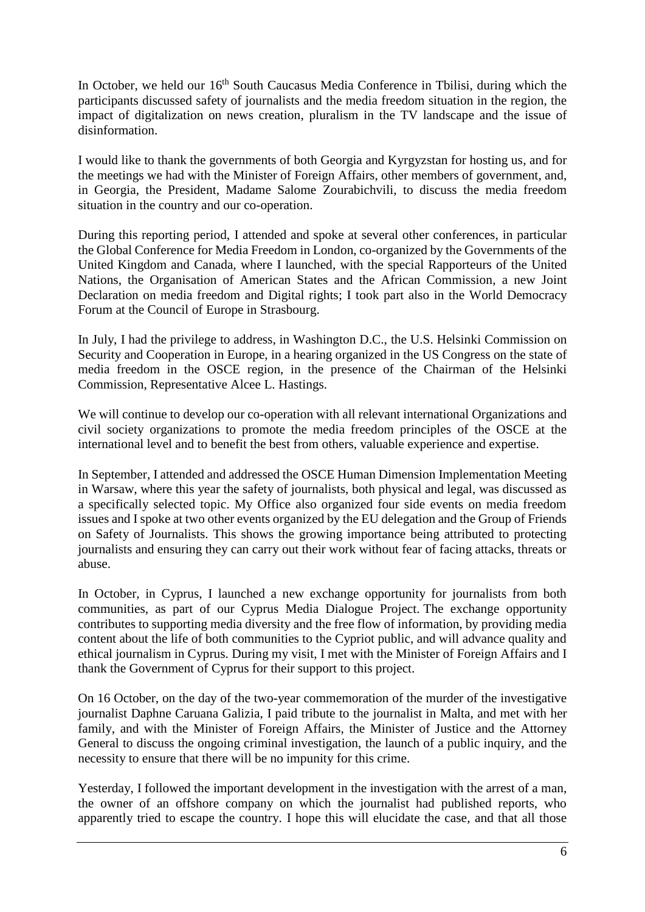In October, we held our 16th South Caucasus Media Conference in Tbilisi, during which the participants discussed safety of journalists and the media freedom situation in the region, the impact of digitalization on news creation, pluralism in the TV landscape and the issue of disinformation.

I would like to thank the governments of both Georgia and Kyrgyzstan for hosting us, and for the meetings we had with the Minister of Foreign Affairs, other members of government, and, in Georgia, the President, Madame Salome Zourabichvili, to discuss the media freedom situation in the country and our co-operation.

During this reporting period, I attended and spoke at several other conferences, in particular the Global Conference for Media Freedom in London, co-organized by the Governments of the United Kingdom and Canada, where I launched, with the special Rapporteurs of the United Nations, the Organisation of American States and the African Commission, a new Joint Declaration on media freedom and Digital rights; I took part also in the World Democracy Forum at the Council of Europe in Strasbourg.

In July, I had the privilege to address, in Washington D.C., the U.S. Helsinki Commission on Security and Cooperation in Europe, in a hearing organized in the US Congress on the state of media freedom in the OSCE region, in the presence of the Chairman of the Helsinki Commission, Representative Alcee L. Hastings.

We will continue to develop our co-operation with all relevant international Organizations and civil society organizations to promote the media freedom principles of the OSCE at the international level and to benefit the best from others, valuable experience and expertise.

In September, I attended and addressed the OSCE Human Dimension Implementation Meeting in Warsaw, where this year the safety of journalists, both physical and legal, was discussed as a specifically selected topic. My Office also organized four side events on media freedom issues and I spoke at two other events organized by the EU delegation and the Group of Friends on Safety of Journalists. This shows the growing importance being attributed to protecting journalists and ensuring they can carry out their work without fear of facing attacks, threats or abuse.

In October, in Cyprus, I launched a new exchange opportunity for journalists from both communities, as part of our Cyprus Media Dialogue Project. The exchange opportunity contributes to supporting media diversity and the free flow of information, by providing media content about the life of both communities to the Cypriot public, and will advance quality and ethical journalism in Cyprus. During my visit, I met with the Minister of Foreign Affairs and I thank the Government of Cyprus for their support to this project.

On 16 October, on the day of the two-year commemoration of the murder of the investigative journalist Daphne Caruana Galizia, I paid tribute to the journalist in Malta, and met with her family, and with the Minister of Foreign Affairs, the Minister of Justice and the Attorney General to discuss the ongoing criminal investigation, the launch of a public inquiry, and the necessity to ensure that there will be no impunity for this crime.

Yesterday, I followed the important development in the investigation with the arrest of a man, the owner of an offshore company on which the journalist had published reports, who apparently tried to escape the country. I hope this will elucidate the case, and that all those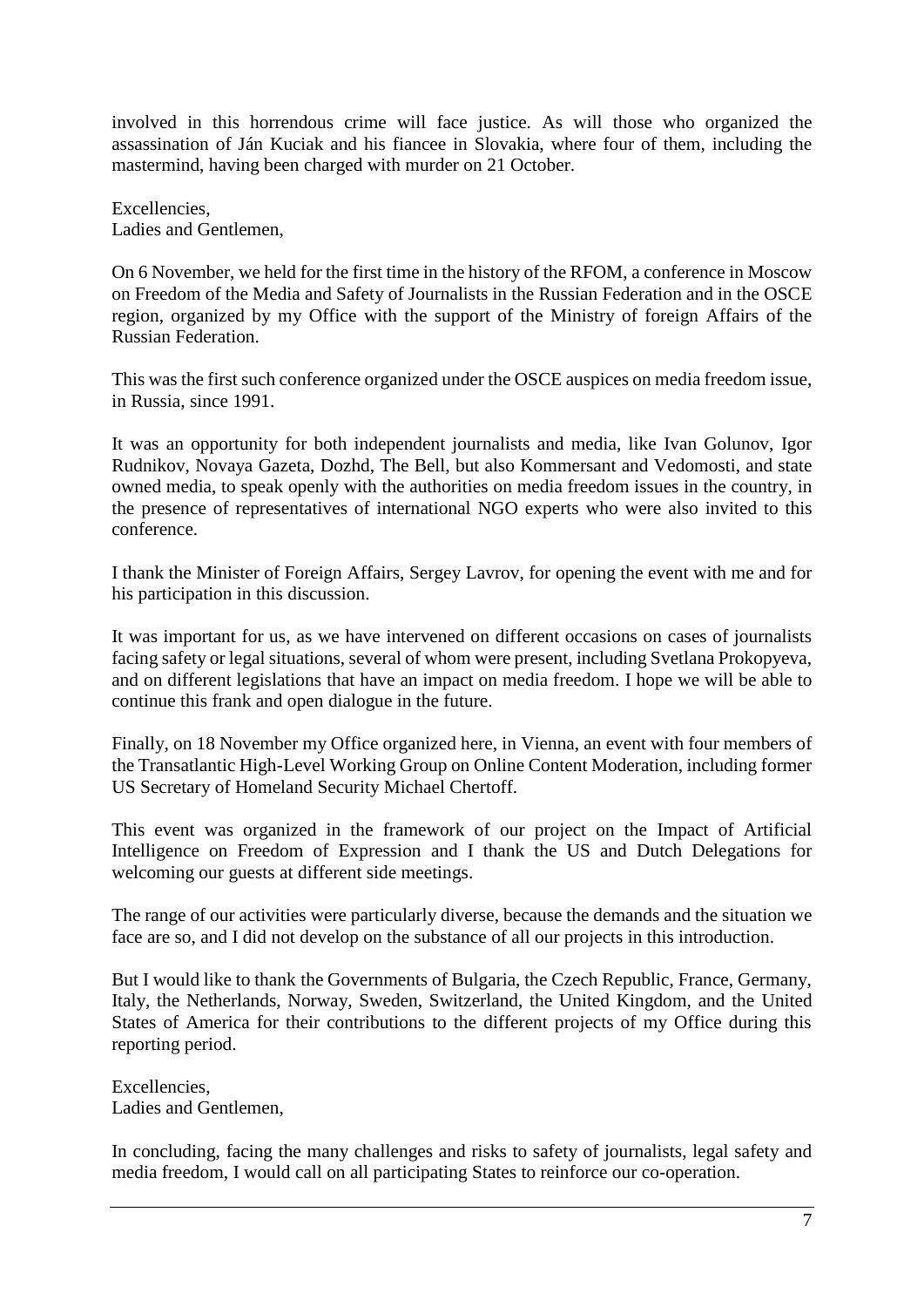involved in this horrendous crime will face justice. As will those who organized the assassination of Ján Kuciak and his fiancee in Slovakia, where four of them, including the mastermind, having been charged with murder on 21 October.

Excellencies,
Ladies and Gentlemen,

On 6 November, we held for the first time in the history of the RFOM, a conference in Moscow on Freedom of the Media and Safety of Journalists in the Russian Federation and in the OSCE region, organized by my Office with the support of the Ministry of foreign Affairs of the Russian Federation.

This was the first such conference organized under the OSCE auspices on media freedom issue, in Russia, since 1991.

It was an opportunity for both independent journalists and media, like Ivan Golunov, Igor Rudnikov, Novaya Gazeta, Dozhd, The Bell, but also Kommersant and Vedomosti, and state owned media, to speak openly with the authorities on media freedom issues in the country, in the presence of representatives of international NGO experts who were also invited to this conference.

I thank the Minister of Foreign Affairs, Sergey Lavrov, for opening the event with me and for his participation in this discussion.

It was important for us, as we have intervened on different occasions on cases of journalists facing safety or legal situations, several of whom were present, including Svetlana Prokopyeva, and on different legislations that have an impact on media freedom. I hope we will be able to continue this frank and open dialogue in the future.

Finally, on 18 November my Office organized here, in Vienna, an event with four members of the Transatlantic High-Level Working Group on Online Content Moderation, including former US Secretary of Homeland Security Michael Chertoff.

This event was organized in the framework of our project on the Impact of Artificial Intelligence on Freedom of Expression and I thank the US and Dutch Delegations for welcoming our guests at different side meetings.

The range of our activities were particularly diverse, because the demands and the situation we face are so, and I did not develop on the substance of all our projects in this introduction.

But I would like to thank the Governments of Bulgaria, the Czech Republic, France, Germany, Italy, the Netherlands, Norway, Sweden, Switzerland, the United Kingdom, and the United States of America for their contributions to the different projects of my Office during this reporting period.

Excellencies,
Ladies and Gentlemen,

In concluding, facing the many challenges and risks to safety of journalists, legal safety and media freedom, I would call on all participating States to reinforce our co-operation.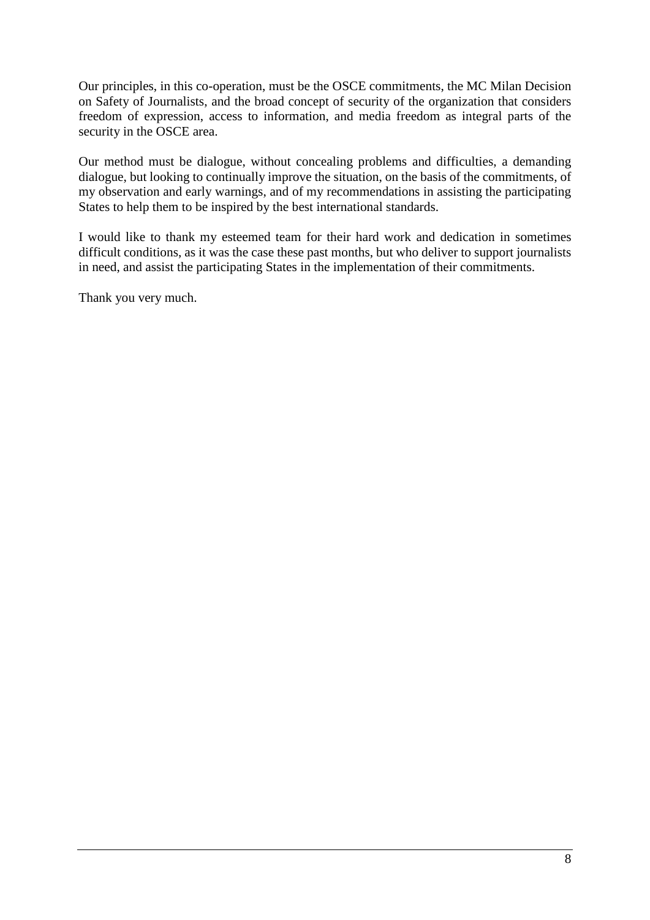Our principles, in this co-operation, must be the OSCE commitments, the MC Milan Decision on Safety of Journalists, and the broad concept of security of the organization that considers freedom of expression, access to information, and media freedom as integral parts of the security in the OSCE area.

Our method must be dialogue, without concealing problems and difficulties, a demanding dialogue, but looking to continually improve the situation, on the basis of the commitments, of my observation and early warnings, and of my recommendations in assisting the participating States to help them to be inspired by the best international standards.

I would like to thank my esteemed team for their hard work and dedication in sometimes difficult conditions, as it was the case these past months, but who deliver to support journalists in need, and assist the participating States in the implementation of their commitments.

Thank you very much.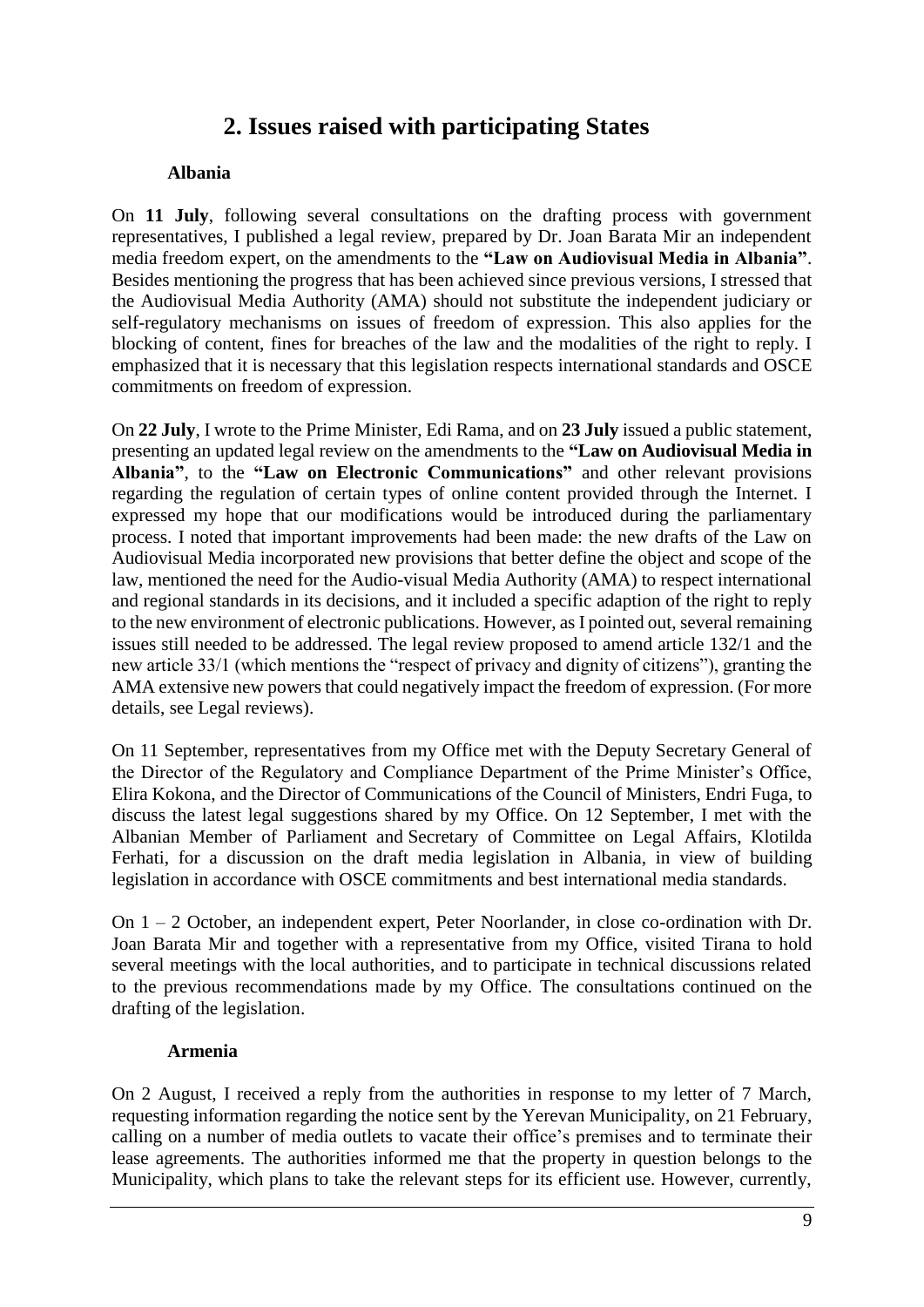## 2. Issues raised with participating States

### Albania

On **11 July**, following several consultations on the drafting process with government representatives, I published a legal review, prepared by Dr. Joan Barata Mir an independent media freedom expert, on the amendments to the **"Law on Audiovisual Media in Albania"**. Besides mentioning the progress that has been achieved since previous versions, I stressed that the Audiovisual Media Authority (AMA) should not substitute the independent judiciary or self-regulatory mechanisms on issues of freedom of expression. This also applies for the blocking of content, fines for breaches of the law and the modalities of the right to reply. I emphasized that it is necessary that this legislation respects international standards and OSCE commitments on freedom of expression.

On **22 July**, I wrote to the Prime Minister, Edi Rama, and on **23 July** issued a public statement, presenting an updated legal review on the amendments to the **"Law on Audiovisual Media in Albania"**, to the **"Law on Electronic Communications"** and other relevant provisions regarding the regulation of certain types of online content provided through the Internet. I expressed my hope that our modifications would be introduced during the parliamentary process. I noted that important improvements had been made: the new drafts of the Law on Audiovisual Media incorporated new provisions that better define the object and scope of the law, mentioned the need for the Audio-visual Media Authority (AMA) to respect international and regional standards in its decisions, and it included a specific adaption of the right to reply to the new environment of electronic publications. However, as I pointed out, several remaining issues still needed to be addressed. The legal review proposed to amend article 132/1 and the new article 33/1 (which mentions the "respect of privacy and dignity of citizens"), granting the AMA extensive new powers that could negatively impact the freedom of expression. (For more details, see Legal reviews).

On 11 September, representatives from my Office met with the Deputy Secretary General of the Director of the Regulatory and Compliance Department of the Prime Minister's Office, Elira Kokona, and the Director of Communications of the Council of Ministers, Endri Fuga, to discuss the latest legal suggestions shared by my Office. On 12 September, I met with the Albanian Member of Parliament and Secretary of Committee on Legal Affairs, Klotilda Ferhati, for a discussion on the draft media legislation in Albania, in view of building legislation in accordance with OSCE commitments and best international media standards.

On 1 – 2 October, an independent expert, Peter Noorlander, in close co-ordination with Dr. Joan Barata Mir and together with a representative from my Office, visited Tirana to hold several meetings with the local authorities, and to participate in technical discussions related to the previous recommendations made by my Office. The consultations continued on the drafting of the legislation.

### Armenia

On 2 August, I received a reply from the authorities in response to my letter of 7 March, requesting information regarding the notice sent by the Yerevan Municipality, on 21 February, calling on a number of media outlets to vacate their office's premises and to terminate their lease agreements. The authorities informed me that the property in question belongs to the Municipality, which plans to take the relevant steps for its efficient use. However, currently,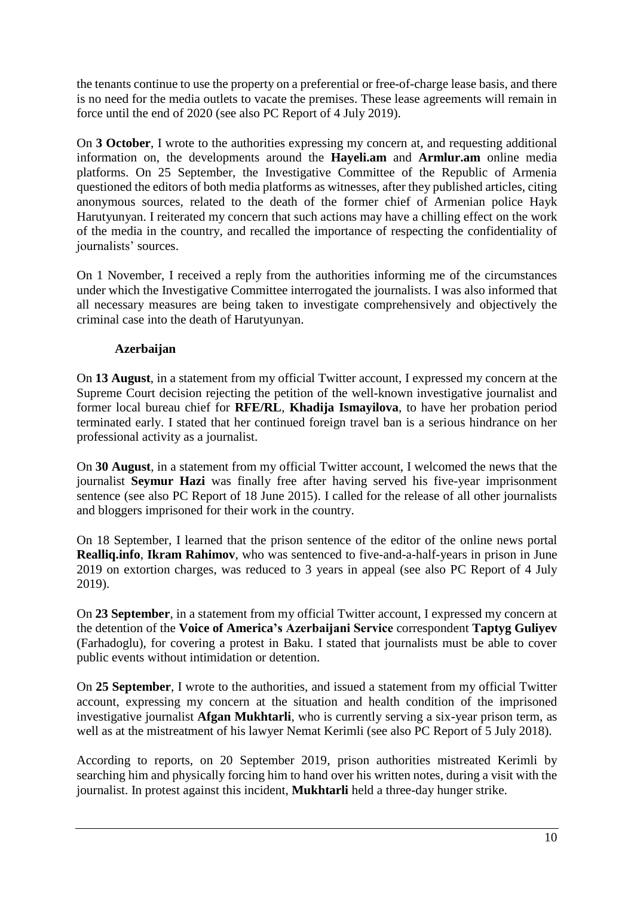the tenants continue to use the property on a preferential or free-of-charge lease basis, and there is no need for the media outlets to vacate the premises. These lease agreements will remain in force until the end of 2020 (see also PC Report of 4 July 2019).

On **3 October**, I wrote to the authorities expressing my concern at, and requesting additional information on, the developments around the **Hayeli.am** and **Armlur.am** online media platforms. On 25 September, the Investigative Committee of the Republic of Armenia questioned the editors of both media platforms as witnesses, after they published articles, citing anonymous sources, related to the death of the former chief of Armenian police Hayk Harutyunyan. I reiterated my concern that such actions may have a chilling effect on the work of the media in the country, and recalled the importance of respecting the confidentiality of journalists' sources.

On 1 November, I received a reply from the authorities informing me of the circumstances under which the Investigative Committee interrogated the journalists. I was also informed that all necessary measures are being taken to investigate comprehensively and objectively the criminal case into the death of Harutyunyan.

### Azerbaijan

On **13 August**, in a statement from my official Twitter account, I expressed my concern at the Supreme Court decision rejecting the petition of the well-known investigative journalist and former local bureau chief for **RFE/RL**, **Khadija Ismayilova**, to have her probation period terminated early. I stated that her continued foreign travel ban is a serious hindrance on her professional activity as a journalist.

On **30 August**, in a statement from my official Twitter account, I welcomed the news that the journalist **Seymur Hazi** was finally free after having served his five-year imprisonment sentence (see also PC Report of 18 June 2015). I called for the release of all other journalists and bloggers imprisoned for their work in the country.

On 18 September, I learned that the prison sentence of the editor of the online news portal **Realliq.info**, **Ikram Rahimov**, who was sentenced to five-and-a-half-years in prison in June 2019 on extortion charges, was reduced to 3 years in appeal (see also PC Report of 4 July 2019).

On **23 September**, in a statement from my official Twitter account, I expressed my concern at the detention of the **Voice of America's Azerbaijani Service** correspondent **Taptyg Guliyev** (Farhadoglu), for covering a protest in Baku. I stated that journalists must be able to cover public events without intimidation or detention.

On **25 September**, I wrote to the authorities, and issued a statement from my official Twitter account, expressing my concern at the situation and health condition of the imprisoned investigative journalist **Afgan Mukhtarli**, who is currently serving a six-year prison term, as well as at the mistreatment of his lawyer Nemat Kerimli (see also PC Report of 5 July 2018).

According to reports, on 20 September 2019, prison authorities mistreated Kerimli by searching him and physically forcing him to hand over his written notes, during a visit with the journalist. In protest against this incident, **Mukhtarli** held a three-day hunger strike.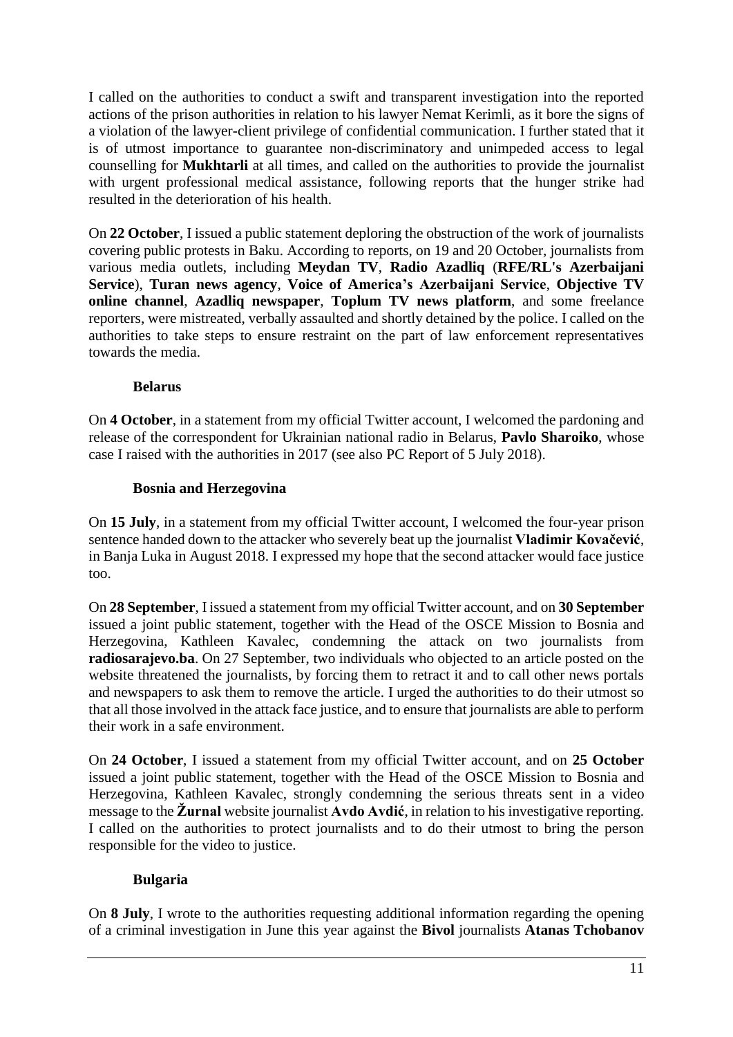I called on the authorities to conduct a swift and transparent investigation into the reported actions of the prison authorities in relation to his lawyer Nemat Kerimli, as it bore the signs of a violation of the lawyer-client privilege of confidential communication. I further stated that it is of utmost importance to guarantee non-discriminatory and unimpeded access to legal counselling for **Mukhtarli** at all times, and called on the authorities to provide the journalist with urgent professional medical assistance, following reports that the hunger strike had resulted in the deterioration of his health.

On **22 October**, I issued a public statement deploring the obstruction of the work of journalists covering public protests in Baku. According to reports, on 19 and 20 October, journalists from various media outlets, including **Meydan TV**, **Radio Azadliq** (**RFE/RL's Azerbaijani Service**), **Turan news agency**, **Voice of America's Azerbaijani Service**, **Objective TV online channel**, **Azadliq newspaper**, **Toplum TV news platform**, and some freelance reporters, were mistreated, verbally assaulted and shortly detained by the police. I called on the authorities to take steps to ensure restraint on the part of law enforcement representatives towards the media.

**Belarus**

On **4 October**, in a statement from my official Twitter account, I welcomed the pardoning and release of the correspondent for Ukrainian national radio in Belarus, **Pavlo Sharoiko**, whose case I raised with the authorities in 2017 (see also PC Report of 5 July 2018).

**Bosnia and Herzegovina**

On **15 July**, in a statement from my official Twitter account, I welcomed the four-year prison sentence handed down to the attacker who severely beat up the journalist **Vladimir Kovačević**, in Banja Luka in August 2018. I expressed my hope that the second attacker would face justice too.

On **28 September**, I issued a statement from my official Twitter account, and on **30 September** issued a joint public statement, together with the Head of the OSCE Mission to Bosnia and Herzegovina, Kathleen Kavalec, condemning the attack on two journalists from **radiosarajevo.ba**. On 27 September, two individuals who objected to an article posted on the website threatened the journalists, by forcing them to retract it and to call other news portals and newspapers to ask them to remove the article. I urged the authorities to do their utmost so that all those involved in the attack face justice, and to ensure that journalists are able to perform their work in a safe environment.

On **24 October**, I issued a statement from my official Twitter account, and on **25 October** issued a joint public statement, together with the Head of the OSCE Mission to Bosnia and Herzegovina, Kathleen Kavalec, strongly condemning the serious threats sent in a video message to the **Žurnal** website journalist **Avdo Avdić**, in relation to his investigative reporting. I called on the authorities to protect journalists and to do their utmost to bring the person responsible for the video to justice.

**Bulgaria**

On **8 July**, I wrote to the authorities requesting additional information regarding the opening of a criminal investigation in June this year against the **Bivol** journalists **Atanas Tchobanov**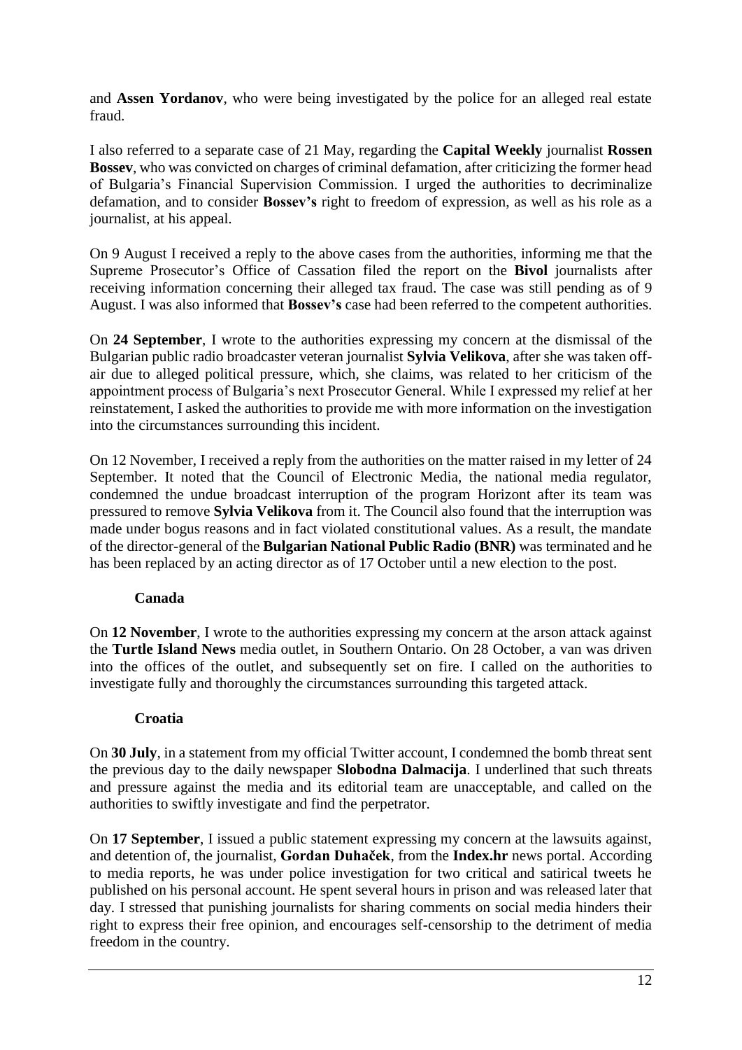and **Assen Yordanov**, who were being investigated by the police for an alleged real estate fraud.

I also referred to a separate case of 21 May, regarding the **Capital Weekly** journalist **Rossen Bossev**, who was convicted on charges of criminal defamation, after criticizing the former head of Bulgaria's Financial Supervision Commission. I urged the authorities to decriminalize defamation, and to consider **Bossev's** right to freedom of expression, as well as his role as a journalist, at his appeal.

On 9 August I received a reply to the above cases from the authorities, informing me that the Supreme Prosecutor's Office of Cassation filed the report on the **Bivol** journalists after receiving information concerning their alleged tax fraud. The case was still pending as of 9 August. I was also informed that **Bossev's** case had been referred to the competent authorities.

On **24 September**, I wrote to the authorities expressing my concern at the dismissal of the Bulgarian public radio broadcaster veteran journalist **Sylvia Velikova**, after she was taken off-air due to alleged political pressure, which, she claims, was related to her criticism of the appointment process of Bulgaria's next Prosecutor General. While I expressed my relief at her reinstatement, I asked the authorities to provide me with more information on the investigation into the circumstances surrounding this incident.

On 12 November, I received a reply from the authorities on the matter raised in my letter of 24 September. It noted that the Council of Electronic Media, the national media regulator, condemned the undue broadcast interruption of the program Horizont after its team was pressured to remove **Sylvia Velikova** from it. The Council also found that the interruption was made under bogus reasons and in fact violated constitutional values. As a result, the mandate of the director-general of the **Bulgarian National Public Radio (BNR)** was terminated and he has been replaced by an acting director as of 17 October until a new election to the post.

### Canada

On **12 November**, I wrote to the authorities expressing my concern at the arson attack against the **Turtle Island News** media outlet, in Southern Ontario. On 28 October, a van was driven into the offices of the outlet, and subsequently set on fire. I called on the authorities to investigate fully and thoroughly the circumstances surrounding this targeted attack.

### Croatia

On **30 July**, in a statement from my official Twitter account, I condemned the bomb threat sent the previous day to the daily newspaper **Slobodna Dalmacija**. I underlined that such threats and pressure against the media and its editorial team are unacceptable, and called on the authorities to swiftly investigate and find the perpetrator.

On **17 September**, I issued a public statement expressing my concern at the lawsuits against, and detention of, the journalist, **Gordan Duhaček**, from the **Index.hr** news portal. According to media reports, he was under police investigation for two critical and satirical tweets he published on his personal account. He spent several hours in prison and was released later that day. I stressed that punishing journalists for sharing comments on social media hinders their right to express their free opinion, and encourages self-censorship to the detriment of media freedom in the country.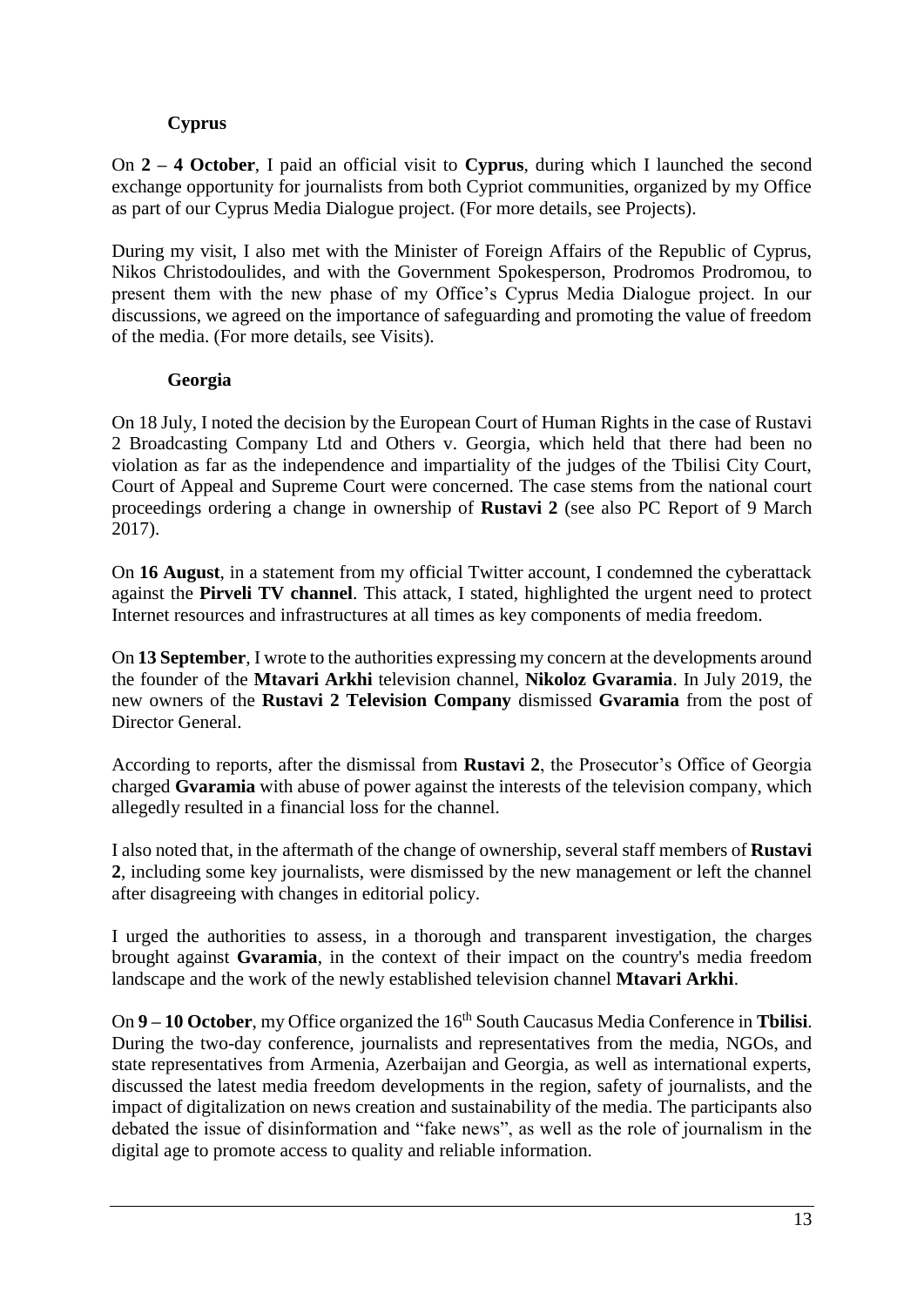### Cyprus

On **2 – 4 October**, I paid an official visit to **Cyprus**, during which I launched the second exchange opportunity for journalists from both Cypriot communities, organized by my Office as part of our Cyprus Media Dialogue project. (For more details, see Projects).

During my visit, I also met with the Minister of Foreign Affairs of the Republic of Cyprus, Nikos Christodoulides, and with the Government Spokesperson, Prodromos Prodromou, to present them with the new phase of my Office's Cyprus Media Dialogue project. In our discussions, we agreed on the importance of safeguarding and promoting the value of freedom of the media. (For more details, see Visits).

### Georgia

On 18 July, I noted the decision by the European Court of Human Rights in the case of Rustavi 2 Broadcasting Company Ltd and Others v. Georgia, which held that there had been no violation as far as the independence and impartiality of the judges of the Tbilisi City Court, Court of Appeal and Supreme Court were concerned. The case stems from the national court proceedings ordering a change in ownership of **Rustavi 2** (see also PC Report of 9 March 2017).

On **16 August**, in a statement from my official Twitter account, I condemned the cyberattack against the **Pirveli TV channel**. This attack, I stated, highlighted the urgent need to protect Internet resources and infrastructures at all times as key components of media freedom.

On **13 September**, I wrote to the authorities expressing my concern at the developments around the founder of the **Mtavari Arkhi** television channel, **Nikoloz Gvaramia**. In July 2019, the new owners of the **Rustavi 2 Television Company** dismissed **Gvaramia** from the post of Director General.

According to reports, after the dismissal from **Rustavi 2**, the Prosecutor's Office of Georgia charged **Gvaramia** with abuse of power against the interests of the television company, which allegedly resulted in a financial loss for the channel.

I also noted that, in the aftermath of the change of ownership, several staff members of **Rustavi 2**, including some key journalists, were dismissed by the new management or left the channel after disagreeing with changes in editorial policy.

I urged the authorities to assess, in a thorough and transparent investigation, the charges brought against **Gvaramia**, in the context of their impact on the country's media freedom landscape and the work of the newly established television channel **Mtavari Arkhi**.

On **9 – 10 October**, my Office organized the 16th South Caucasus Media Conference in **Tbilisi**. During the two-day conference, journalists and representatives from the media, NGOs, and state representatives from Armenia, Azerbaijan and Georgia, as well as international experts, discussed the latest media freedom developments in the region, safety of journalists, and the impact of digitalization on news creation and sustainability of the media. The participants also debated the issue of disinformation and "fake news", as well as the role of journalism in the digital age to promote access to quality and reliable information.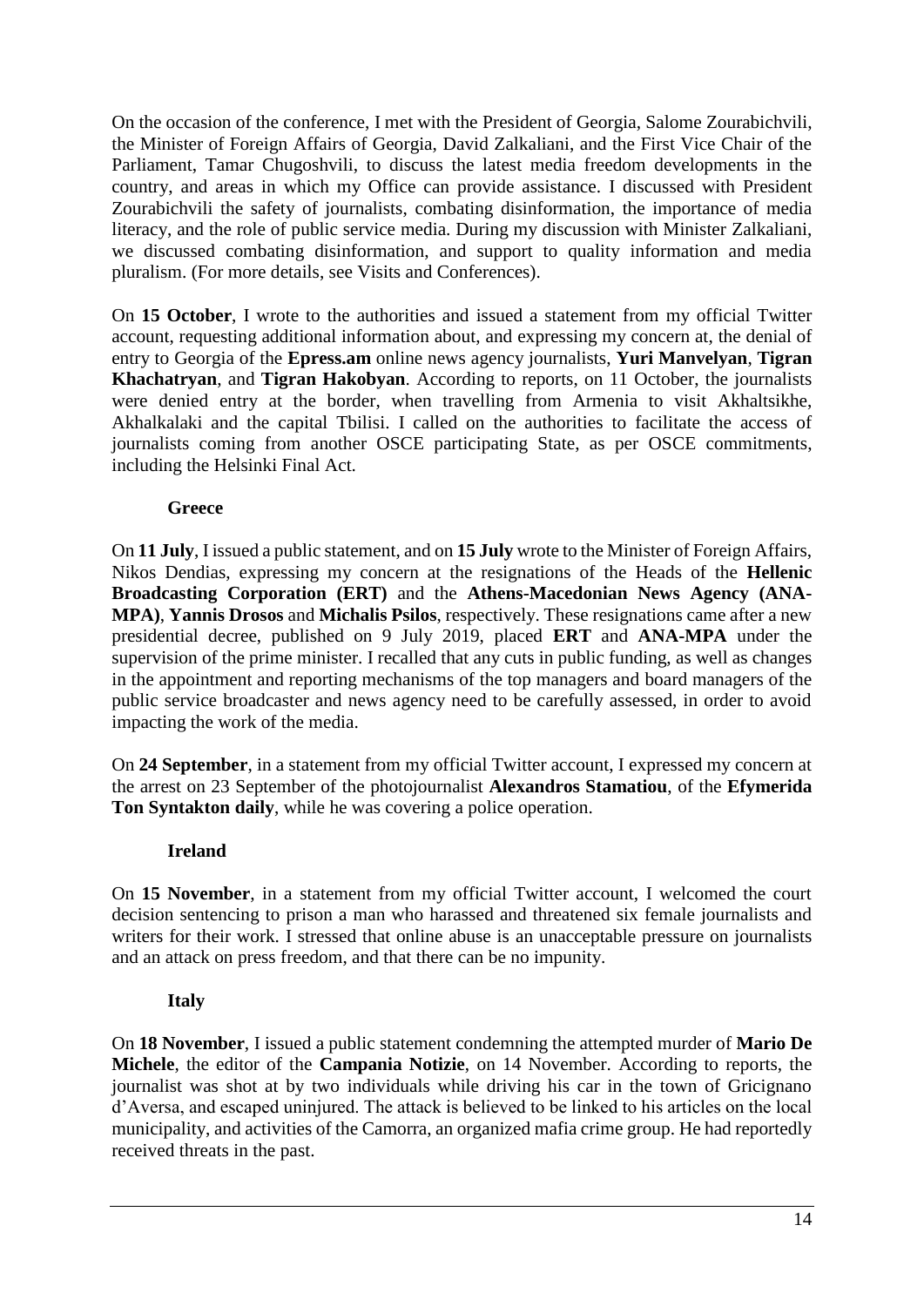On the occasion of the conference, I met with the President of Georgia, Salome Zourabichvili, the Minister of Foreign Affairs of Georgia, David Zalkaliani, and the First Vice Chair of the Parliament, Tamar Chugoshvili, to discuss the latest media freedom developments in the country, and areas in which my Office can provide assistance. I discussed with President Zourabichvili the safety of journalists, combating disinformation, the importance of media literacy, and the role of public service media. During my discussion with Minister Zalkaliani, we discussed combating disinformation, and support to quality information and media pluralism. (For more details, see Visits and Conferences).

On **15 October**, I wrote to the authorities and issued a statement from my official Twitter account, requesting additional information about, and expressing my concern at, the denial of entry to Georgia of the **Epress.am** online news agency journalists, **Yuri Manvelyan**, **Tigran Khachatryan**, and **Tigran Hakobyan**. According to reports, on 11 October, the journalists were denied entry at the border, when travelling from Armenia to visit Akhaltsikhe, Akhalkalaki and the capital Tbilisi. I called on the authorities to facilitate the access of journalists coming from another OSCE participating State, as per OSCE commitments, including the Helsinki Final Act.

**Greece**

On **11 July**, I issued a public statement, and on **15 July** wrote to the Minister of Foreign Affairs, Nikos Dendias, expressing my concern at the resignations of the Heads of the **Hellenic Broadcasting Corporation (ERT)** and the **Athens-Macedonian News Agency (ANA-MPA)**, **Yannis Drosos** and **Michalis Psilos**, respectively. These resignations came after a new presidential decree, published on 9 July 2019, placed **ERT** and **ANA-MPA** under the supervision of the prime minister. I recalled that any cuts in public funding, as well as changes in the appointment and reporting mechanisms of the top managers and board managers of the public service broadcaster and news agency need to be carefully assessed, in order to avoid impacting the work of the media.

On **24 September**, in a statement from my official Twitter account, I expressed my concern at the arrest on 23 September of the photojournalist **Alexandros Stamatiou**, of the **Efymerida Ton Syntakton daily**, while he was covering a police operation.

**Ireland**

On **15 November**, in a statement from my official Twitter account, I welcomed the court decision sentencing to prison a man who harassed and threatened six female journalists and writers for their work. I stressed that online abuse is an unacceptable pressure on journalists and an attack on press freedom, and that there can be no impunity.

**Italy**

On **18 November**, I issued a public statement condemning the attempted murder of **Mario De Michele**, the editor of the **Campania Notizie**, on 14 November. According to reports, the journalist was shot at by two individuals while driving his car in the town of Gricignano d'Aversa, and escaped uninjured. The attack is believed to be linked to his articles on the local municipality, and activities of the Camorra, an organized mafia crime group. He had reportedly received threats in the past.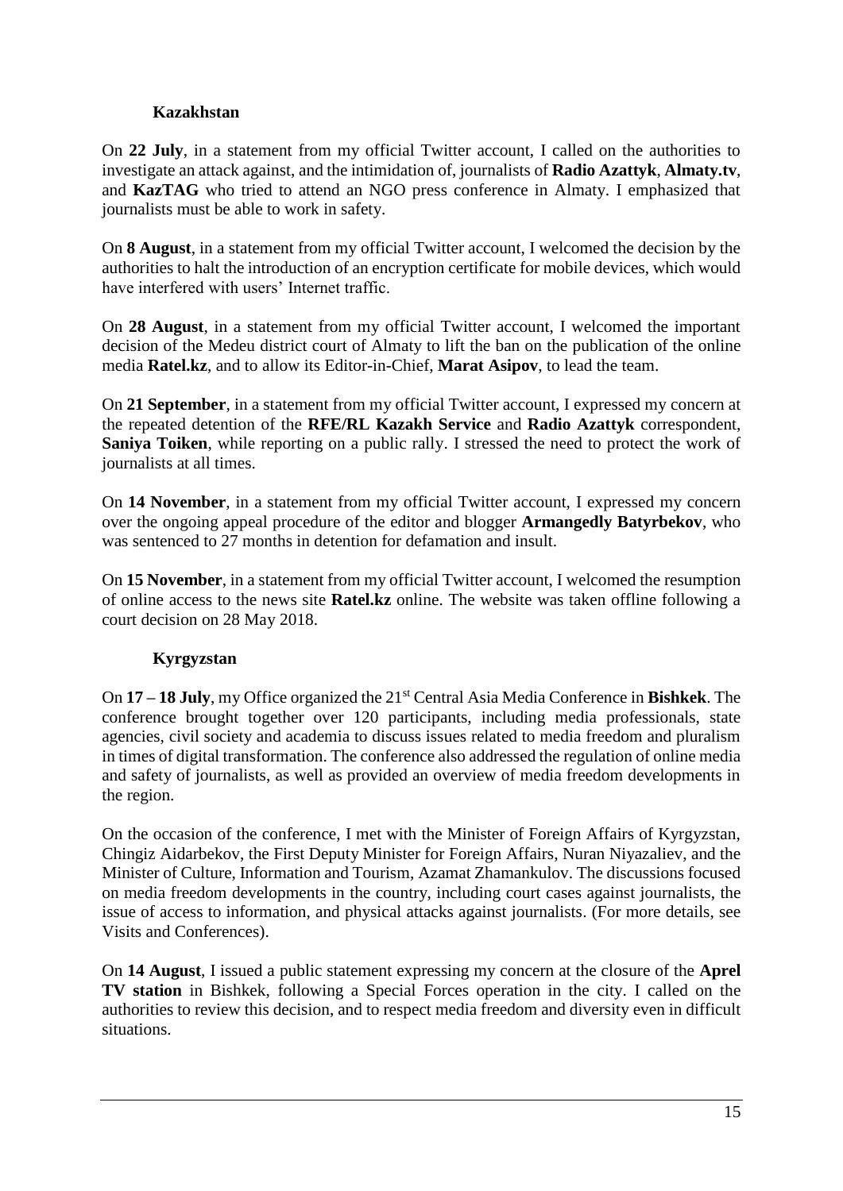### Kazakhstan

On **22 July**, in a statement from my official Twitter account, I called on the authorities to investigate an attack against, and the intimidation of, journalists of **Radio Azattyk**, **Almaty.tv**, and **KazTAG** who tried to attend an NGO press conference in Almaty. I emphasized that journalists must be able to work in safety.

On **8 August**, in a statement from my official Twitter account, I welcomed the decision by the authorities to halt the introduction of an encryption certificate for mobile devices, which would have interfered with users' Internet traffic.

On **28 August**, in a statement from my official Twitter account, I welcomed the important decision of the Medeu district court of Almaty to lift the ban on the publication of the online media **Ratel.kz**, and to allow its Editor-in-Chief, **Marat Asipov**, to lead the team.

On **21 September**, in a statement from my official Twitter account, I expressed my concern at the repeated detention of the **RFE/RL Kazakh Service** and **Radio Azattyk** correspondent, **Saniya Toiken**, while reporting on a public rally. I stressed the need to protect the work of journalists at all times.

On **14 November**, in a statement from my official Twitter account, I expressed my concern over the ongoing appeal procedure of the editor and blogger **Armangedly Batyrbekov**, who was sentenced to 27 months in detention for defamation and insult.

On **15 November**, in a statement from my official Twitter account, I welcomed the resumption of online access to the news site **Ratel.kz** online. The website was taken offline following a court decision on 28 May 2018.

### Kyrgyzstan

On **17 – 18 July**, my Office organized the 21st Central Asia Media Conference in **Bishkek**. The conference brought together over 120 participants, including media professionals, state agencies, civil society and academia to discuss issues related to media freedom and pluralism in times of digital transformation. The conference also addressed the regulation of online media and safety of journalists, as well as provided an overview of media freedom developments in the region.

On the occasion of the conference, I met with the Minister of Foreign Affairs of Kyrgyzstan, Chingiz Aidarbekov, the First Deputy Minister for Foreign Affairs, Nuran Niyazaliev, and the Minister of Culture, Information and Tourism, Azamat Zhamankulov. The discussions focused on media freedom developments in the country, including court cases against journalists, the issue of access to information, and physical attacks against journalists. (For more details, see Visits and Conferences).

On **14 August**, I issued a public statement expressing my concern at the closure of the **Aprel TV station** in Bishkek, following a Special Forces operation in the city. I called on the authorities to review this decision, and to respect media freedom and diversity even in difficult situations.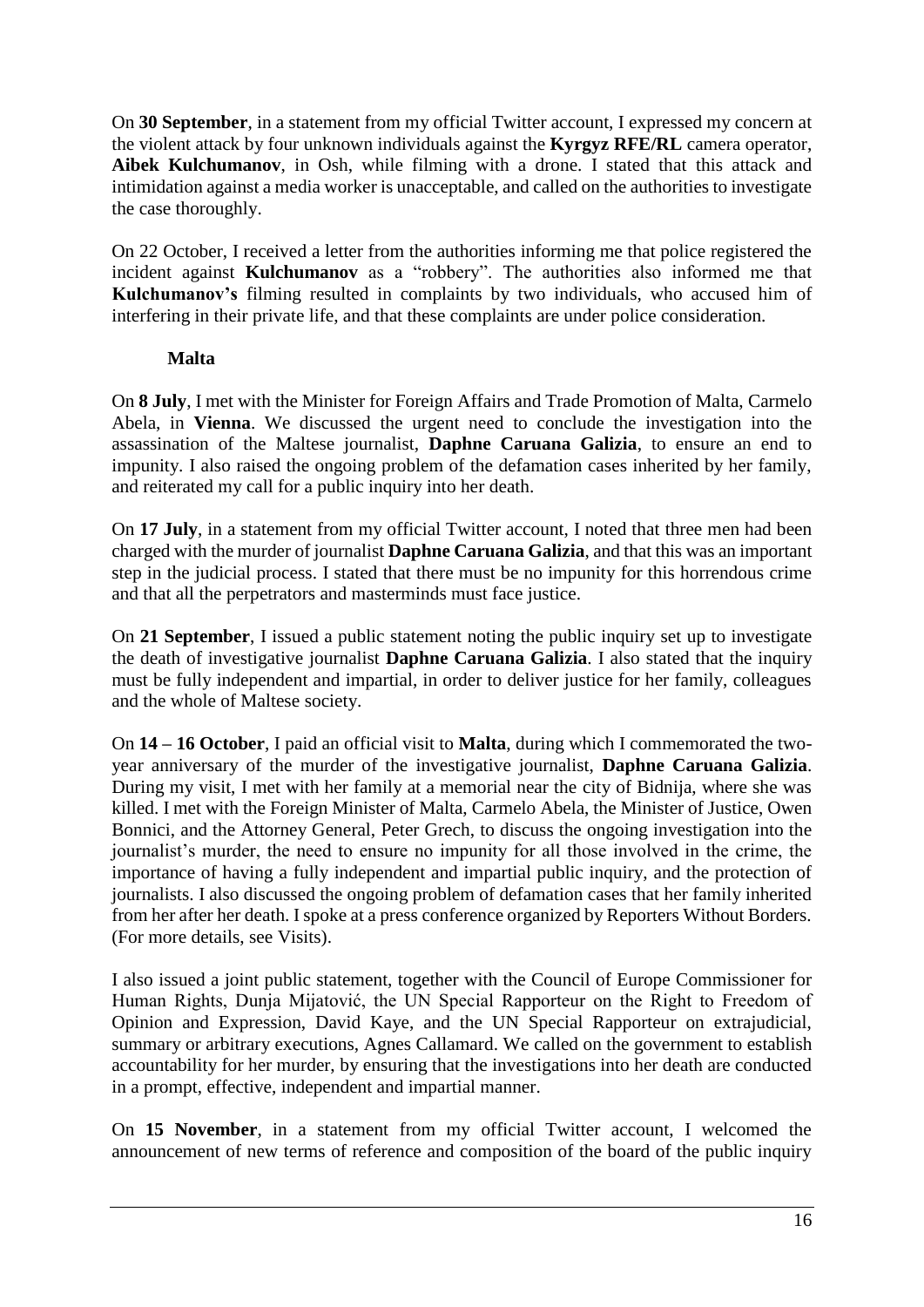On **30 September**, in a statement from my official Twitter account, I expressed my concern at the violent attack by four unknown individuals against the **Kyrgyz RFE/RL** camera operator, **Aibek Kulchumanov**, in Osh, while filming with a drone. I stated that this attack and intimidation against a media worker is unacceptable, and called on the authorities to investigate the case thoroughly.

On 22 October, I received a letter from the authorities informing me that police registered the incident against **Kulchumanov** as a "robbery". The authorities also informed me that **Kulchumanov's** filming resulted in complaints by two individuals, who accused him of interfering in their private life, and that these complaints are under police consideration.

**Malta**

On **8 July**, I met with the Minister for Foreign Affairs and Trade Promotion of Malta, Carmelo Abela, in **Vienna**. We discussed the urgent need to conclude the investigation into the assassination of the Maltese journalist, **Daphne Caruana Galizia**, to ensure an end to impunity. I also raised the ongoing problem of the defamation cases inherited by her family, and reiterated my call for a public inquiry into her death.

On **17 July**, in a statement from my official Twitter account, I noted that three men had been charged with the murder of journalist **Daphne Caruana Galizia**, and that this was an important step in the judicial process. I stated that there must be no impunity for this horrendous crime and that all the perpetrators and masterminds must face justice.

On **21 September**, I issued a public statement noting the public inquiry set up to investigate the death of investigative journalist **Daphne Caruana Galizia**. I also stated that the inquiry must be fully independent and impartial, in order to deliver justice for her family, colleagues and the whole of Maltese society.

On **14 – 16 October**, I paid an official visit to **Malta**, during which I commemorated the two-year anniversary of the murder of the investigative journalist, **Daphne Caruana Galizia**. During my visit, I met with her family at a memorial near the city of Bidnija, where she was killed. I met with the Foreign Minister of Malta, Carmelo Abela, the Minister of Justice, Owen Bonnici, and the Attorney General, Peter Grech, to discuss the ongoing investigation into the journalist's murder, the need to ensure no impunity for all those involved in the crime, the importance of having a fully independent and impartial public inquiry, and the protection of journalists. I also discussed the ongoing problem of defamation cases that her family inherited from her after her death. I spoke at a press conference organized by Reporters Without Borders. (For more details, see Visits).

I also issued a joint public statement, together with the Council of Europe Commissioner for Human Rights, Dunja Mijatović, the UN Special Rapporteur on the Right to Freedom of Opinion and Expression, David Kaye, and the UN Special Rapporteur on extrajudicial, summary or arbitrary executions, Agnes Callamard. We called on the government to establish accountability for her murder, by ensuring that the investigations into her death are conducted in a prompt, effective, independent and impartial manner.

On **15 November**, in a statement from my official Twitter account, I welcomed the announcement of new terms of reference and composition of the board of the public inquiry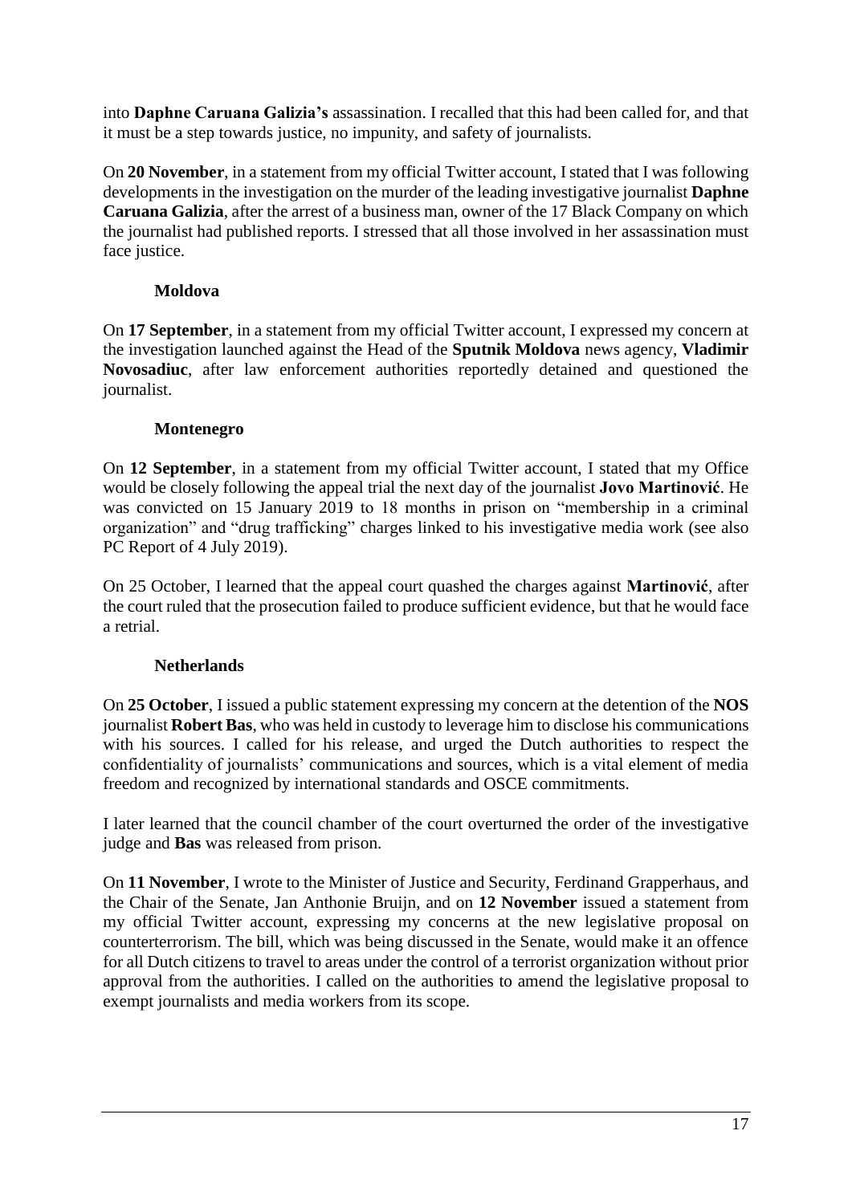into **Daphne Caruana Galizia's** assassination. I recalled that this had been called for, and that it must be a step towards justice, no impunity, and safety of journalists.

On **20 November**, in a statement from my official Twitter account, I stated that I was following developments in the investigation on the murder of the leading investigative journalist **Daphne Caruana Galizia**, after the arrest of a business man, owner of the 17 Black Company on which the journalist had published reports. I stressed that all those involved in her assassination must face justice.

**Moldova**

On **17 September**, in a statement from my official Twitter account, I expressed my concern at the investigation launched against the Head of the **Sputnik Moldova** news agency, **Vladimir Novosadiuc**, after law enforcement authorities reportedly detained and questioned the journalist.

**Montenegro**

On **12 September**, in a statement from my official Twitter account, I stated that my Office would be closely following the appeal trial the next day of the journalist **Jovo Martinović**. He was convicted on 15 January 2019 to 18 months in prison on "membership in a criminal organization" and "drug trafficking" charges linked to his investigative media work (see also PC Report of 4 July 2019).

On 25 October, I learned that the appeal court quashed the charges against **Martinović**, after the court ruled that the prosecution failed to produce sufficient evidence, but that he would face a retrial.

**Netherlands**

On **25 October**, I issued a public statement expressing my concern at the detention of the **NOS** journalist **Robert Bas**, who was held in custody to leverage him to disclose his communications with his sources. I called for his release, and urged the Dutch authorities to respect the confidentiality of journalists' communications and sources, which is a vital element of media freedom and recognized by international standards and OSCE commitments.

I later learned that the council chamber of the court overturned the order of the investigative judge and **Bas** was released from prison.

On **11 November**, I wrote to the Minister of Justice and Security, Ferdinand Grapperhaus, and the Chair of the Senate, Jan Anthonie Bruijn, and on **12 November** issued a statement from my official Twitter account, expressing my concerns at the new legislative proposal on counterterrorism. The bill, which was being discussed in the Senate, would make it an offence for all Dutch citizens to travel to areas under the control of a terrorist organization without prior approval from the authorities. I called on the authorities to amend the legislative proposal to exempt journalists and media workers from its scope.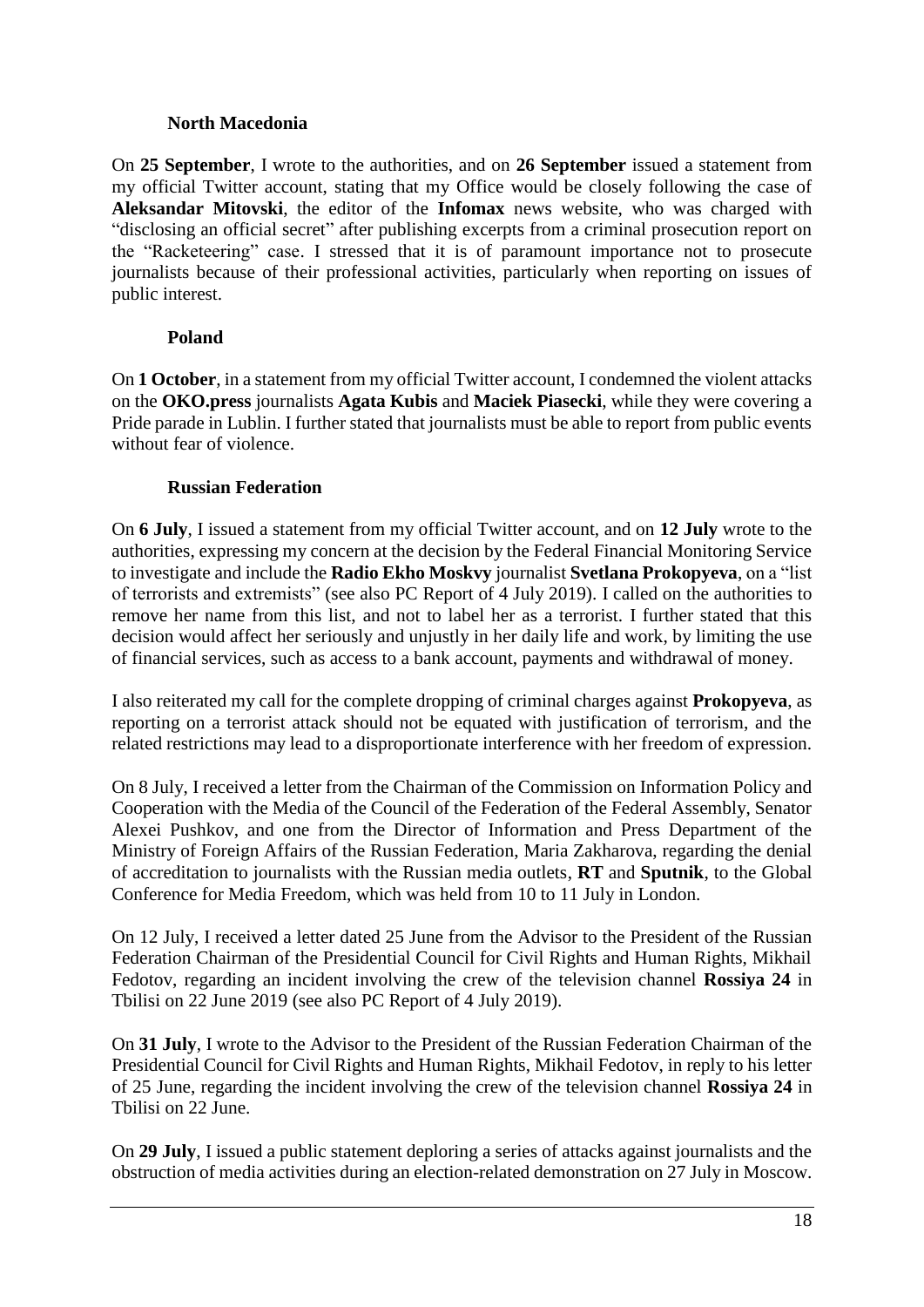### North Macedonia

On **25 September**, I wrote to the authorities, and on **26 September** issued a statement from my official Twitter account, stating that my Office would be closely following the case of **Aleksandar Mitovski**, the editor of the **Infomax** news website, who was charged with "disclosing an official secret" after publishing excerpts from a criminal prosecution report on the "Racketeering" case. I stressed that it is of paramount importance not to prosecute journalists because of their professional activities, particularly when reporting on issues of public interest.

### Poland

On **1 October**, in a statement from my official Twitter account, I condemned the violent attacks on the **OKO.press** journalists **Agata Kubis** and **Maciek Piasecki**, while they were covering a Pride parade in Lublin. I further stated that journalists must be able to report from public events without fear of violence.

### Russian Federation

On **6 July**, I issued a statement from my official Twitter account, and on **12 July** wrote to the authorities, expressing my concern at the decision by the Federal Financial Monitoring Service to investigate and include the **Radio Ekho Moskvy** journalist **Svetlana Prokopyeva**, on a "list of terrorists and extremists" (see also PC Report of 4 July 2019). I called on the authorities to remove her name from this list, and not to label her as a terrorist. I further stated that this decision would affect her seriously and unjustly in her daily life and work, by limiting the use of financial services, such as access to a bank account, payments and withdrawal of money.

I also reiterated my call for the complete dropping of criminal charges against **Prokopyeva**, as reporting on a terrorist attack should not be equated with justification of terrorism, and the related restrictions may lead to a disproportionate interference with her freedom of expression.

On 8 July, I received a letter from the Chairman of the Commission on Information Policy and Cooperation with the Media of the Council of the Federation of the Federal Assembly, Senator Alexei Pushkov, and one from the Director of Information and Press Department of the Ministry of Foreign Affairs of the Russian Federation, Maria Zakharova, regarding the denial of accreditation to journalists with the Russian media outlets, **RT** and **Sputnik**, to the Global Conference for Media Freedom, which was held from 10 to 11 July in London.

On 12 July, I received a letter dated 25 June from the Advisor to the President of the Russian Federation Chairman of the Presidential Council for Civil Rights and Human Rights, Mikhail Fedotov, regarding an incident involving the crew of the television channel **Rossiya 24** in Tbilisi on 22 June 2019 (see also PC Report of 4 July 2019).

On **31 July**, I wrote to the Advisor to the President of the Russian Federation Chairman of the Presidential Council for Civil Rights and Human Rights, Mikhail Fedotov, in reply to his letter of 25 June, regarding the incident involving the crew of the television channel **Rossiya 24** in Tbilisi on 22 June.

On **29 July**, I issued a public statement deploring a series of attacks against journalists and the obstruction of media activities during an election-related demonstration on 27 July in Moscow.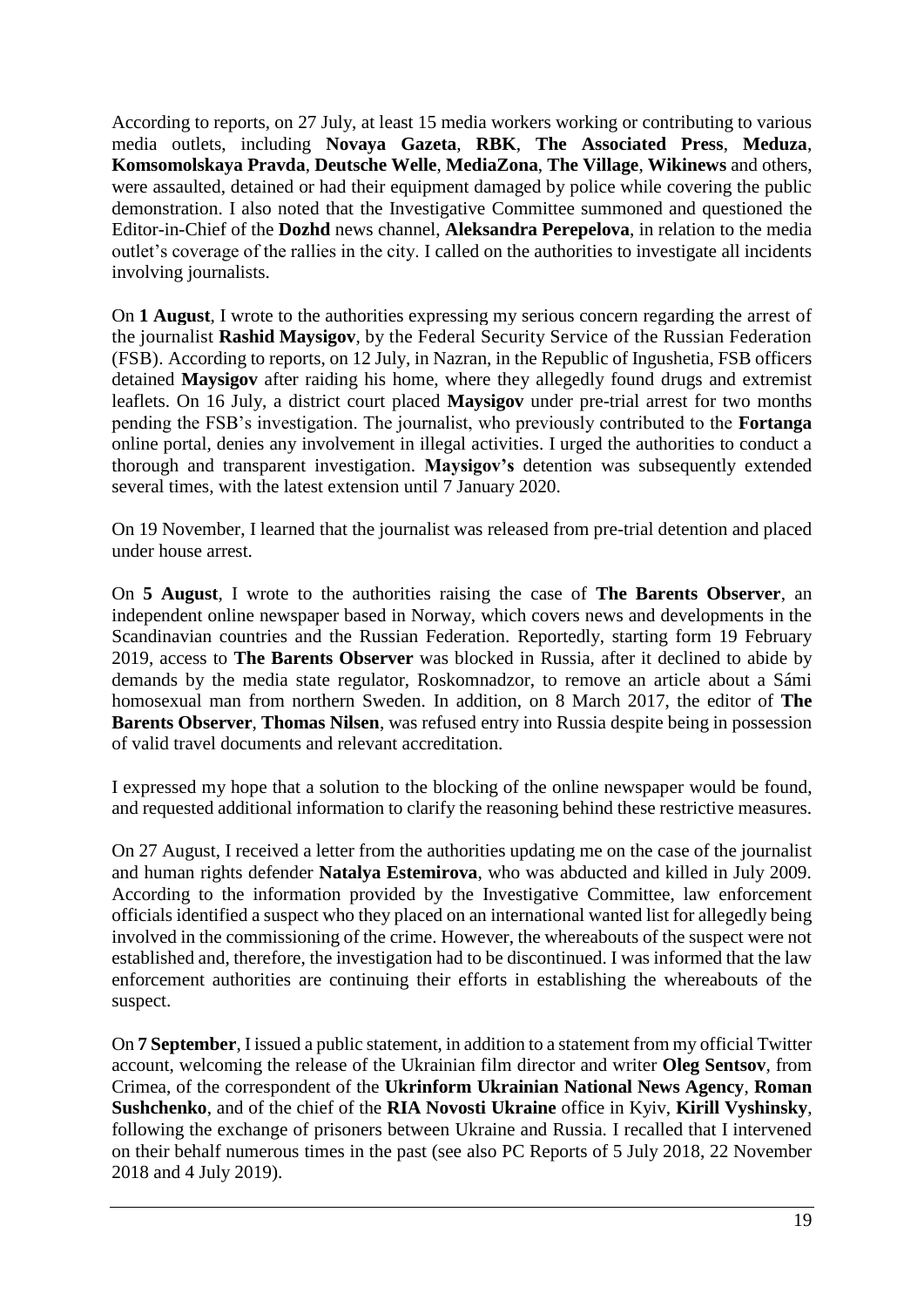According to reports, on 27 July, at least 15 media workers working or contributing to various media outlets, including **Novaya Gazeta**, **RBK**, **The Associated Press**, **Meduza**, **Komsomolskaya Pravda**, **Deutsche Welle**, **MediaZona**, **The Village**, **Wikinews** and others, were assaulted, detained or had their equipment damaged by police while covering the public demonstration. I also noted that the Investigative Committee summoned and questioned the Editor-in-Chief of the **Dozhd** news channel, **Aleksandra Perepelova**, in relation to the media outlet's coverage of the rallies in the city. I called on the authorities to investigate all incidents involving journalists.

On **1 August**, I wrote to the authorities expressing my serious concern regarding the arrest of the journalist **Rashid Maysigov**, by the Federal Security Service of the Russian Federation (FSB). According to reports, on 12 July, in Nazran, in the Republic of Ingushetia, FSB officers detained **Maysigov** after raiding his home, where they allegedly found drugs and extremist leaflets. On 16 July, a district court placed **Maysigov** under pre-trial arrest for two months pending the FSB's investigation. The journalist, who previously contributed to the **Fortanga** online portal, denies any involvement in illegal activities. I urged the authorities to conduct a thorough and transparent investigation. **Maysigov's** detention was subsequently extended several times, with the latest extension until 7 January 2020.

On 19 November, I learned that the journalist was released from pre-trial detention and placed under house arrest.

On **5 August**, I wrote to the authorities raising the case of **The Barents Observer**, an independent online newspaper based in Norway, which covers news and developments in the Scandinavian countries and the Russian Federation. Reportedly, starting form 19 February 2019, access to **The Barents Observer** was blocked in Russia, after it declined to abide by demands by the media state regulator, Roskomnadzor, to remove an article about a Sámi homosexual man from northern Sweden. In addition, on 8 March 2017, the editor of **The Barents Observer**, **Thomas Nilsen**, was refused entry into Russia despite being in possession of valid travel documents and relevant accreditation.

I expressed my hope that a solution to the blocking of the online newspaper would be found, and requested additional information to clarify the reasoning behind these restrictive measures.

On 27 August, I received a letter from the authorities updating me on the case of the journalist and human rights defender **Natalya Estemirova**, who was abducted and killed in July 2009. According to the information provided by the Investigative Committee, law enforcement officials identified a suspect who they placed on an international wanted list for allegedly being involved in the commissioning of the crime. However, the whereabouts of the suspect were not established and, therefore, the investigation had to be discontinued. I was informed that the law enforcement authorities are continuing their efforts in establishing the whereabouts of the suspect.

On **7 September**, I issued a public statement, in addition to a statement from my official Twitter account, welcoming the release of the Ukrainian film director and writer **Oleg Sentsov**, from Crimea, of the correspondent of the **Ukrinform Ukrainian National News Agency**, **Roman Sushchenko**, and of the chief of the **RIA Novosti Ukraine** office in Kyiv, **Kirill Vyshinsky**, following the exchange of prisoners between Ukraine and Russia. I recalled that I intervened on their behalf numerous times in the past (see also PC Reports of 5 July 2018, 22 November 2018 and 4 July 2019).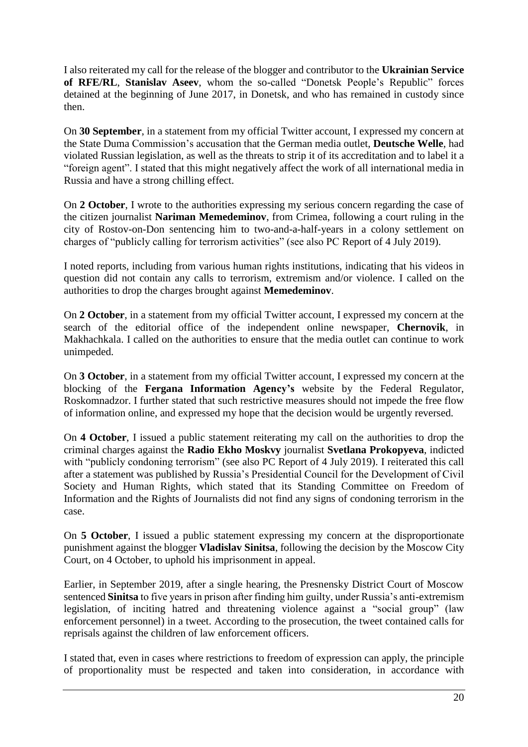I also reiterated my call for the release of the blogger and contributor to the **Ukrainian Service of RFE/RL**, **Stanislav Aseev**, whom the so-called "Donetsk People's Republic" forces detained at the beginning of June 2017, in Donetsk, and who has remained in custody since then.

On **30 September**, in a statement from my official Twitter account, I expressed my concern at the State Duma Commission's accusation that the German media outlet, **Deutsche Welle**, had violated Russian legislation, as well as the threats to strip it of its accreditation and to label it a "foreign agent". I stated that this might negatively affect the work of all international media in Russia and have a strong chilling effect.

On **2 October**, I wrote to the authorities expressing my serious concern regarding the case of the citizen journalist **Nariman Memedeminov**, from Crimea, following a court ruling in the city of Rostov-on-Don sentencing him to two-and-a-half-years in a colony settlement on charges of "publicly calling for terrorism activities" (see also PC Report of 4 July 2019).

I noted reports, including from various human rights institutions, indicating that his videos in question did not contain any calls to terrorism, extremism and/or violence. I called on the authorities to drop the charges brought against **Memedeminov**.

On **2 October**, in a statement from my official Twitter account, I expressed my concern at the search of the editorial office of the independent online newspaper, **Chernovik**, in Makhachkala. I called on the authorities to ensure that the media outlet can continue to work unimpeded.

On **3 October**, in a statement from my official Twitter account, I expressed my concern at the blocking of the **Fergana Information Agency's** website by the Federal Regulator, Roskomnadzor. I further stated that such restrictive measures should not impede the free flow of information online, and expressed my hope that the decision would be urgently reversed.

On **4 October**, I issued a public statement reiterating my call on the authorities to drop the criminal charges against the **Radio Ekho Moskvy** journalist **Svetlana Prokopyeva**, indicted with "publicly condoning terrorism" (see also PC Report of 4 July 2019). I reiterated this call after a statement was published by Russia's Presidential Council for the Development of Civil Society and Human Rights, which stated that its Standing Committee on Freedom of Information and the Rights of Journalists did not find any signs of condoning terrorism in the case.

On **5 October**, I issued a public statement expressing my concern at the disproportionate punishment against the blogger **Vladislav Sinitsa**, following the decision by the Moscow City Court, on 4 October, to uphold his imprisonment in appeal.

Earlier, in September 2019, after a single hearing, the Presnensky District Court of Moscow sentenced **Sinitsa** to five years in prison after finding him guilty, under Russia's anti-extremism legislation, of inciting hatred and threatening violence against a "social group" (law enforcement personnel) in a tweet. According to the prosecution, the tweet contained calls for reprisals against the children of law enforcement officers.

I stated that, even in cases where restrictions to freedom of expression can apply, the principle of proportionality must be respected and taken into consideration, in accordance with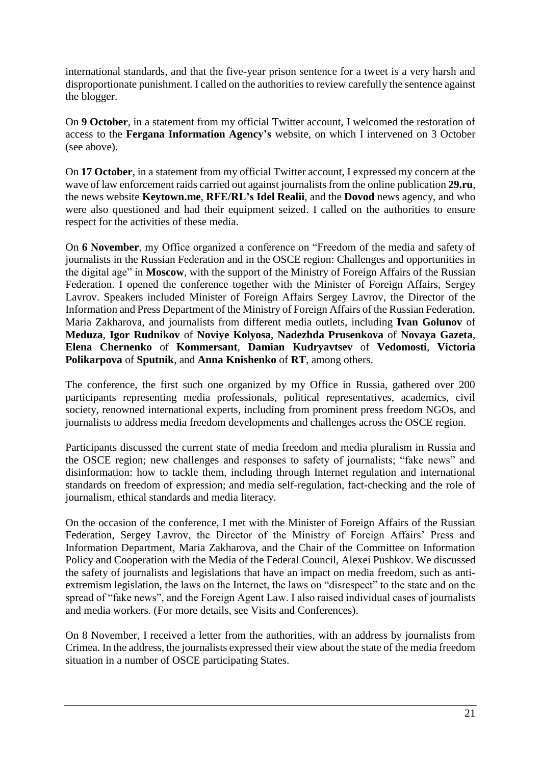international standards, and that the five-year prison sentence for a tweet is a very harsh and disproportionate punishment. I called on the authorities to review carefully the sentence against the blogger.

On **9 October**, in a statement from my official Twitter account, I welcomed the restoration of access to the **Fergana Information Agency's** website, on which I intervened on 3 October (see above).

On **17 October**, in a statement from my official Twitter account, I expressed my concern at the wave of law enforcement raids carried out against journalists from the online publication **29.ru**, the news website **Keytown.me**, **RFE/RL's Idel Realii**, and the **Dovod** news agency, and who were also questioned and had their equipment seized. I called on the authorities to ensure respect for the activities of these media.

On **6 November**, my Office organized a conference on "Freedom of the media and safety of journalists in the Russian Federation and in the OSCE region: Challenges and opportunities in the digital age" in **Moscow**, with the support of the Ministry of Foreign Affairs of the Russian Federation. I opened the conference together with the Minister of Foreign Affairs, Sergey Lavrov. Speakers included Minister of Foreign Affairs Sergey Lavrov, the Director of the Information and Press Department of the Ministry of Foreign Affairs of the Russian Federation, Maria Zakharova, and journalists from different media outlets, including **Ivan Golunov** of **Meduza**, **Igor Rudnikov** of **Noviye Kolyosa**, **Nadezhda Prusenkova** of **Novaya Gazeta**, **Elena Chernenko** of **Kommersant**, **Damian Kudryavtsev** of **Vedomosti**, **Victoria Polikarpova** of **Sputnik**, and **Anna Knishenko** of **RT**, among others.

The conference, the first such one organized by my Office in Russia, gathered over 200 participants representing media professionals, political representatives, academics, civil society, renowned international experts, including from prominent press freedom NGOs, and journalists to address media freedom developments and challenges across the OSCE region.

Participants discussed the current state of media freedom and media pluralism in Russia and the OSCE region; new challenges and responses to safety of journalists; "fake news" and disinformation: how to tackle them, including through Internet regulation and international standards on freedom of expression; and media self-regulation, fact-checking and the role of journalism, ethical standards and media literacy.

On the occasion of the conference, I met with the Minister of Foreign Affairs of the Russian Federation, Sergey Lavrov, the Director of the Ministry of Foreign Affairs' Press and Information Department, Maria Zakharova, and the Chair of the Committee on Information Policy and Cooperation with the Media of the Federal Council, Alexei Pushkov. We discussed the safety of journalists and legislations that have an impact on media freedom, such as anti-extremism legislation, the laws on the Internet, the laws on "disrespect" to the state and on the spread of "fake news", and the Foreign Agent Law. I also raised individual cases of journalists and media workers. (For more details, see Visits and Conferences).

On 8 November, I received a letter from the authorities, with an address by journalists from Crimea. In the address, the journalists expressed their view about the state of the media freedom situation in a number of OSCE participating States.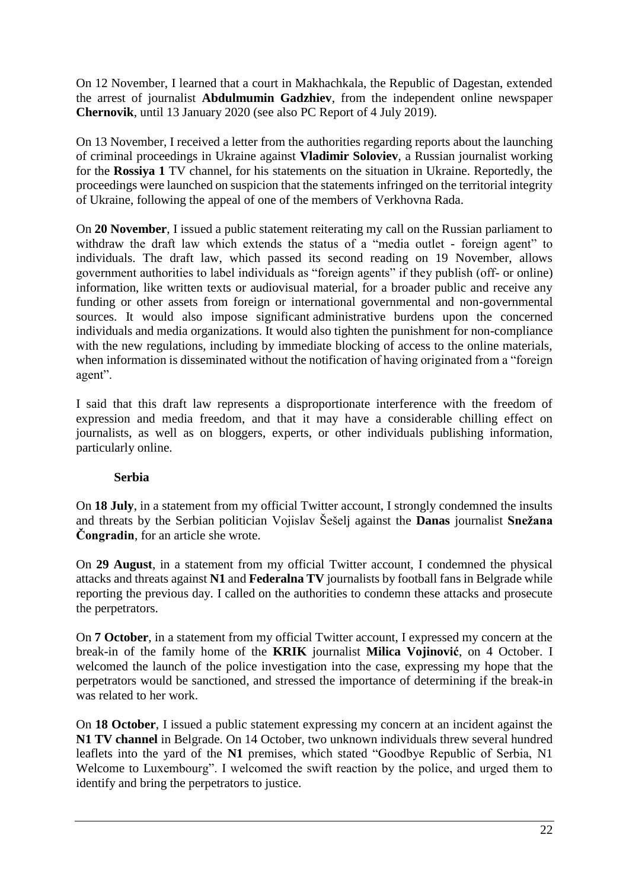On 12 November, I learned that a court in Makhachkala, the Republic of Dagestan, extended the arrest of journalist **Abdulmumin Gadzhiev**, from the independent online newspaper **Chernovik**, until 13 January 2020 (see also PC Report of 4 July 2019).

On 13 November, I received a letter from the authorities regarding reports about the launching of criminal proceedings in Ukraine against **Vladimir Soloviev**, a Russian journalist working for the **Rossiya 1** TV channel, for his statements on the situation in Ukraine. Reportedly, the proceedings were launched on suspicion that the statements infringed on the territorial integrity of Ukraine, following the appeal of one of the members of Verkhovna Rada.

On **20 November**, I issued a public statement reiterating my call on the Russian parliament to withdraw the draft law which extends the status of a "media outlet - foreign agent" to individuals. The draft law, which passed its second reading on 19 November, allows government authorities to label individuals as "foreign agents" if they publish (off- or online) information, like written texts or audiovisual material, for a broader public and receive any funding or other assets from foreign or international governmental and non-governmental sources. It would also impose significant administrative burdens upon the concerned individuals and media organizations. It would also tighten the punishment for non-compliance with the new regulations, including by immediate blocking of access to the online materials, when information is disseminated without the notification of having originated from a "foreign agent".

I said that this draft law represents a disproportionate interference with the freedom of expression and media freedom, and that it may have a considerable chilling effect on journalists, as well as on bloggers, experts, or other individuals publishing information, particularly online.

**Serbia**

On **18 July**, in a statement from my official Twitter account, I strongly condemned the insults and threats by the Serbian politician Vojislav Šešelj against the **Danas** journalist **Snežana Čongradin**, for an article she wrote.

On **29 August**, in a statement from my official Twitter account, I condemned the physical attacks and threats against **N1** and **Federalna TV** journalists by football fans in Belgrade while reporting the previous day. I called on the authorities to condemn these attacks and prosecute the perpetrators.

On **7 October**, in a statement from my official Twitter account, I expressed my concern at the break-in of the family home of the **KRIK** journalist **Milica Vojinović**, on 4 October. I welcomed the launch of the police investigation into the case, expressing my hope that the perpetrators would be sanctioned, and stressed the importance of determining if the break-in was related to her work.

On **18 October**, I issued a public statement expressing my concern at an incident against the **N1 TV channel** in Belgrade. On 14 October, two unknown individuals threw several hundred leaflets into the yard of the **N1** premises, which stated "Goodbye Republic of Serbia, N1 Welcome to Luxembourg". I welcomed the swift reaction by the police, and urged them to identify and bring the perpetrators to justice.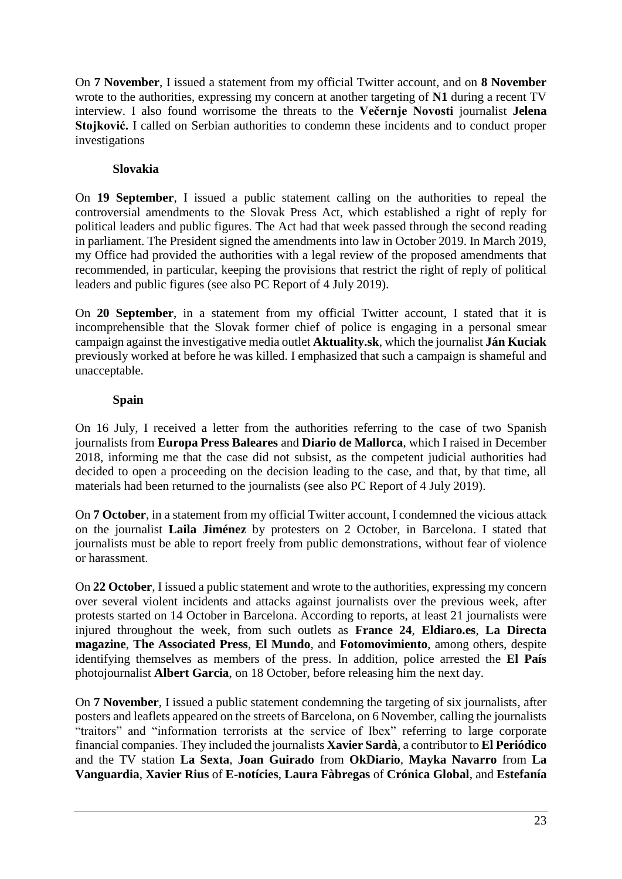On **7 November**, I issued a statement from my official Twitter account, and on **8 November** wrote to the authorities, expressing my concern at another targeting of **N1** during a recent TV interview. I also found worrisome the threats to the **Večernje Novosti** journalist **Jelena Stojković.** I called on Serbian authorities to condemn these incidents and to conduct proper investigations

### Slovakia

On **19 September**, I issued a public statement calling on the authorities to repeal the controversial amendments to the Slovak Press Act, which established a right of reply for political leaders and public figures. The Act had that week passed through the second reading in parliament. The President signed the amendments into law in October 2019. In March 2019, my Office had provided the authorities with a legal review of the proposed amendments that recommended, in particular, keeping the provisions that restrict the right of reply of political leaders and public figures (see also PC Report of 4 July 2019).

On **20 September**, in a statement from my official Twitter account, I stated that it is incomprehensible that the Slovak former chief of police is engaging in a personal smear campaign against the investigative media outlet **Aktuality.sk**, which the journalist **Ján Kuciak** previously worked at before he was killed. I emphasized that such a campaign is shameful and unacceptable.

### Spain

On 16 July, I received a letter from the authorities referring to the case of two Spanish journalists from **Europa Press Baleares** and **Diario de Mallorca**, which I raised in December 2018, informing me that the case did not subsist, as the competent judicial authorities had decided to open a proceeding on the decision leading to the case, and that, by that time, all materials had been returned to the journalists (see also PC Report of 4 July 2019).

On **7 October**, in a statement from my official Twitter account, I condemned the vicious attack on the journalist **Laila Jiménez** by protesters on 2 October, in Barcelona. I stated that journalists must be able to report freely from public demonstrations, without fear of violence or harassment.

On **22 October**, I issued a public statement and wrote to the authorities, expressing my concern over several violent incidents and attacks against journalists over the previous week, after protests started on 14 October in Barcelona. According to reports, at least 21 journalists were injured throughout the week, from such outlets as **France 24**, **Eldiaro.es**, **La Directa magazine**, **The Associated Press**, **El Mundo**, and **Fotomovimiento**, among others, despite identifying themselves as members of the press. In addition, police arrested the **El País** photojournalist **Albert Garcia**, on 18 October, before releasing him the next day.

On **7 November**, I issued a public statement condemning the targeting of six journalists, after posters and leaflets appeared on the streets of Barcelona, on 6 November, calling the journalists "traitors" and "information terrorists at the service of Ibex" referring to large corporate financial companies. They included the journalists **Xavier Sardà**, a contributor to **El Periódico** and the TV station **La Sexta**, **Joan Guirado** from **OkDiario**, **Mayka Navarro** from **La Vanguardia**, **Xavier Rius** of **E-notícies**, **Laura Fàbregas** of **Crónica Global**, and **Estefanía**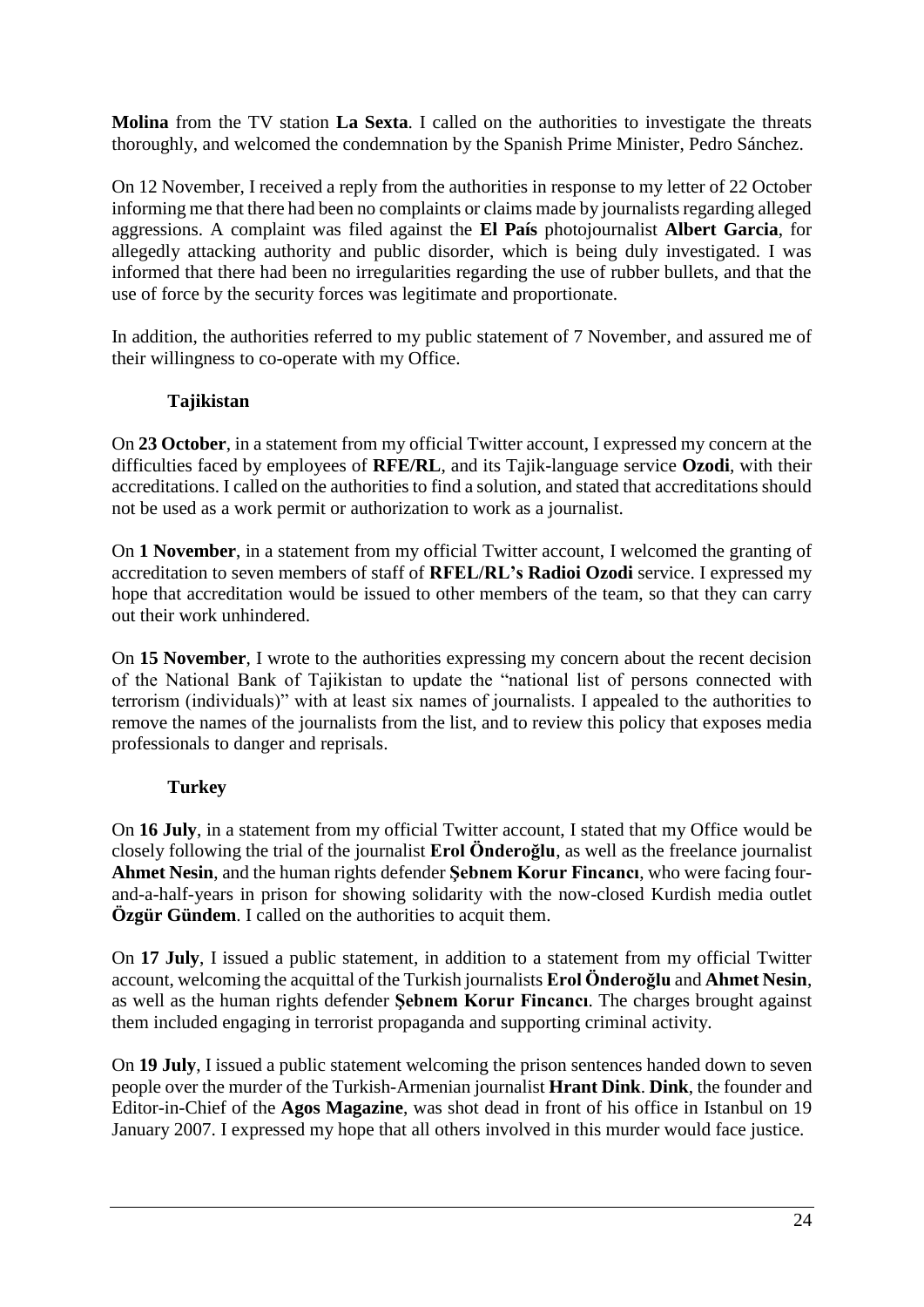**Molina** from the TV station **La Sexta**. I called on the authorities to investigate the threats thoroughly, and welcomed the condemnation by the Spanish Prime Minister, Pedro Sánchez.

On 12 November, I received a reply from the authorities in response to my letter of 22 October informing me that there had been no complaints or claims made by journalists regarding alleged aggressions. A complaint was filed against the **El País** photojournalist **Albert Garcia**, for allegedly attacking authority and public disorder, which is being duly investigated. I was informed that there had been no irregularities regarding the use of rubber bullets, and that the use of force by the security forces was legitimate and proportionate.

In addition, the authorities referred to my public statement of 7 November, and assured me of their willingness to co-operate with my Office.

### Tajikistan

On **23 October**, in a statement from my official Twitter account, I expressed my concern at the difficulties faced by employees of **RFE/RL**, and its Tajik-language service **Ozodi**, with their accreditations. I called on the authorities to find a solution, and stated that accreditations should not be used as a work permit or authorization to work as a journalist.

On **1 November**, in a statement from my official Twitter account, I welcomed the granting of accreditation to seven members of staff of **RFEL/RL's Radioi Ozodi** service. I expressed my hope that accreditation would be issued to other members of the team, so that they can carry out their work unhindered.

On **15 November**, I wrote to the authorities expressing my concern about the recent decision of the National Bank of Tajikistan to update the "national list of persons connected with terrorism (individuals)" with at least six names of journalists. I appealed to the authorities to remove the names of the journalists from the list, and to review this policy that exposes media professionals to danger and reprisals.

### Turkey

On **16 July**, in a statement from my official Twitter account, I stated that my Office would be closely following the trial of the journalist **Erol Önderoğlu**, as well as the freelance journalist **Ahmet Nesin**, and the human rights defender **Şebnem Korur Fincancı**, who were facing four-and-a-half-years in prison for showing solidarity with the now-closed Kurdish media outlet **Özgür Gündem**. I called on the authorities to acquit them.

On **17 July**, I issued a public statement, in addition to a statement from my official Twitter account, welcoming the acquittal of the Turkish journalists **Erol Önderoğlu** and **Ahmet Nesin**, as well as the human rights defender **Şebnem Korur Fincancı**. The charges brought against them included engaging in terrorist propaganda and supporting criminal activity.

On **19 July**, I issued a public statement welcoming the prison sentences handed down to seven people over the murder of the Turkish-Armenian journalist **Hrant Dink**. **Dink**, the founder and Editor-in-Chief of the **Agos Magazine**, was shot dead in front of his office in Istanbul on 19 January 2007. I expressed my hope that all others involved in this murder would face justice.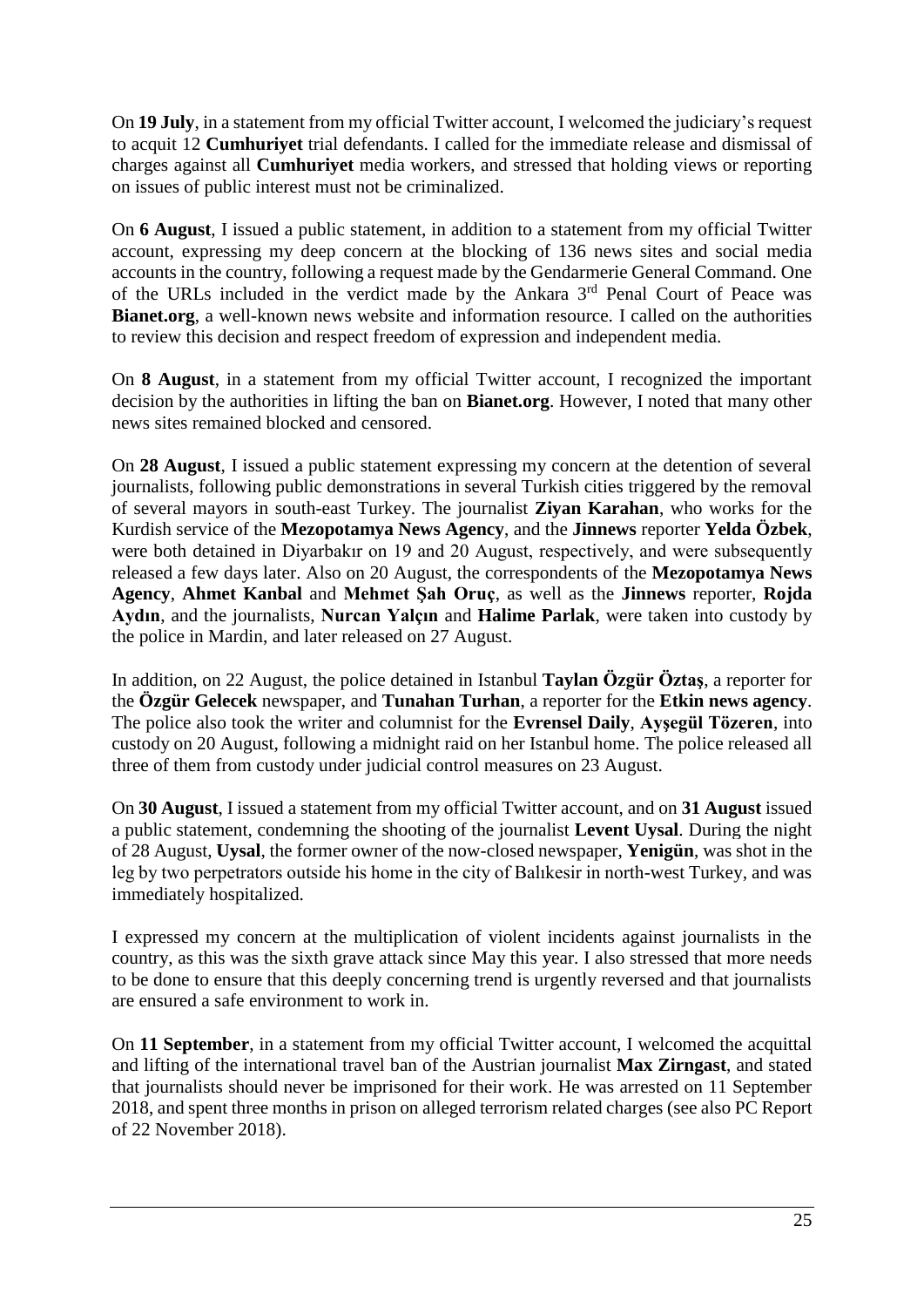On **19 July**, in a statement from my official Twitter account, I welcomed the judiciary's request to acquit 12 **Cumhuriyet** trial defendants. I called for the immediate release and dismissal of charges against all **Cumhuriyet** media workers, and stressed that holding views or reporting on issues of public interest must not be criminalized.

On **6 August**, I issued a public statement, in addition to a statement from my official Twitter account, expressing my deep concern at the blocking of 136 news sites and social media accounts in the country, following a request made by the Gendarmerie General Command. One of the URLs included in the verdict made by the Ankara 3rd Penal Court of Peace was **Bianet.org**, a well-known news website and information resource. I called on the authorities to review this decision and respect freedom of expression and independent media.

On **8 August**, in a statement from my official Twitter account, I recognized the important decision by the authorities in lifting the ban on **Bianet.org**. However, I noted that many other news sites remained blocked and censored.

On **28 August**, I issued a public statement expressing my concern at the detention of several journalists, following public demonstrations in several Turkish cities triggered by the removal of several mayors in south-east Turkey. The journalist **Ziyan Karahan**, who works for the Kurdish service of the **Mezopotamya News Agency**, and the **Jinnews** reporter **Yelda Özbek**, were both detained in Diyarbakır on 19 and 20 August, respectively, and were subsequently released a few days later. Also on 20 August, the correspondents of the **Mezopotamya News Agency**, **Ahmet Kanbal** and **Mehmet Şah Oruç**, as well as the **Jinnews** reporter, **Rojda Aydın**, and the journalists, **Nurcan Yalçın** and **Halime Parlak**, were taken into custody by the police in Mardin, and later released on 27 August.

In addition, on 22 August, the police detained in Istanbul **Taylan Özgür Öztaş**, a reporter for the **Özgür Gelecek** newspaper, and **Tunahan Turhan**, a reporter for the **Etkin news agency**. The police also took the writer and columnist for the **Evrensel Daily**, **Ayşegül Tözeren**, into custody on 20 August, following a midnight raid on her Istanbul home. The police released all three of them from custody under judicial control measures on 23 August.

On **30 August**, I issued a statement from my official Twitter account, and on **31 August** issued a public statement, condemning the shooting of the journalist **Levent Uysal**. During the night of 28 August, **Uysal**, the former owner of the now-closed newspaper, **Yenigün**, was shot in the leg by two perpetrators outside his home in the city of Balıkesir in north-west Turkey, and was immediately hospitalized.

I expressed my concern at the multiplication of violent incidents against journalists in the country, as this was the sixth grave attack since May this year. I also stressed that more needs to be done to ensure that this deeply concerning trend is urgently reversed and that journalists are ensured a safe environment to work in.

On **11 September**, in a statement from my official Twitter account, I welcomed the acquittal and lifting of the international travel ban of the Austrian journalist **Max Zirngast**, and stated that journalists should never be imprisoned for their work. He was arrested on 11 September 2018, and spent three months in prison on alleged terrorism related charges (see also PC Report of 22 November 2018).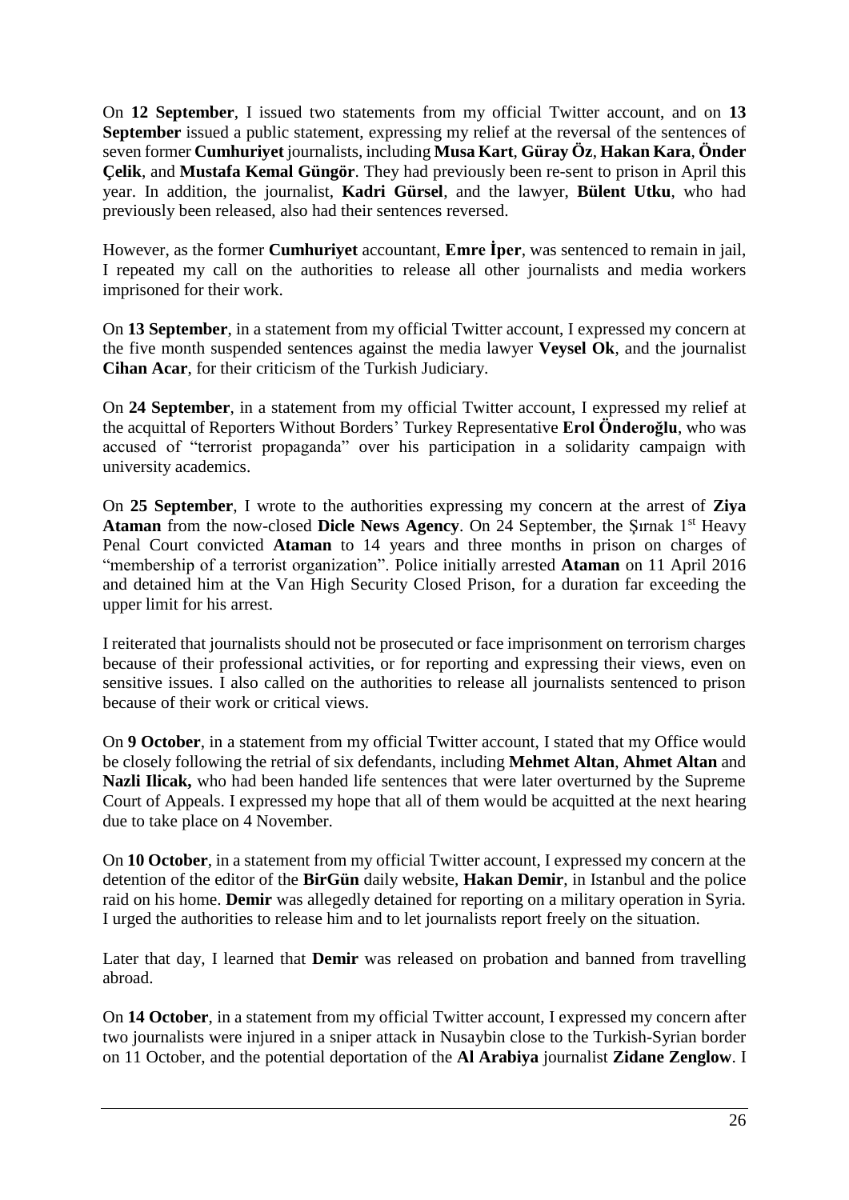On **12 September**, I issued two statements from my official Twitter account, and on **13 September** issued a public statement, expressing my relief at the reversal of the sentences of seven former **Cumhuriyet** journalists, including **Musa Kart**, **Güray Öz**, **Hakan Kara**, **Önder Çelik**, and **Mustafa Kemal Güngör**. They had previously been re-sent to prison in April this year. In addition, the journalist, **Kadri Gürsel**, and the lawyer, **Bülent Utku**, who had previously been released, also had their sentences reversed.

However, as the former **Cumhuriyet** accountant, **Emre İper**, was sentenced to remain in jail, I repeated my call on the authorities to release all other journalists and media workers imprisoned for their work.

On **13 September**, in a statement from my official Twitter account, I expressed my concern at the five month suspended sentences against the media lawyer **Veysel Ok**, and the journalist **Cihan Acar**, for their criticism of the Turkish Judiciary.

On **24 September**, in a statement from my official Twitter account, I expressed my relief at the acquittal of Reporters Without Borders' Turkey Representative **Erol Önderoğlu**, who was accused of "terrorist propaganda" over his participation in a solidarity campaign with university academics.

On **25 September**, I wrote to the authorities expressing my concern at the arrest of **Ziya Ataman** from the now-closed **Dicle News Agency**. On 24 September, the Şırnak 1st Heavy Penal Court convicted **Ataman** to 14 years and three months in prison on charges of "membership of a terrorist organization". Police initially arrested **Ataman** on 11 April 2016 and detained him at the Van High Security Closed Prison, for a duration far exceeding the upper limit for his arrest.

I reiterated that journalists should not be prosecuted or face imprisonment on terrorism charges because of their professional activities, or for reporting and expressing their views, even on sensitive issues. I also called on the authorities to release all journalists sentenced to prison because of their work or critical views.

On **9 October**, in a statement from my official Twitter account, I stated that my Office would be closely following the retrial of six defendants, including **Mehmet Altan**, **Ahmet Altan** and **Nazli Ilicak,** who had been handed life sentences that were later overturned by the Supreme Court of Appeals. I expressed my hope that all of them would be acquitted at the next hearing due to take place on 4 November.

On **10 October**, in a statement from my official Twitter account, I expressed my concern at the detention of the editor of the **BirGün** daily website, **Hakan Demir**, in Istanbul and the police raid on his home. **Demir** was allegedly detained for reporting on a military operation in Syria. I urged the authorities to release him and to let journalists report freely on the situation.

Later that day, I learned that **Demir** was released on probation and banned from travelling abroad.

On **14 October**, in a statement from my official Twitter account, I expressed my concern after two journalists were injured in a sniper attack in Nusaybin close to the Turkish-Syrian border on 11 October, and the potential deportation of the **Al Arabiya** journalist **Zidane Zenglow**. I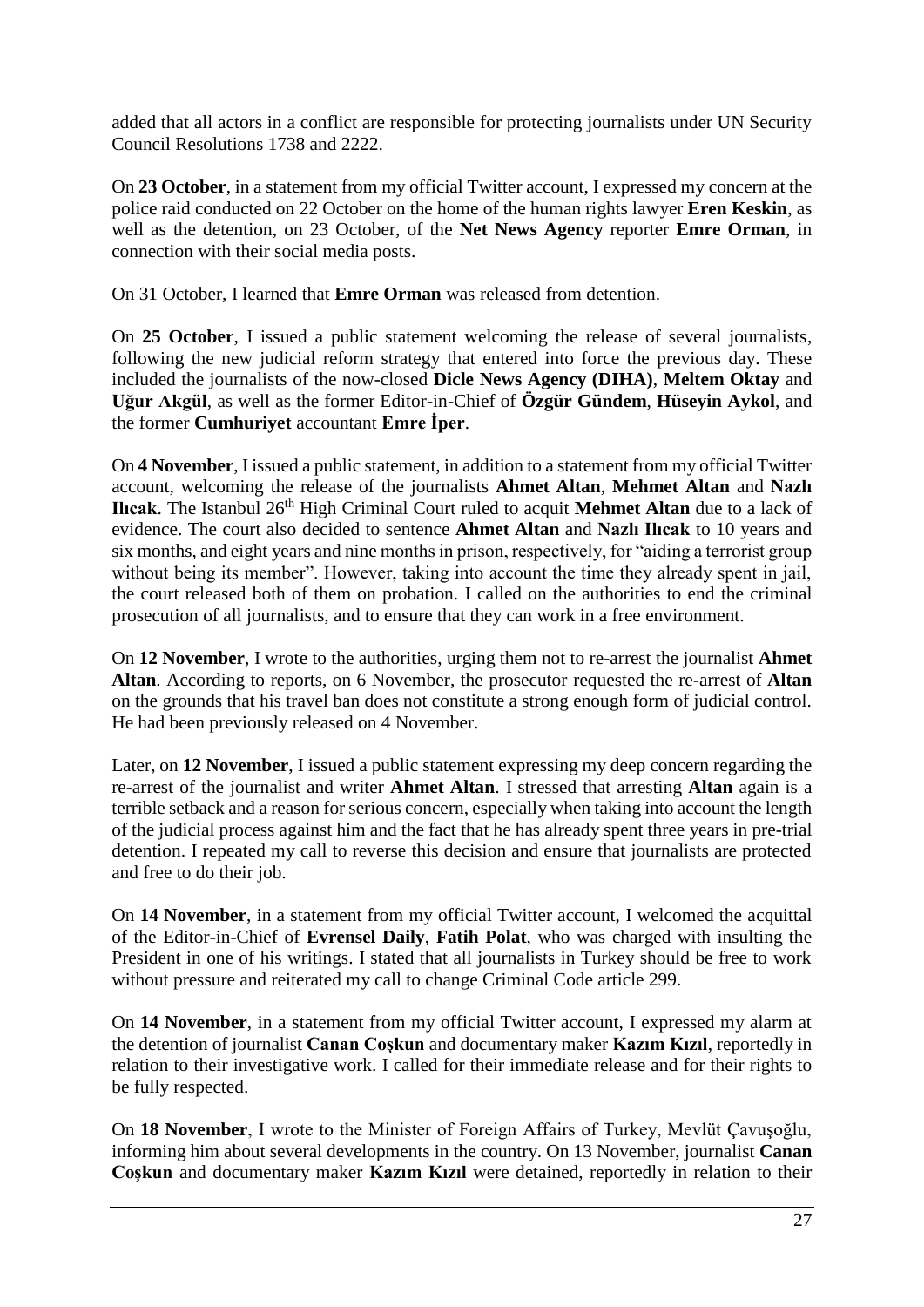added that all actors in a conflict are responsible for protecting journalists under UN Security Council Resolutions 1738 and 2222.

On **23 October**, in a statement from my official Twitter account, I expressed my concern at the police raid conducted on 22 October on the home of the human rights lawyer **Eren Keskin**, as well as the detention, on 23 October, of the **Net News Agency** reporter **Emre Orman**, in connection with their social media posts.

On 31 October, I learned that **Emre Orman** was released from detention.

On **25 October**, I issued a public statement welcoming the release of several journalists, following the new judicial reform strategy that entered into force the previous day. These included the journalists of the now-closed **Dicle News Agency (DIHA)**, **Meltem Oktay** and **Uğur Akgül**, as well as the former Editor-in-Chief of **Özgür Gündem**, **Hüseyin Aykol**, and the former **Cumhuriyet** accountant **Emre İper**.

On **4 November**, I issued a public statement, in addition to a statement from my official Twitter account, welcoming the release of the journalists **Ahmet Altan**, **Mehmet Altan** and **Nazlı Ilıcak**. The Istanbul 26th High Criminal Court ruled to acquit **Mehmet Altan** due to a lack of evidence. The court also decided to sentence **Ahmet Altan** and **Nazlı Ilıcak** to 10 years and six months, and eight years and nine months in prison, respectively, for "aiding a terrorist group without being its member". However, taking into account the time they already spent in jail, the court released both of them on probation. I called on the authorities to end the criminal prosecution of all journalists, and to ensure that they can work in a free environment.

On **12 November**, I wrote to the authorities, urging them not to re-arrest the journalist **Ahmet Altan**. According to reports, on 6 November, the prosecutor requested the re-arrest of **Altan** on the grounds that his travel ban does not constitute a strong enough form of judicial control. He had been previously released on 4 November.

Later, on **12 November**, I issued a public statement expressing my deep concern regarding the re-arrest of the journalist and writer **Ahmet Altan**. I stressed that arresting **Altan** again is a terrible setback and a reason for serious concern, especially when taking into account the length of the judicial process against him and the fact that he has already spent three years in pre-trial detention. I repeated my call to reverse this decision and ensure that journalists are protected and free to do their job.

On **14 November**, in a statement from my official Twitter account, I welcomed the acquittal of the Editor-in-Chief of **Evrensel Daily**, **Fatih Polat**, who was charged with insulting the President in one of his writings. I stated that all journalists in Turkey should be free to work without pressure and reiterated my call to change Criminal Code article 299.

On **14 November**, in a statement from my official Twitter account, I expressed my alarm at the detention of journalist **Canan Coşkun** and documentary maker **Kazım Kızıl**, reportedly in relation to their investigative work. I called for their immediate release and for their rights to be fully respected.

On **18 November**, I wrote to the Minister of Foreign Affairs of Turkey, Mevlüt Çavuşoğlu, informing him about several developments in the country. On 13 November, journalist **Canan Coşkun** and documentary maker **Kazım Kızıl** were detained, reportedly in relation to their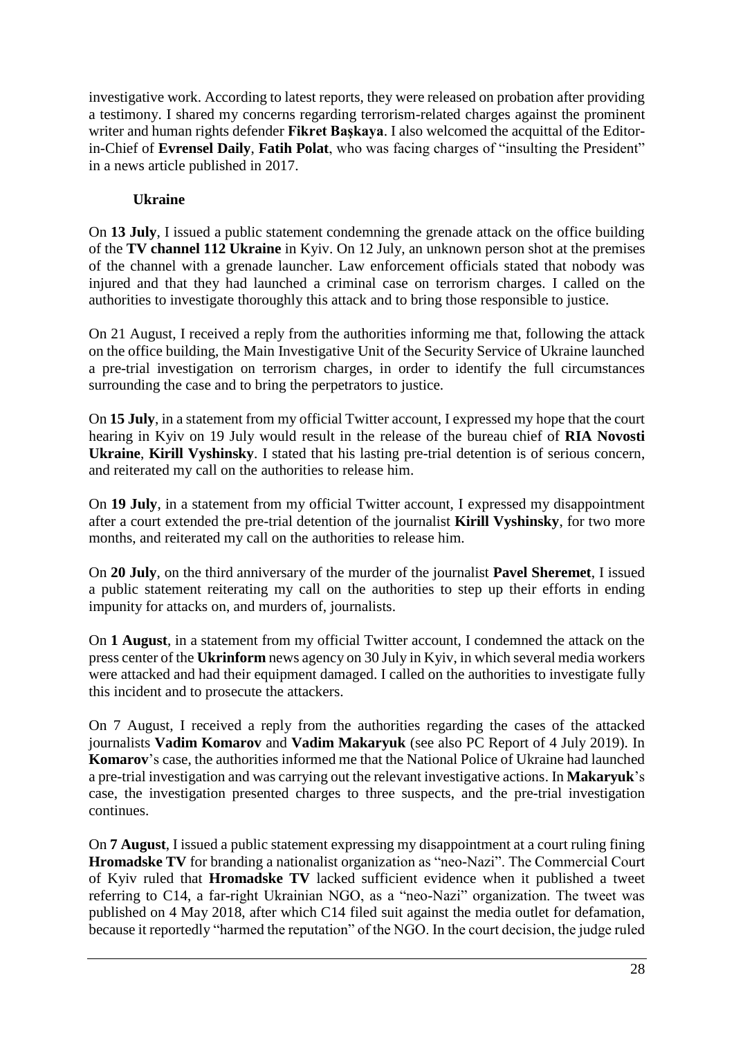investigative work. According to latest reports, they were released on probation after providing a testimony. I shared my concerns regarding terrorism-related charges against the prominent writer and human rights defender **Fikret Başkaya**. I also welcomed the acquittal of the Editor-in-Chief of **Evrensel Daily**, **Fatih Polat**, who was facing charges of "insulting the President" in a news article published in 2017.

### Ukraine

On **13 July**, I issued a public statement condemning the grenade attack on the office building of the **TV channel 112 Ukraine** in Kyiv. On 12 July, an unknown person shot at the premises of the channel with a grenade launcher. Law enforcement officials stated that nobody was injured and that they had launched a criminal case on terrorism charges. I called on the authorities to investigate thoroughly this attack and to bring those responsible to justice.

On 21 August, I received a reply from the authorities informing me that, following the attack on the office building, the Main Investigative Unit of the Security Service of Ukraine launched a pre-trial investigation on terrorism charges, in order to identify the full circumstances surrounding the case and to bring the perpetrators to justice.

On **15 July**, in a statement from my official Twitter account, I expressed my hope that the court hearing in Kyiv on 19 July would result in the release of the bureau chief of **RIA Novosti Ukraine**, **Kirill Vyshinsky**. I stated that his lasting pre-trial detention is of serious concern, and reiterated my call on the authorities to release him.

On **19 July**, in a statement from my official Twitter account, I expressed my disappointment after a court extended the pre-trial detention of the journalist **Kirill Vyshinsky**, for two more months, and reiterated my call on the authorities to release him.

On **20 July**, on the third anniversary of the murder of the journalist **Pavel Sheremet**, I issued a public statement reiterating my call on the authorities to step up their efforts in ending impunity for attacks on, and murders of, journalists.

On **1 August**, in a statement from my official Twitter account, I condemned the attack on the press center of the **Ukrinform** news agency on 30 July in Kyiv, in which several media workers were attacked and had their equipment damaged. I called on the authorities to investigate fully this incident and to prosecute the attackers.

On 7 August, I received a reply from the authorities regarding the cases of the attacked journalists **Vadim Komarov** and **Vadim Makaryuk** (see also PC Report of 4 July 2019). In **Komarov**'s case, the authorities informed me that the National Police of Ukraine had launched a pre-trial investigation and was carrying out the relevant investigative actions. In **Makaryuk**'s case, the investigation presented charges to three suspects, and the pre-trial investigation continues.

On **7 August**, I issued a public statement expressing my disappointment at a court ruling fining **Hromadske TV** for branding a nationalist organization as "neo-Nazi". The Commercial Court of Kyiv ruled that **Hromadske TV** lacked sufficient evidence when it published a tweet referring to C14, a far-right Ukrainian NGO, as a "neo-Nazi" organization. The tweet was published on 4 May 2018, after which C14 filed suit against the media outlet for defamation, because it reportedly "harmed the reputation" of the NGO. In the court decision, the judge ruled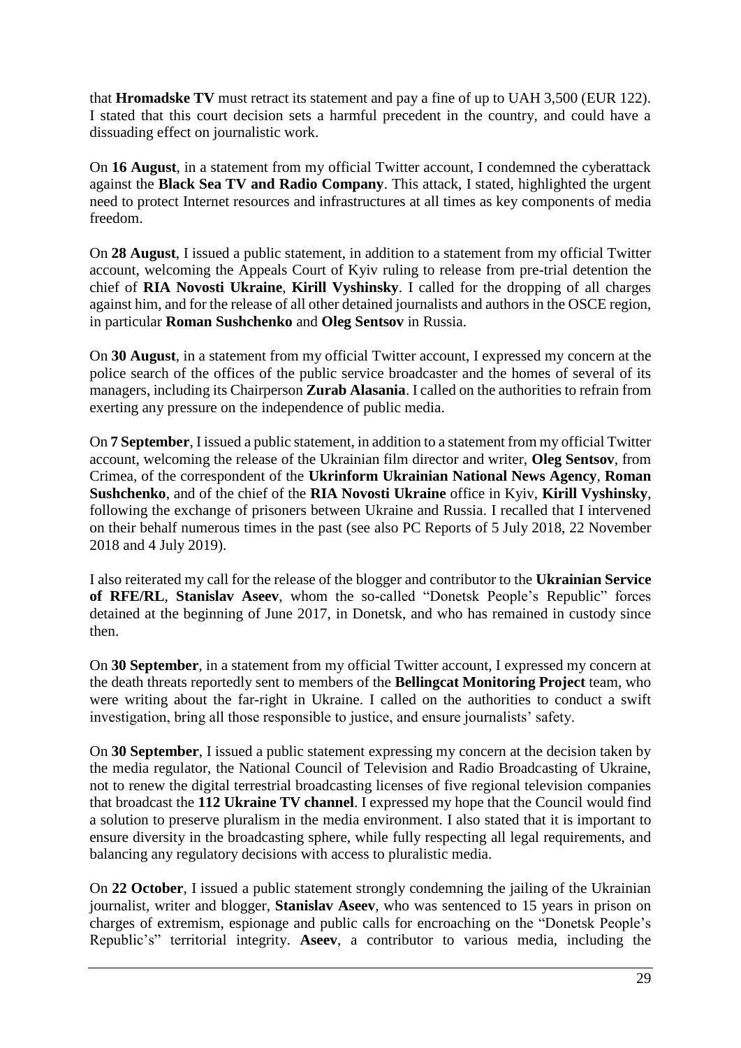that **Hromadske TV** must retract its statement and pay a fine of up to UAH 3,500 (EUR 122). I stated that this court decision sets a harmful precedent in the country, and could have a dissuading effect on journalistic work.

On **16 August**, in a statement from my official Twitter account, I condemned the cyberattack against the **Black Sea TV and Radio Company**. This attack, I stated, highlighted the urgent need to protect Internet resources and infrastructures at all times as key components of media freedom.

On **28 August**, I issued a public statement, in addition to a statement from my official Twitter account, welcoming the Appeals Court of Kyiv ruling to release from pre-trial detention the chief of **RIA Novosti Ukraine**, **Kirill Vyshinsky**. I called for the dropping of all charges against him, and for the release of all other detained journalists and authors in the OSCE region, in particular **Roman Sushchenko** and **Oleg Sentsov** in Russia.

On **30 August**, in a statement from my official Twitter account, I expressed my concern at the police search of the offices of the public service broadcaster and the homes of several of its managers, including its Chairperson **Zurab Alasania**. I called on the authorities to refrain from exerting any pressure on the independence of public media.

On **7 September**, I issued a public statement, in addition to a statement from my official Twitter account, welcoming the release of the Ukrainian film director and writer, **Oleg Sentsov**, from Crimea, of the correspondent of the **Ukrinform Ukrainian National News Agency**, **Roman Sushchenko**, and of the chief of the **RIA Novosti Ukraine** office in Kyiv, **Kirill Vyshinsky**, following the exchange of prisoners between Ukraine and Russia. I recalled that I intervened on their behalf numerous times in the past (see also PC Reports of 5 July 2018, 22 November 2018 and 4 July 2019).

I also reiterated my call for the release of the blogger and contributor to the **Ukrainian Service of RFE/RL**, **Stanislav Aseev**, whom the so-called "Donetsk People's Republic" forces detained at the beginning of June 2017, in Donetsk, and who has remained in custody since then.

On **30 September**, in a statement from my official Twitter account, I expressed my concern at the death threats reportedly sent to members of the **Bellingcat Monitoring Project** team, who were writing about the far-right in Ukraine. I called on the authorities to conduct a swift investigation, bring all those responsible to justice, and ensure journalists' safety.

On **30 September**, I issued a public statement expressing my concern at the decision taken by the media regulator, the National Council of Television and Radio Broadcasting of Ukraine, not to renew the digital terrestrial broadcasting licenses of five regional television companies that broadcast the **112 Ukraine TV channel**. I expressed my hope that the Council would find a solution to preserve pluralism in the media environment. I also stated that it is important to ensure diversity in the broadcasting sphere, while fully respecting all legal requirements, and balancing any regulatory decisions with access to pluralistic media.

On **22 October**, I issued a public statement strongly condemning the jailing of the Ukrainian journalist, writer and blogger, **Stanislav Aseev**, who was sentenced to 15 years in prison on charges of extremism, espionage and public calls for encroaching on the "Donetsk People's Republic's" territorial integrity. **Aseev**, a contributor to various media, including the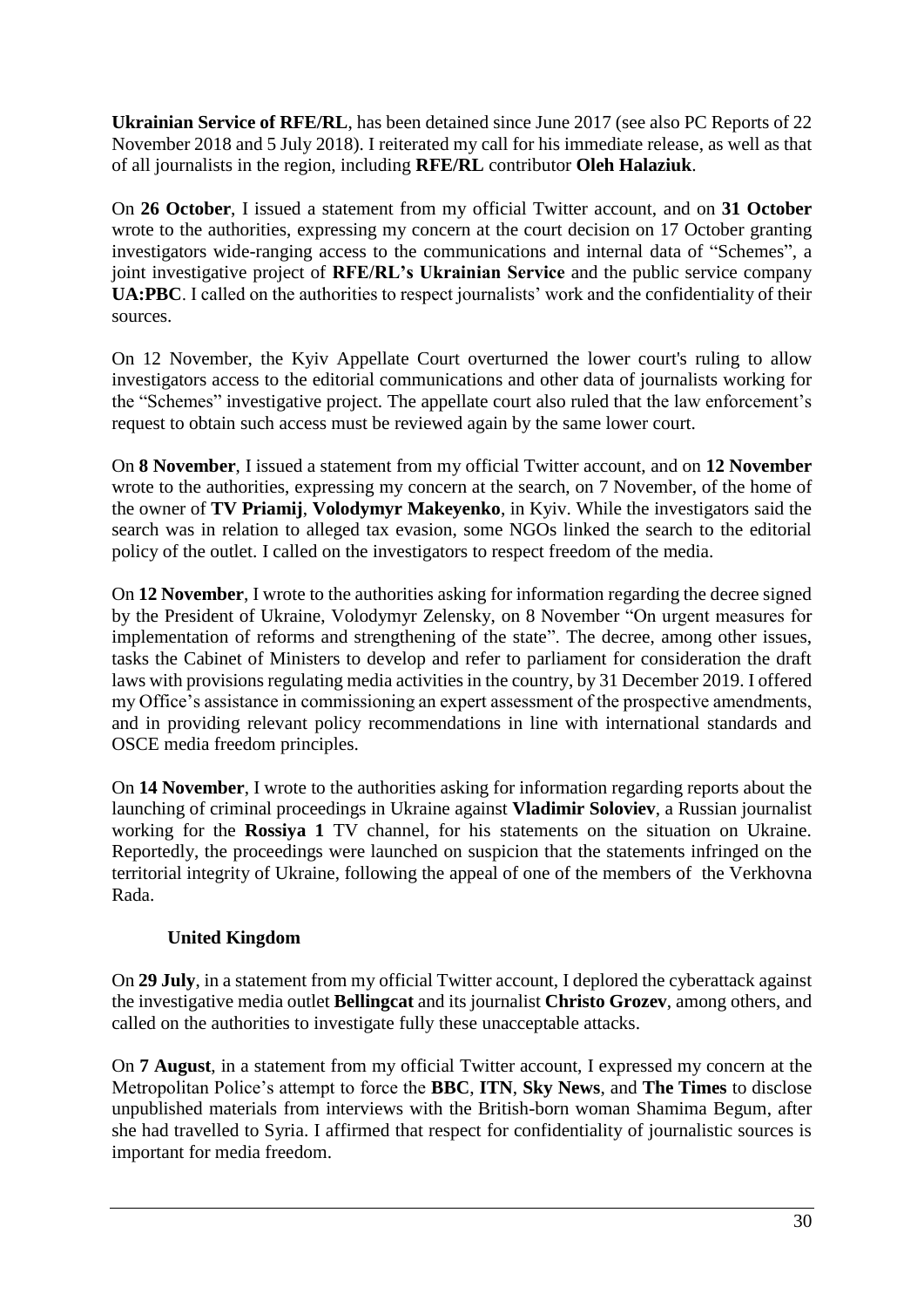**Ukrainian Service of RFE/RL**, has been detained since June 2017 (see also PC Reports of 22 November 2018 and 5 July 2018). I reiterated my call for his immediate release, as well as that of all journalists in the region, including **RFE/RL** contributor **Oleh Halaziuk**.

On **26 October**, I issued a statement from my official Twitter account, and on **31 October** wrote to the authorities, expressing my concern at the court decision on 17 October granting investigators wide-ranging access to the communications and internal data of "Schemes", a joint investigative project of **RFE/RL's Ukrainian Service** and the public service company **UA:PBC**. I called on the authorities to respect journalists' work and the confidentiality of their sources.

On 12 November, the Kyiv Appellate Court overturned the lower court's ruling to allow investigators access to the editorial communications and other data of journalists working for the "Schemes" investigative project. The appellate court also ruled that the law enforcement's request to obtain such access must be reviewed again by the same lower court.

On **8 November**, I issued a statement from my official Twitter account, and on **12 November** wrote to the authorities, expressing my concern at the search, on 7 November, of the home of the owner of **TV Priamij**, **Volodymyr Makeyenko**, in Kyiv. While the investigators said the search was in relation to alleged tax evasion, some NGOs linked the search to the editorial policy of the outlet. I called on the investigators to respect freedom of the media.

On **12 November**, I wrote to the authorities asking for information regarding the decree signed by the President of Ukraine, Volodymyr Zelensky, on 8 November "On urgent measures for implementation of reforms and strengthening of the state". The decree, among other issues, tasks the Cabinet of Ministers to develop and refer to parliament for consideration the draft laws with provisions regulating media activities in the country, by 31 December 2019. I offered my Office's assistance in commissioning an expert assessment of the prospective amendments, and in providing relevant policy recommendations in line with international standards and OSCE media freedom principles.

On **14 November**, I wrote to the authorities asking for information regarding reports about the launching of criminal proceedings in Ukraine against **Vladimir Soloviev**, a Russian journalist working for the **Rossiya 1** TV channel, for his statements on the situation on Ukraine. Reportedly, the proceedings were launched on suspicion that the statements infringed on the territorial integrity of Ukraine, following the appeal of one of the members of the Verkhovna Rada.

### United Kingdom

On **29 July**, in a statement from my official Twitter account, I deplored the cyberattack against the investigative media outlet **Bellingcat** and its journalist **Christo Grozev**, among others, and called on the authorities to investigate fully these unacceptable attacks.

On **7 August**, in a statement from my official Twitter account, I expressed my concern at the Metropolitan Police's attempt to force the **BBC**, **ITN**, **Sky News**, and **The Times** to disclose unpublished materials from interviews with the British-born woman Shamima Begum, after she had travelled to Syria. I affirmed that respect for confidentiality of journalistic sources is important for media freedom.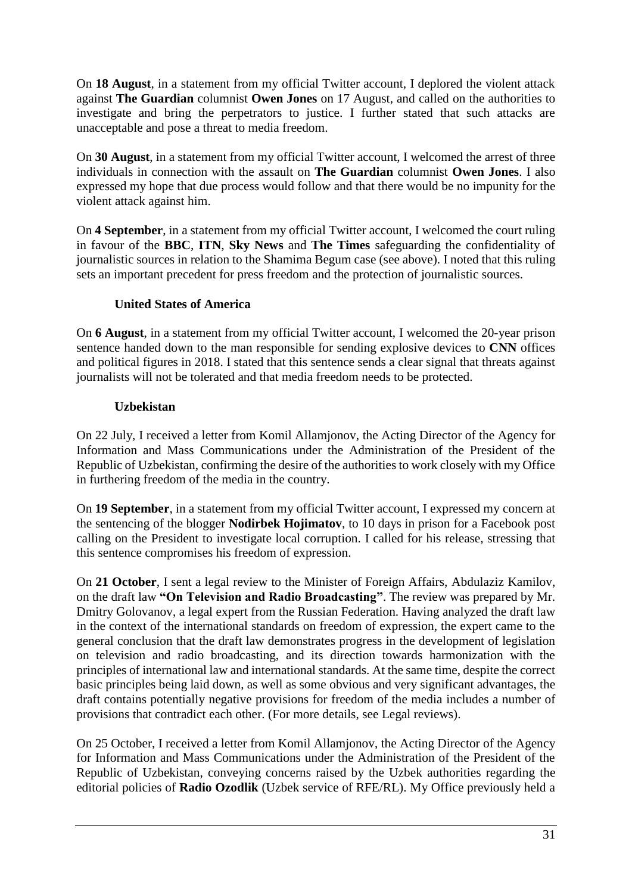On **18 August**, in a statement from my official Twitter account, I deplored the violent attack against **The Guardian** columnist **Owen Jones** on 17 August, and called on the authorities to investigate and bring the perpetrators to justice. I further stated that such attacks are unacceptable and pose a threat to media freedom.

On **30 August**, in a statement from my official Twitter account, I welcomed the arrest of three individuals in connection with the assault on **The Guardian** columnist **Owen Jones**. I also expressed my hope that due process would follow and that there would be no impunity for the violent attack against him.

On **4 September**, in a statement from my official Twitter account, I welcomed the court ruling in favour of the **BBC**, **ITN**, **Sky News** and **The Times** safeguarding the confidentiality of journalistic sources in relation to the Shamima Begum case (see above). I noted that this ruling sets an important precedent for press freedom and the protection of journalistic sources.

#### United States of America

On **6 August**, in a statement from my official Twitter account, I welcomed the 20-year prison sentence handed down to the man responsible for sending explosive devices to **CNN** offices and political figures in 2018. I stated that this sentence sends a clear signal that threats against journalists will not be tolerated and that media freedom needs to be protected.

#### Uzbekistan

On 22 July, I received a letter from Komil Allamjonov, the Acting Director of the Agency for Information and Mass Communications under the Administration of the President of the Republic of Uzbekistan, confirming the desire of the authorities to work closely with my Office in furthering freedom of the media in the country.

On **19 September**, in a statement from my official Twitter account, I expressed my concern at the sentencing of the blogger **Nodirbek Hojimatov**, to 10 days in prison for a Facebook post calling on the President to investigate local corruption. I called for his release, stressing that this sentence compromises his freedom of expression.

On **21 October**, I sent a legal review to the Minister of Foreign Affairs, Abdulaziz Kamilov, on the draft law **"On Television and Radio Broadcasting"**. The review was prepared by Mr. Dmitry Golovanov, a legal expert from the Russian Federation. Having analyzed the draft law in the context of the international standards on freedom of expression, the expert came to the general conclusion that the draft law demonstrates progress in the development of legislation on television and radio broadcasting, and its direction towards harmonization with the principles of international law and international standards. At the same time, despite the correct basic principles being laid down, as well as some obvious and very significant advantages, the draft contains potentially negative provisions for freedom of the media includes a number of provisions that contradict each other. (For more details, see Legal reviews).

On 25 October, I received a letter from Komil Allamjonov, the Acting Director of the Agency for Information and Mass Communications under the Administration of the President of the Republic of Uzbekistan, conveying concerns raised by the Uzbek authorities regarding the editorial policies of **Radio Ozodlik** (Uzbek service of RFE/RL). My Office previously held a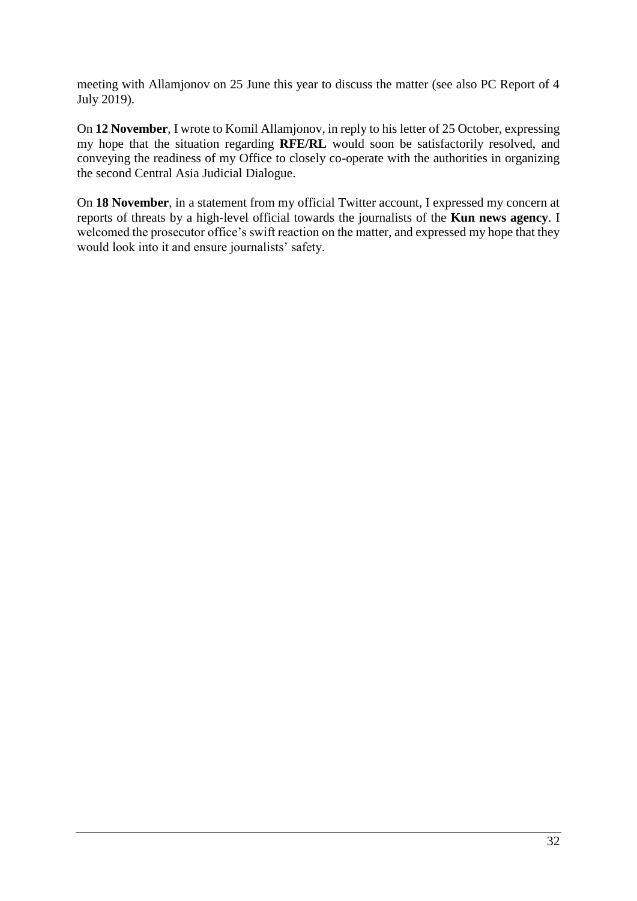meeting with Allamjonov on 25 June this year to discuss the matter (see also PC Report of 4 July 2019).

On **12 November**, I wrote to Komil Allamjonov, in reply to his letter of 25 October, expressing my hope that the situation regarding **RFE/RL** would soon be satisfactorily resolved, and conveying the readiness of my Office to closely co-operate with the authorities in organizing the second Central Asia Judicial Dialogue.

On **18 November**, in a statement from my official Twitter account, I expressed my concern at reports of threats by a high-level official towards the journalists of the **Kun news agency**. I welcomed the prosecutor office's swift reaction on the matter, and expressed my hope that they would look into it and ensure journalists' safety.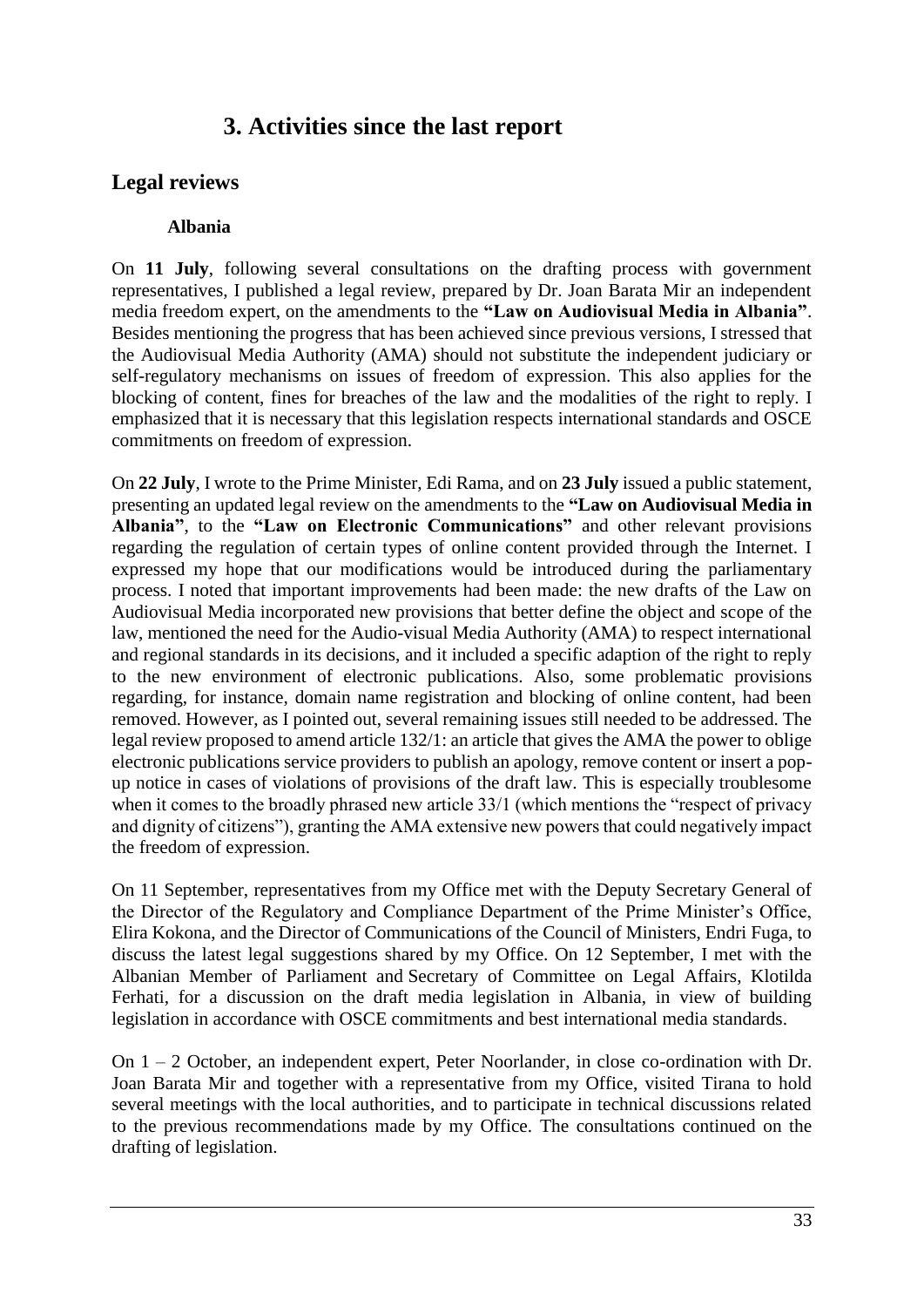# 3. Activities since the last report

## Legal reviews

### Albania

On **11 July**, following several consultations on the drafting process with government representatives, I published a legal review, prepared by Dr. Joan Barata Mir an independent media freedom expert, on the amendments to the **"Law on Audiovisual Media in Albania"**. Besides mentioning the progress that has been achieved since previous versions, I stressed that the Audiovisual Media Authority (AMA) should not substitute the independent judiciary or self-regulatory mechanisms on issues of freedom of expression. This also applies for the blocking of content, fines for breaches of the law and the modalities of the right to reply. I emphasized that it is necessary that this legislation respects international standards and OSCE commitments on freedom of expression.

On **22 July**, I wrote to the Prime Minister, Edi Rama, and on **23 July** issued a public statement, presenting an updated legal review on the amendments to the **"Law on Audiovisual Media in Albania"**, to the **"Law on Electronic Communications"** and other relevant provisions regarding the regulation of certain types of online content provided through the Internet. I expressed my hope that our modifications would be introduced during the parliamentary process. I noted that important improvements had been made: the new drafts of the Law on Audiovisual Media incorporated new provisions that better define the object and scope of the law, mentioned the need for the Audio-visual Media Authority (AMA) to respect international and regional standards in its decisions, and it included a specific adaption of the right to reply to the new environment of electronic publications. Also, some problematic provisions regarding, for instance, domain name registration and blocking of online content, had been removed. However, as I pointed out, several remaining issues still needed to be addressed. The legal review proposed to amend article 132/1: an article that gives the AMA the power to oblige electronic publications service providers to publish an apology, remove content or insert a pop-up notice in cases of violations of provisions of the draft law. This is especially troublesome when it comes to the broadly phrased new article 33/1 (which mentions the "respect of privacy and dignity of citizens"), granting the AMA extensive new powers that could negatively impact the freedom of expression.

On 11 September, representatives from my Office met with the Deputy Secretary General of the Director of the Regulatory and Compliance Department of the Prime Minister's Office, Elira Kokona, and the Director of Communications of the Council of Ministers, Endri Fuga, to discuss the latest legal suggestions shared by my Office. On 12 September, I met with the Albanian Member of Parliament and Secretary of Committee on Legal Affairs, Klotilda Ferhati, for a discussion on the draft media legislation in Albania, in view of building legislation in accordance with OSCE commitments and best international media standards.

On 1 – 2 October, an independent expert, Peter Noorlander, in close co-ordination with Dr. Joan Barata Mir and together with a representative from my Office, visited Tirana to hold several meetings with the local authorities, and to participate in technical discussions related to the previous recommendations made by my Office. The consultations continued on the drafting of legislation.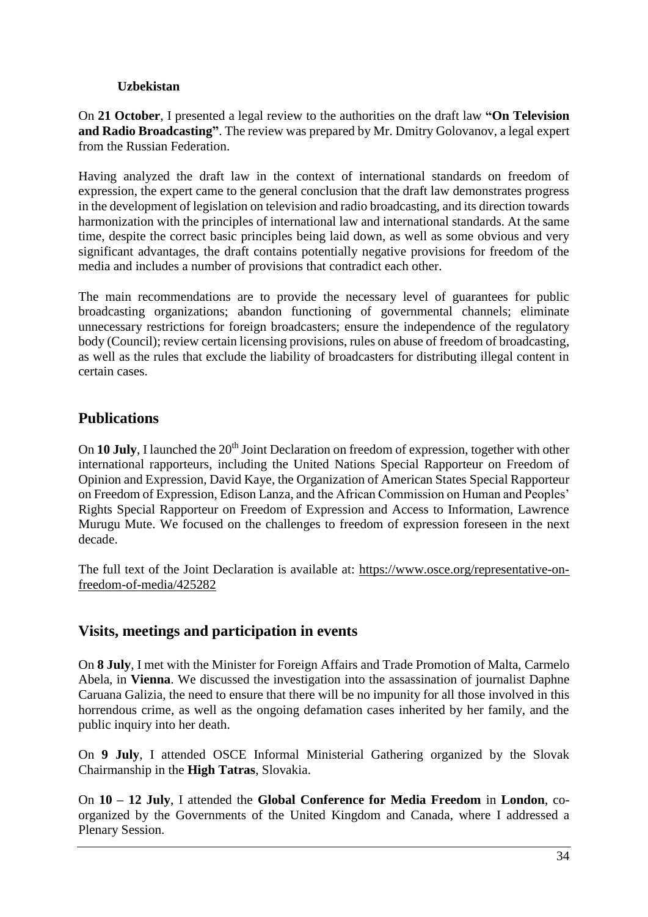**Uzbekistan**

On **21 October**, I presented a legal review to the authorities on the draft law **"On Television and Radio Broadcasting"**. The review was prepared by Mr. Dmitry Golovanov, a legal expert from the Russian Federation.

Having analyzed the draft law in the context of international standards on freedom of expression, the expert came to the general conclusion that the draft law demonstrates progress in the development of legislation on television and radio broadcasting, and its direction towards harmonization with the principles of international law and international standards. At the same time, despite the correct basic principles being laid down, as well as some obvious and very significant advantages, the draft contains potentially negative provisions for freedom of the media and includes a number of provisions that contradict each other.

The main recommendations are to provide the necessary level of guarantees for public broadcasting organizations; abandon functioning of governmental channels; eliminate unnecessary restrictions for foreign broadcasters; ensure the independence of the regulatory body (Council); review certain licensing provisions, rules on abuse of freedom of broadcasting, as well as the rules that exclude the liability of broadcasters for distributing illegal content in certain cases.

## Publications

On **10 July**, I launched the 20th Joint Declaration on freedom of expression, together with other international rapporteurs, including the United Nations Special Rapporteur on Freedom of Opinion and Expression, David Kaye, the Organization of American States Special Rapporteur on Freedom of Expression, Edison Lanza, and the African Commission on Human and Peoples' Rights Special Rapporteur on Freedom of Expression and Access to Information, Lawrence Murugu Mute. We focused on the challenges to freedom of expression foreseen in the next decade.

The full text of the Joint Declaration is available at: https://www.osce.org/representative-on-freedom-of-media/425282

## Visits, meetings and participation in events

On **8 July**, I met with the Minister for Foreign Affairs and Trade Promotion of Malta, Carmelo Abela, in **Vienna**. We discussed the investigation into the assassination of journalist Daphne Caruana Galizia, the need to ensure that there will be no impunity for all those involved in this horrendous crime, as well as the ongoing defamation cases inherited by her family, and the public inquiry into her death.

On **9 July**, I attended OSCE Informal Ministerial Gathering organized by the Slovak Chairmanship in the **High Tatras**, Slovakia.

On **10 – 12 July**, I attended the **Global Conference for Media Freedom** in **London**, co-organized by the Governments of the United Kingdom and Canada, where I addressed a Plenary Session.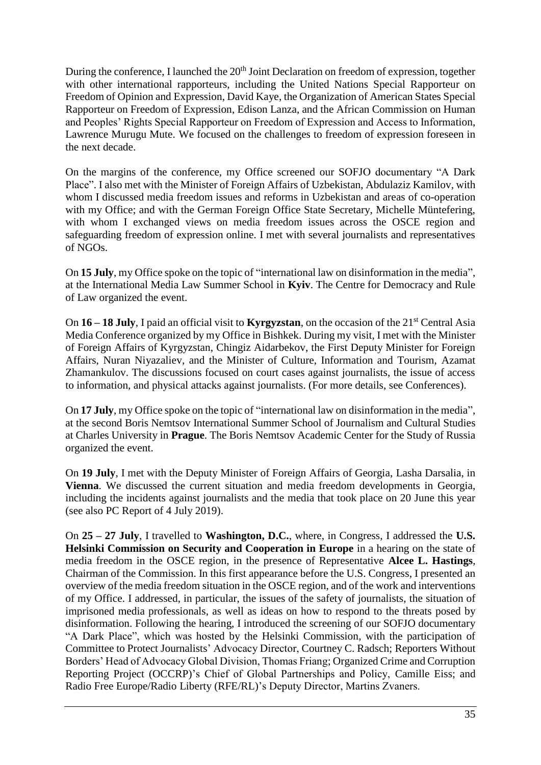During the conference, I launched the 20th Joint Declaration on freedom of expression, together with other international rapporteurs, including the United Nations Special Rapporteur on Freedom of Opinion and Expression, David Kaye, the Organization of American States Special Rapporteur on Freedom of Expression, Edison Lanza, and the African Commission on Human and Peoples' Rights Special Rapporteur on Freedom of Expression and Access to Information, Lawrence Murugu Mute. We focused on the challenges to freedom of expression foreseen in the next decade.

On the margins of the conference, my Office screened our SOFJO documentary "A Dark Place". I also met with the Minister of Foreign Affairs of Uzbekistan, Abdulaziz Kamilov, with whom I discussed media freedom issues and reforms in Uzbekistan and areas of co-operation with my Office; and with the German Foreign Office State Secretary, Michelle Müntefering, with whom I exchanged views on media freedom issues across the OSCE region and safeguarding freedom of expression online. I met with several journalists and representatives of NGOs.

On **15 July**, my Office spoke on the topic of "international law on disinformation in the media", at the International Media Law Summer School in **Kyiv**. The Centre for Democracy and Rule of Law organized the event.

On **16 – 18 July**, I paid an official visit to **Kyrgyzstan**, on the occasion of the 21st Central Asia Media Conference organized by my Office in Bishkek. During my visit, I met with the Minister of Foreign Affairs of Kyrgyzstan, Chingiz Aidarbekov, the First Deputy Minister for Foreign Affairs, Nuran Niyazaliev, and the Minister of Culture, Information and Tourism, Azamat Zhamankulov. The discussions focused on court cases against journalists, the issue of access to information, and physical attacks against journalists. (For more details, see Conferences).

On **17 July**, my Office spoke on the topic of "international law on disinformation in the media", at the second Boris Nemtsov International Summer School of Journalism and Cultural Studies at Charles University in **Prague**. The Boris Nemtsov Academic Center for the Study of Russia organized the event.

On **19 July**, I met with the Deputy Minister of Foreign Affairs of Georgia, Lasha Darsalia, in **Vienna**. We discussed the current situation and media freedom developments in Georgia, including the incidents against journalists and the media that took place on 20 June this year (see also PC Report of 4 July 2019).

On **25 – 27 July**, I travelled to **Washington, D.C.**, where, in Congress, I addressed the **U.S. Helsinki Commission on Security and Cooperation in Europe** in a hearing on the state of media freedom in the OSCE region, in the presence of Representative **Alcee L. Hastings**, Chairman of the Commission. In this first appearance before the U.S. Congress, I presented an overview of the media freedom situation in the OSCE region, and of the work and interventions of my Office. I addressed, in particular, the issues of the safety of journalists, the situation of imprisoned media professionals, as well as ideas on how to respond to the threats posed by disinformation. Following the hearing, I introduced the screening of our SOFJO documentary "A Dark Place", which was hosted by the Helsinki Commission, with the participation of Committee to Protect Journalists' Advocacy Director, Courtney C. Radsch; Reporters Without Borders' Head of Advocacy Global Division, Thomas Friang; Organized Crime and Corruption Reporting Project (OCCRP)'s Chief of Global Partnerships and Policy, Camille Eiss; and Radio Free Europe/Radio Liberty (RFE/RL)'s Deputy Director, Martins Zvaners.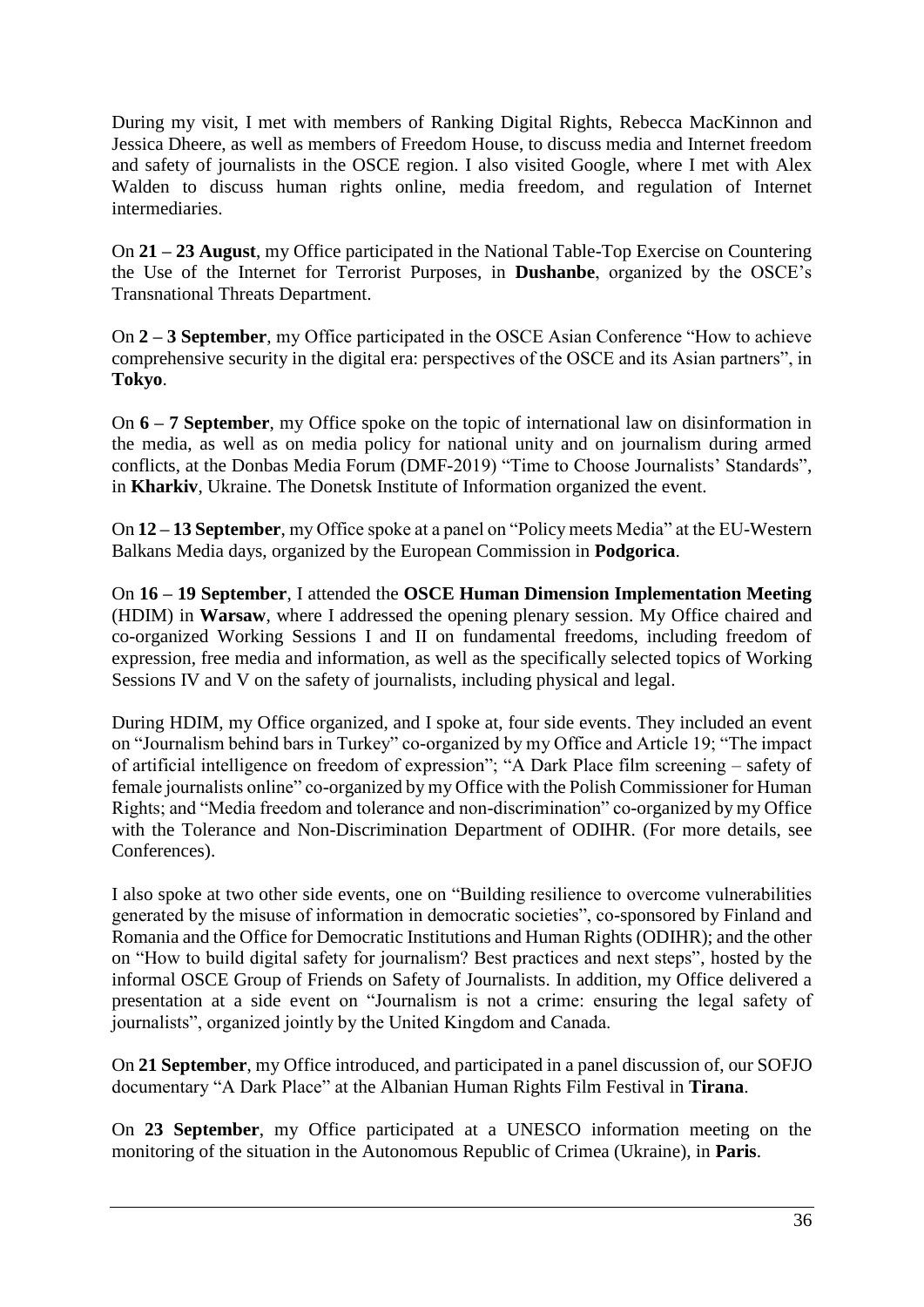During my visit, I met with members of Ranking Digital Rights, Rebecca MacKinnon and Jessica Dheere, as well as members of Freedom House, to discuss media and Internet freedom and safety of journalists in the OSCE region. I also visited Google, where I met with Alex Walden to discuss human rights online, media freedom, and regulation of Internet intermediaries.

On **21 – 23 August**, my Office participated in the National Table-Top Exercise on Countering the Use of the Internet for Terrorist Purposes, in **Dushanbe**, organized by the OSCE's Transnational Threats Department.

On **2 – 3 September**, my Office participated in the OSCE Asian Conference "How to achieve comprehensive security in the digital era: perspectives of the OSCE and its Asian partners", in **Tokyo**.

On **6 – 7 September**, my Office spoke on the topic of international law on disinformation in the media, as well as on media policy for national unity and on journalism during armed conflicts, at the Donbas Media Forum (DMF-2019) "Time to Choose Journalists' Standards", in **Kharkiv**, Ukraine. The Donetsk Institute of Information organized the event.

On **12 – 13 September**, my Office spoke at a panel on "Policy meets Media" at the EU-Western Balkans Media days, organized by the European Commission in **Podgorica**.

On **16 – 19 September**, I attended the **OSCE Human Dimension Implementation Meeting** (HDIM) in **Warsaw**, where I addressed the opening plenary session. My Office chaired and co-organized Working Sessions I and II on fundamental freedoms, including freedom of expression, free media and information, as well as the specifically selected topics of Working Sessions IV and V on the safety of journalists, including physical and legal.

During HDIM, my Office organized, and I spoke at, four side events. They included an event on "Journalism behind bars in Turkey" co-organized by my Office and Article 19; "The impact of artificial intelligence on freedom of expression"; "A Dark Place film screening – safety of female journalists online" co-organized by my Office with the Polish Commissioner for Human Rights; and "Media freedom and tolerance and non-discrimination" co-organized by my Office with the Tolerance and Non-Discrimination Department of ODIHR. (For more details, see Conferences).

I also spoke at two other side events, one on "Building resilience to overcome vulnerabilities generated by the misuse of information in democratic societies", co-sponsored by Finland and Romania and the Office for Democratic Institutions and Human Rights (ODIHR); and the other on "How to build digital safety for journalism? Best practices and next steps", hosted by the informal OSCE Group of Friends on Safety of Journalists. In addition, my Office delivered a presentation at a side event on "Journalism is not a crime: ensuring the legal safety of journalists", organized jointly by the United Kingdom and Canada.

On **21 September**, my Office introduced, and participated in a panel discussion of, our SOFJO documentary "A Dark Place" at the Albanian Human Rights Film Festival in **Tirana**.

On **23 September**, my Office participated at a UNESCO information meeting on the monitoring of the situation in the Autonomous Republic of Crimea (Ukraine), in **Paris**.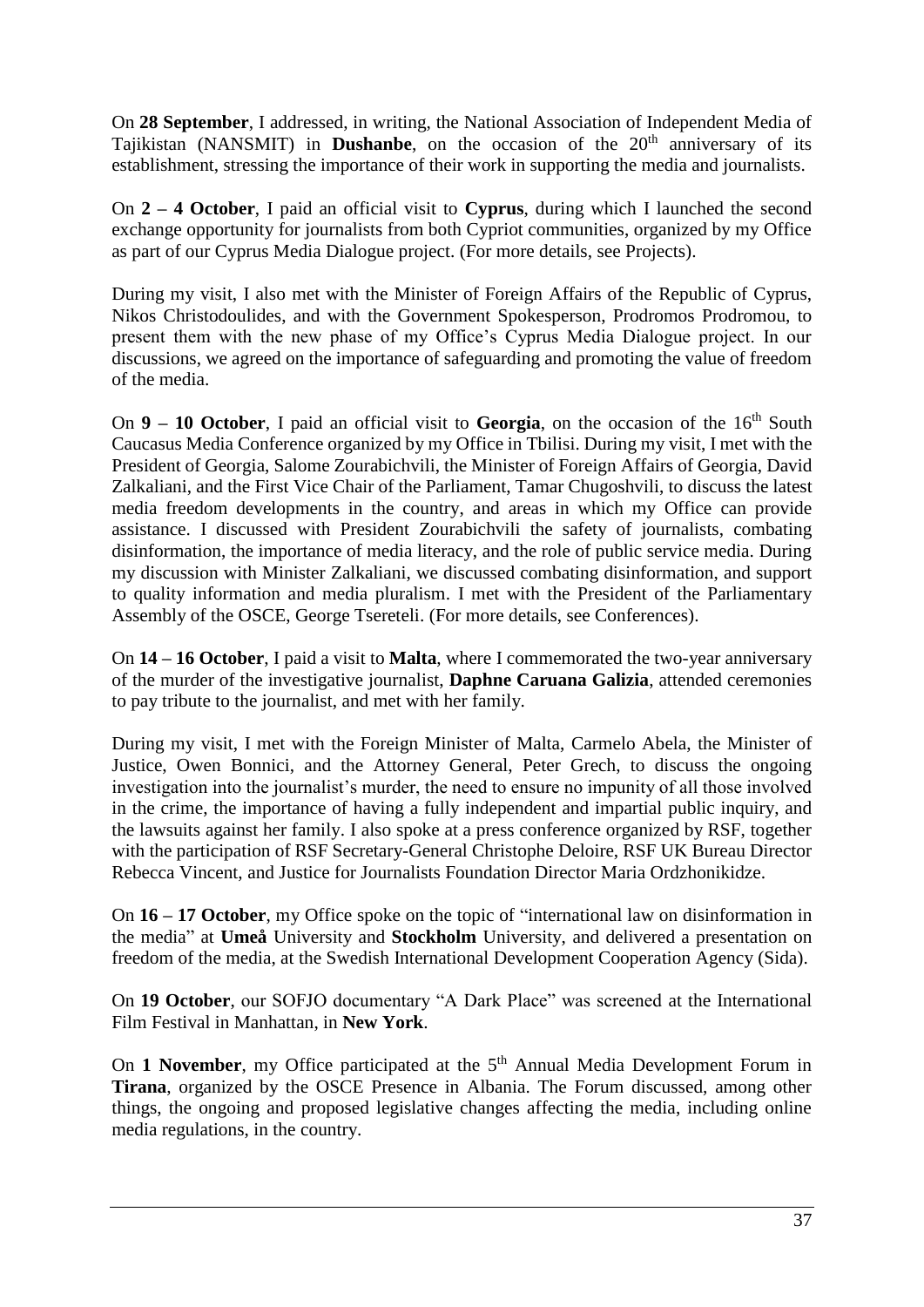On **28 September**, I addressed, in writing, the National Association of Independent Media of Tajikistan (NANSMIT) in **Dushanbe**, on the occasion of the 20th anniversary of its establishment, stressing the importance of their work in supporting the media and journalists.

On **2 – 4 October**, I paid an official visit to **Cyprus**, during which I launched the second exchange opportunity for journalists from both Cypriot communities, organized by my Office as part of our Cyprus Media Dialogue project. (For more details, see Projects).

During my visit, I also met with the Minister of Foreign Affairs of the Republic of Cyprus, Nikos Christodoulides, and with the Government Spokesperson, Prodromos Prodromou, to present them with the new phase of my Office's Cyprus Media Dialogue project. In our discussions, we agreed on the importance of safeguarding and promoting the value of freedom of the media.

On **9 – 10 October**, I paid an official visit to **Georgia**, on the occasion of the 16th South Caucasus Media Conference organized by my Office in Tbilisi. During my visit, I met with the President of Georgia, Salome Zourabichvili, the Minister of Foreign Affairs of Georgia, David Zalkaliani, and the First Vice Chair of the Parliament, Tamar Chugoshvili, to discuss the latest media freedom developments in the country, and areas in which my Office can provide assistance. I discussed with President Zourabichvili the safety of journalists, combating disinformation, the importance of media literacy, and the role of public service media. During my discussion with Minister Zalkaliani, we discussed combating disinformation, and support to quality information and media pluralism. I met with the President of the Parliamentary Assembly of the OSCE, George Tsereteli. (For more details, see Conferences).

On **14 – 16 October**, I paid a visit to **Malta**, where I commemorated the two-year anniversary of the murder of the investigative journalist, **Daphne Caruana Galizia**, attended ceremonies to pay tribute to the journalist, and met with her family.

During my visit, I met with the Foreign Minister of Malta, Carmelo Abela, the Minister of Justice, Owen Bonnici, and the Attorney General, Peter Grech, to discuss the ongoing investigation into the journalist's murder, the need to ensure no impunity of all those involved in the crime, the importance of having a fully independent and impartial public inquiry, and the lawsuits against her family. I also spoke at a press conference organized by RSF, together with the participation of RSF Secretary-General Christophe Deloire, RSF UK Bureau Director Rebecca Vincent, and Justice for Journalists Foundation Director Maria Ordzhonikidze.

On **16 – 17 October**, my Office spoke on the topic of "international law on disinformation in the media" at **Umeå** University and **Stockholm** University, and delivered a presentation on freedom of the media, at the Swedish International Development Cooperation Agency (Sida).

On **19 October**, our SOFJO documentary "A Dark Place" was screened at the International Film Festival in Manhattan, in **New York**.

On **1 November**, my Office participated at the 5th Annual Media Development Forum in **Tirana**, organized by the OSCE Presence in Albania. The Forum discussed, among other things, the ongoing and proposed legislative changes affecting the media, including online media regulations, in the country.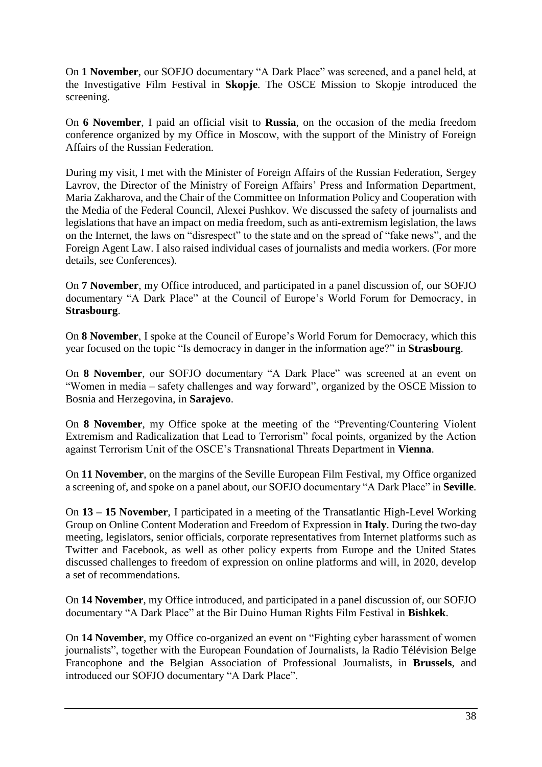On **1 November**, our SOFJO documentary "A Dark Place" was screened, and a panel held, at the Investigative Film Festival in **Skopje**. The OSCE Mission to Skopje introduced the screening.

On **6 November**, I paid an official visit to **Russia**, on the occasion of the media freedom conference organized by my Office in Moscow, with the support of the Ministry of Foreign Affairs of the Russian Federation.

During my visit, I met with the Minister of Foreign Affairs of the Russian Federation, Sergey Lavrov, the Director of the Ministry of Foreign Affairs' Press and Information Department, Maria Zakharova, and the Chair of the Committee on Information Policy and Cooperation with the Media of the Federal Council, Alexei Pushkov. We discussed the safety of journalists and legislations that have an impact on media freedom, such as anti-extremism legislation, the laws on the Internet, the laws on "disrespect" to the state and on the spread of "fake news", and the Foreign Agent Law. I also raised individual cases of journalists and media workers. (For more details, see Conferences).

On **7 November**, my Office introduced, and participated in a panel discussion of, our SOFJO documentary "A Dark Place" at the Council of Europe's World Forum for Democracy, in **Strasbourg**.

On **8 November**, I spoke at the Council of Europe's World Forum for Democracy, which this year focused on the topic "Is democracy in danger in the information age?" in **Strasbourg**.

On **8 November**, our SOFJO documentary "A Dark Place" was screened at an event on "Women in media – safety challenges and way forward", organized by the OSCE Mission to Bosnia and Herzegovina, in **Sarajevo**.

On **8 November**, my Office spoke at the meeting of the "Preventing/Countering Violent Extremism and Radicalization that Lead to Terrorism" focal points, organized by the Action against Terrorism Unit of the OSCE's Transnational Threats Department in **Vienna**.

On **11 November**, on the margins of the Seville European Film Festival, my Office organized a screening of, and spoke on a panel about, our SOFJO documentary "A Dark Place" in **Seville**.

On **13 – 15 November**, I participated in a meeting of the Transatlantic High-Level Working Group on Online Content Moderation and Freedom of Expression in **Italy**. During the two-day meeting, legislators, senior officials, corporate representatives from Internet platforms such as Twitter and Facebook, as well as other policy experts from Europe and the United States discussed challenges to freedom of expression on online platforms and will, in 2020, develop a set of recommendations.

On **14 November**, my Office introduced, and participated in a panel discussion of, our SOFJO documentary "A Dark Place" at the Bir Duino Human Rights Film Festival in **Bishkek**.

On **14 November**, my Office co-organized an event on "Fighting cyber harassment of women journalists", together with the European Foundation of Journalists, la Radio Télévision Belge Francophone and the Belgian Association of Professional Journalists, in **Brussels**, and introduced our SOFJO documentary "A Dark Place".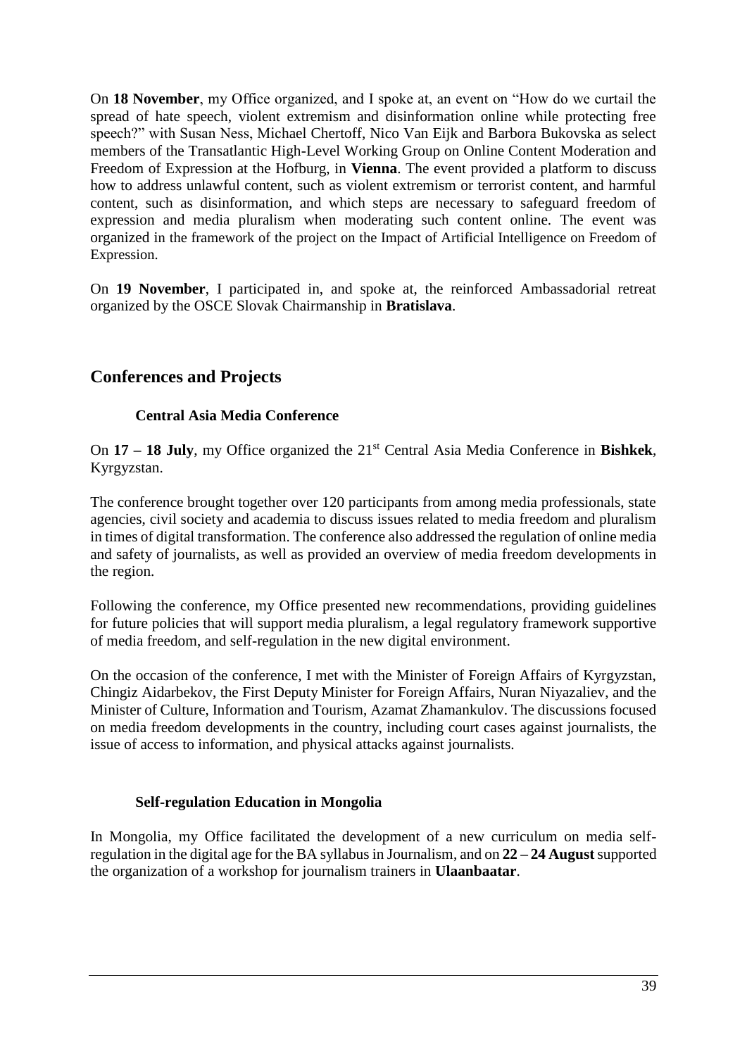On **18 November**, my Office organized, and I spoke at, an event on "How do we curtail the spread of hate speech, violent extremism and disinformation online while protecting free speech?" with Susan Ness, Michael Chertoff, Nico Van Eijk and Barbora Bukovska as select members of the Transatlantic High-Level Working Group on Online Content Moderation and Freedom of Expression at the Hofburg, in **Vienna**. The event provided a platform to discuss how to address unlawful content, such as violent extremism or terrorist content, and harmful content, such as disinformation, and which steps are necessary to safeguard freedom of expression and media pluralism when moderating such content online. The event was organized in the framework of the project on the Impact of Artificial Intelligence on Freedom of Expression.

On **19 November**, I participated in, and spoke at, the reinforced Ambassadorial retreat organized by the OSCE Slovak Chairmanship in **Bratislava**.

## Conferences and Projects

### Central Asia Media Conference

On **17 – 18 July**, my Office organized the 21st Central Asia Media Conference in **Bishkek**, Kyrgyzstan.

The conference brought together over 120 participants from among media professionals, state agencies, civil society and academia to discuss issues related to media freedom and pluralism in times of digital transformation. The conference also addressed the regulation of online media and safety of journalists, as well as provided an overview of media freedom developments in the region.

Following the conference, my Office presented new recommendations, providing guidelines for future policies that will support media pluralism, a legal regulatory framework supportive of media freedom, and self-regulation in the new digital environment.

On the occasion of the conference, I met with the Minister of Foreign Affairs of Kyrgyzstan, Chingiz Aidarbekov, the First Deputy Minister for Foreign Affairs, Nuran Niyazaliev, and the Minister of Culture, Information and Tourism, Azamat Zhamankulov. The discussions focused on media freedom developments in the country, including court cases against journalists, the issue of access to information, and physical attacks against journalists.

### Self-regulation Education in Mongolia

In Mongolia, my Office facilitated the development of a new curriculum on media self-regulation in the digital age for the BA syllabus in Journalism, and on **22 – 24 August** supported the organization of a workshop for journalism trainers in **Ulaanbaatar**.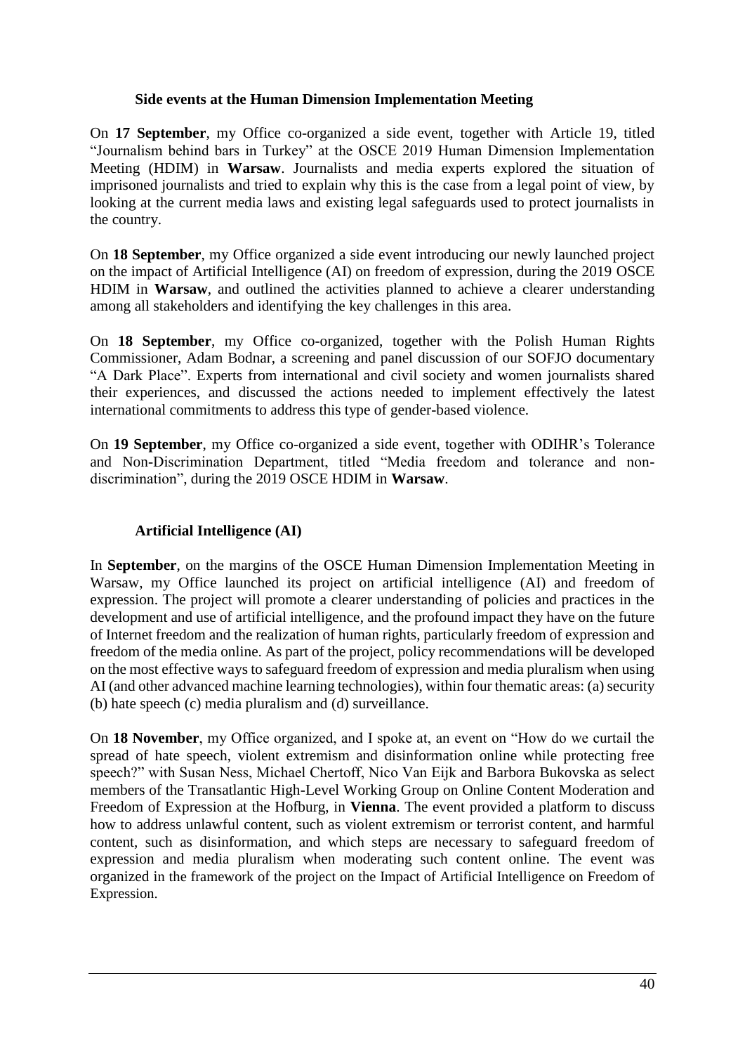### Side events at the Human Dimension Implementation Meeting

On **17 September**, my Office co-organized a side event, together with Article 19, titled "Journalism behind bars in Turkey" at the OSCE 2019 Human Dimension Implementation Meeting (HDIM) in **Warsaw**. Journalists and media experts explored the situation of imprisoned journalists and tried to explain why this is the case from a legal point of view, by looking at the current media laws and existing legal safeguards used to protect journalists in the country.

On **18 September**, my Office organized a side event introducing our newly launched project on the impact of Artificial Intelligence (AI) on freedom of expression, during the 2019 OSCE HDIM in **Warsaw**, and outlined the activities planned to achieve a clearer understanding among all stakeholders and identifying the key challenges in this area.

On **18 September**, my Office co-organized, together with the Polish Human Rights Commissioner, Adam Bodnar, a screening and panel discussion of our SOFJO documentary "A Dark Place". Experts from international and civil society and women journalists shared their experiences, and discussed the actions needed to implement effectively the latest international commitments to address this type of gender-based violence.

On **19 September**, my Office co-organized a side event, together with ODIHR's Tolerance and Non-Discrimination Department, titled "Media freedom and tolerance and non-discrimination", during the 2019 OSCE HDIM in **Warsaw**.

### Artificial Intelligence (AI)

In **September**, on the margins of the OSCE Human Dimension Implementation Meeting in Warsaw, my Office launched its project on artificial intelligence (AI) and freedom of expression. The project will promote a clearer understanding of policies and practices in the development and use of artificial intelligence, and the profound impact they have on the future of Internet freedom and the realization of human rights, particularly freedom of expression and freedom of the media online. As part of the project, policy recommendations will be developed on the most effective ways to safeguard freedom of expression and media pluralism when using AI (and other advanced machine learning technologies), within four thematic areas: (a) security (b) hate speech (c) media pluralism and (d) surveillance.

On **18 November**, my Office organized, and I spoke at, an event on "How do we curtail the spread of hate speech, violent extremism and disinformation online while protecting free speech?" with Susan Ness, Michael Chertoff, Nico Van Eijk and Barbora Bukovska as select members of the Transatlantic High-Level Working Group on Online Content Moderation and Freedom of Expression at the Hofburg, in **Vienna**. The event provided a platform to discuss how to address unlawful content, such as violent extremism or terrorist content, and harmful content, such as disinformation, and which steps are necessary to safeguard freedom of expression and media pluralism when moderating such content online. The event was organized in the framework of the project on the Impact of Artificial Intelligence on Freedom of Expression.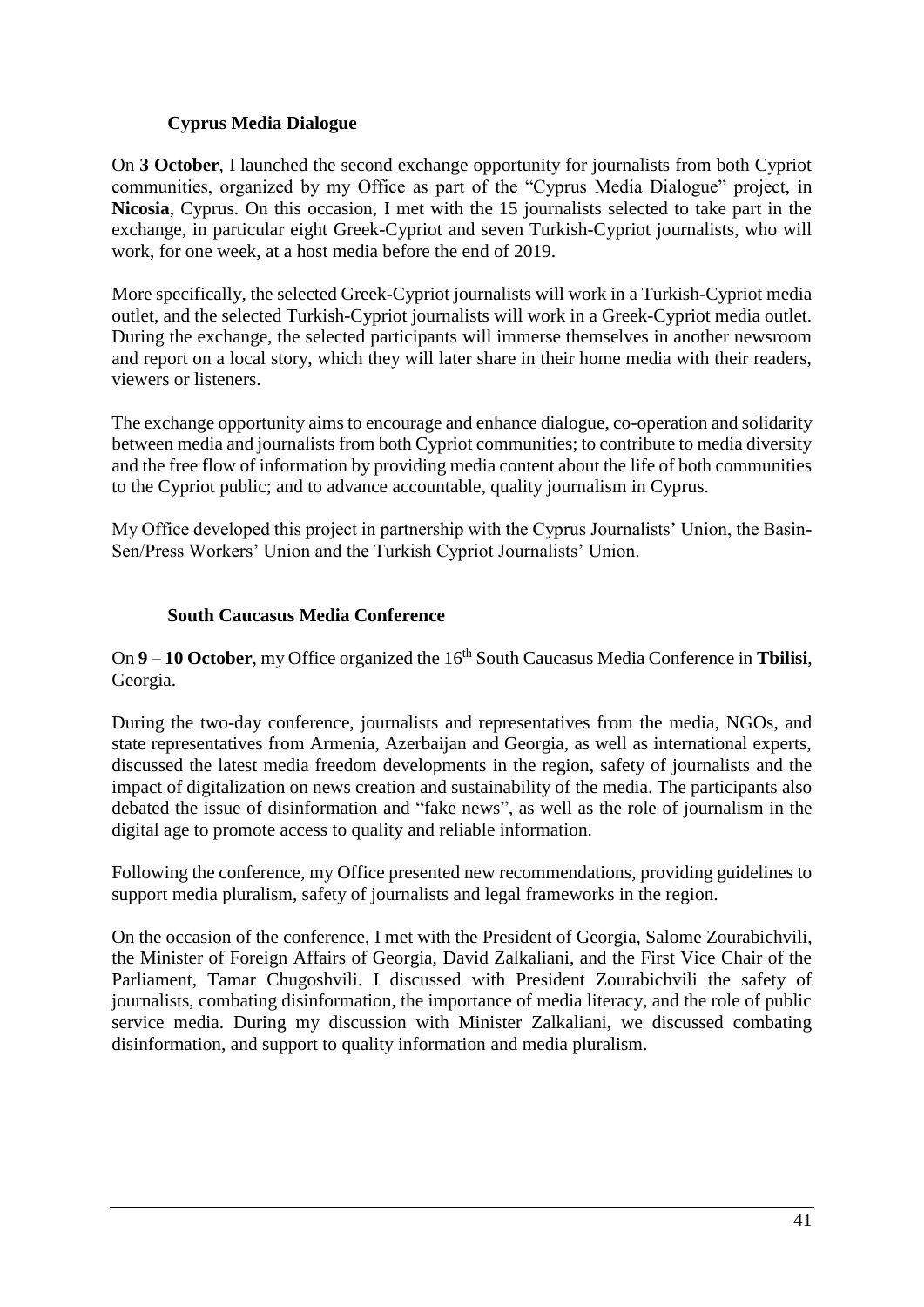### Cyprus Media Dialogue

On **3 October**, I launched the second exchange opportunity for journalists from both Cypriot communities, organized by my Office as part of the "Cyprus Media Dialogue" project, in **Nicosia**, Cyprus. On this occasion, I met with the 15 journalists selected to take part in the exchange, in particular eight Greek-Cypriot and seven Turkish-Cypriot journalists, who will work, for one week, at a host media before the end of 2019.

More specifically, the selected Greek-Cypriot journalists will work in a Turkish-Cypriot media outlet, and the selected Turkish-Cypriot journalists will work in a Greek-Cypriot media outlet. During the exchange, the selected participants will immerse themselves in another newsroom and report on a local story, which they will later share in their home media with their readers, viewers or listeners.

The exchange opportunity aims to encourage and enhance dialogue, co-operation and solidarity between media and journalists from both Cypriot communities; to contribute to media diversity and the free flow of information by providing media content about the life of both communities to the Cypriot public; and to advance accountable, quality journalism in Cyprus.

My Office developed this project in partnership with the Cyprus Journalists' Union, the Basin-Sen/Press Workers' Union and the Turkish Cypriot Journalists' Union.

### South Caucasus Media Conference

On **9 – 10 October**, my Office organized the 16th South Caucasus Media Conference in **Tbilisi**, Georgia.

During the two-day conference, journalists and representatives from the media, NGOs, and state representatives from Armenia, Azerbaijan and Georgia, as well as international experts, discussed the latest media freedom developments in the region, safety of journalists and the impact of digitalization on news creation and sustainability of the media. The participants also debated the issue of disinformation and "fake news", as well as the role of journalism in the digital age to promote access to quality and reliable information.

Following the conference, my Office presented new recommendations, providing guidelines to support media pluralism, safety of journalists and legal frameworks in the region.

On the occasion of the conference, I met with the President of Georgia, Salome Zourabichvili, the Minister of Foreign Affairs of Georgia, David Zalkaliani, and the First Vice Chair of the Parliament, Tamar Chugoshvili. I discussed with President Zourabichvili the safety of journalists, combating disinformation, the importance of media literacy, and the role of public service media. During my discussion with Minister Zalkaliani, we discussed combating disinformation, and support to quality information and media pluralism.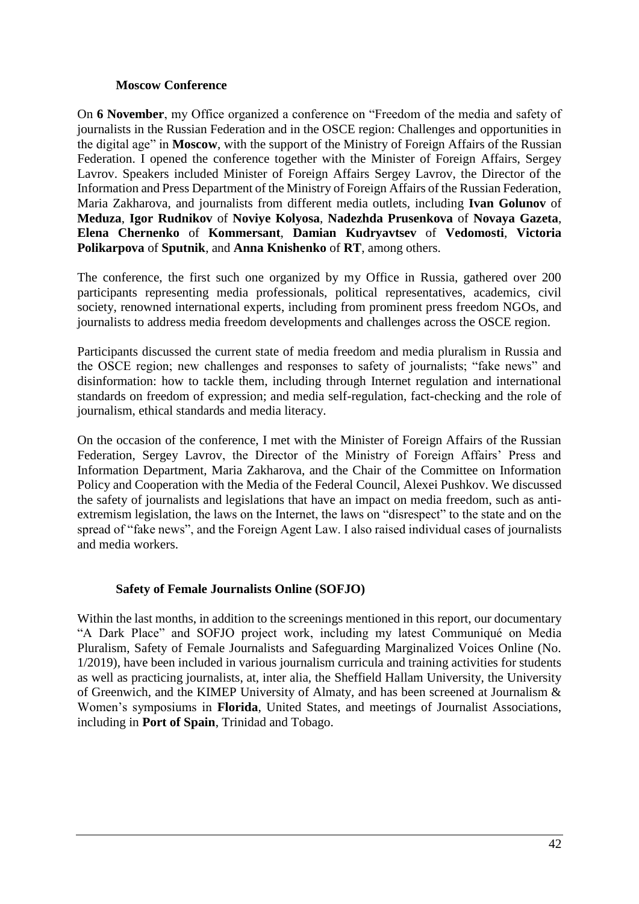### Moscow Conference

On **6 November**, my Office organized a conference on "Freedom of the media and safety of journalists in the Russian Federation and in the OSCE region: Challenges and opportunities in the digital age" in **Moscow**, with the support of the Ministry of Foreign Affairs of the Russian Federation. I opened the conference together with the Minister of Foreign Affairs, Sergey Lavrov. Speakers included Minister of Foreign Affairs Sergey Lavrov, the Director of the Information and Press Department of the Ministry of Foreign Affairs of the Russian Federation, Maria Zakharova, and journalists from different media outlets, including **Ivan Golunov** of **Meduza**, **Igor Rudnikov** of **Noviye Kolyosa**, **Nadezhda Prusenkova** of **Novaya Gazeta**, **Elena Chernenko** of **Kommersant**, **Damian Kudryavtsev** of **Vedomosti**, **Victoria Polikarpova** of **Sputnik**, and **Anna Knishenko** of **RT**, among others.

The conference, the first such one organized by my Office in Russia, gathered over 200 participants representing media professionals, political representatives, academics, civil society, renowned international experts, including from prominent press freedom NGOs, and journalists to address media freedom developments and challenges across the OSCE region.

Participants discussed the current state of media freedom and media pluralism in Russia and the OSCE region; new challenges and responses to safety of journalists; "fake news" and disinformation: how to tackle them, including through Internet regulation and international standards on freedom of expression; and media self-regulation, fact-checking and the role of journalism, ethical standards and media literacy.

On the occasion of the conference, I met with the Minister of Foreign Affairs of the Russian Federation, Sergey Lavrov, the Director of the Ministry of Foreign Affairs' Press and Information Department, Maria Zakharova, and the Chair of the Committee on Information Policy and Cooperation with the Media of the Federal Council, Alexei Pushkov. We discussed the safety of journalists and legislations that have an impact on media freedom, such as anti-extremism legislation, the laws on the Internet, the laws on "disrespect" to the state and on the spread of "fake news", and the Foreign Agent Law. I also raised individual cases of journalists and media workers.

### Safety of Female Journalists Online (SOFJO)

Within the last months, in addition to the screenings mentioned in this report, our documentary "A Dark Place" and SOFJO project work, including my latest Communiqué on Media Pluralism, Safety of Female Journalists and Safeguarding Marginalized Voices Online (No. 1/2019), have been included in various journalism curricula and training activities for students as well as practicing journalists, at, inter alia, the Sheffield Hallam University, the University of Greenwich, and the KIMEP University of Almaty, and has been screened at Journalism & Women's symposiums in **Florida**, United States, and meetings of Journalist Associations, including in **Port of Spain**, Trinidad and Tobago.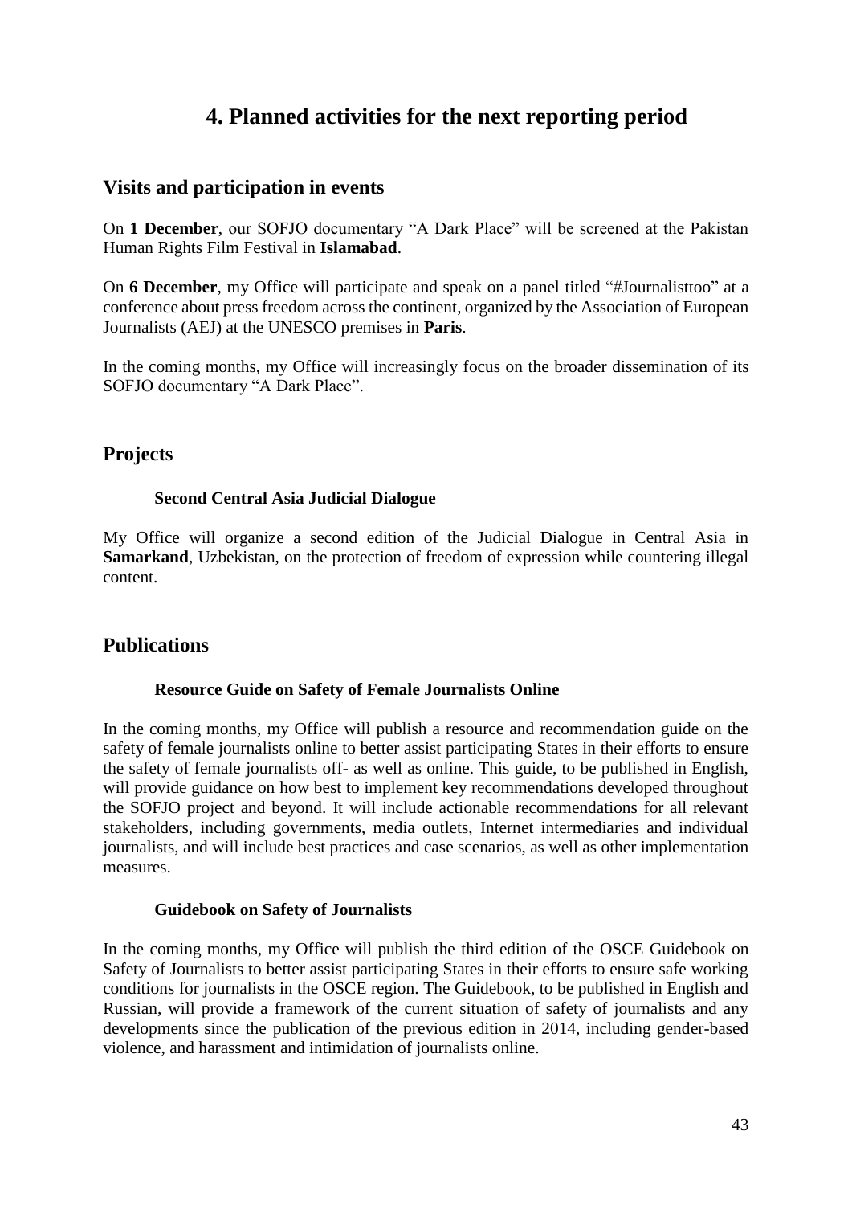# 4. Planned activities for the next reporting period

## Visits and participation in events

On **1 December**, our SOFJO documentary "A Dark Place" will be screened at the Pakistan Human Rights Film Festival in **Islamabad**.

On **6 December**, my Office will participate and speak on a panel titled "#Journalisttoo" at a conference about press freedom across the continent, organized by the Association of European Journalists (AEJ) at the UNESCO premises in **Paris**.

In the coming months, my Office will increasingly focus on the broader dissemination of its SOFJO documentary "A Dark Place".

## Projects

### Second Central Asia Judicial Dialogue

My Office will organize a second edition of the Judicial Dialogue in Central Asia in **Samarkand**, Uzbekistan, on the protection of freedom of expression while countering illegal content.

## Publications

### Resource Guide on Safety of Female Journalists Online

In the coming months, my Office will publish a resource and recommendation guide on the safety of female journalists online to better assist participating States in their efforts to ensure the safety of female journalists off- as well as online. This guide, to be published in English, will provide guidance on how best to implement key recommendations developed throughout the SOFJO project and beyond. It will include actionable recommendations for all relevant stakeholders, including governments, media outlets, Internet intermediaries and individual journalists, and will include best practices and case scenarios, as well as other implementation measures.

### Guidebook on Safety of Journalists

In the coming months, my Office will publish the third edition of the OSCE Guidebook on Safety of Journalists to better assist participating States in their efforts to ensure safe working conditions for journalists in the OSCE region. The Guidebook, to be published in English and Russian, will provide a framework of the current situation of safety of journalists and any developments since the publication of the previous edition in 2014, including gender-based violence, and harassment and intimidation of journalists online.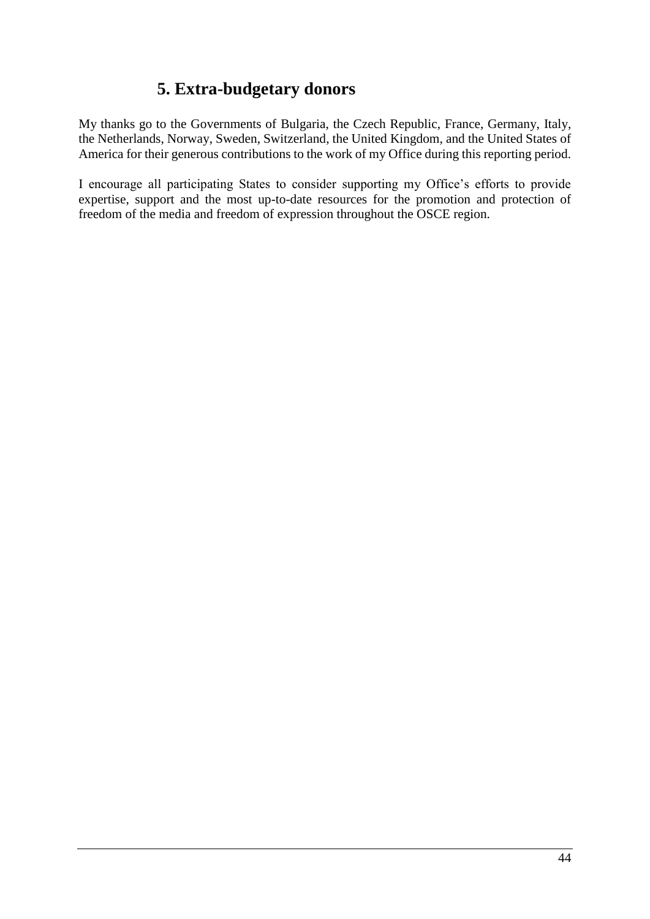## 5. Extra-budgetary donors

My thanks go to the Governments of Bulgaria, the Czech Republic, France, Germany, Italy, the Netherlands, Norway, Sweden, Switzerland, the United Kingdom, and the United States of America for their generous contributions to the work of my Office during this reporting period.

I encourage all participating States to consider supporting my Office's efforts to provide expertise, support and the most up-to-date resources for the promotion and protection of freedom of the media and freedom of expression throughout the OSCE region.